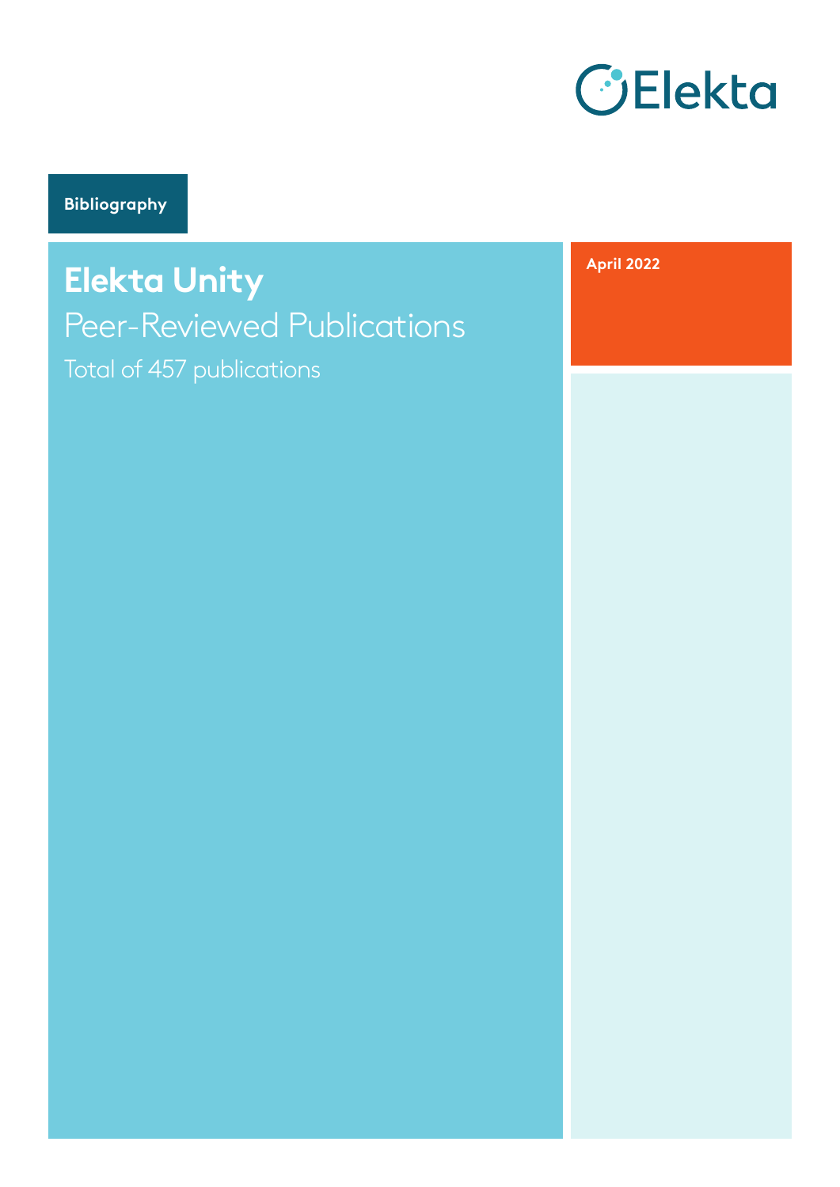Elekta

Bibliography

# Elekta Unity

## Peer-Reviewed Publications

Total of 457 publications

April 2022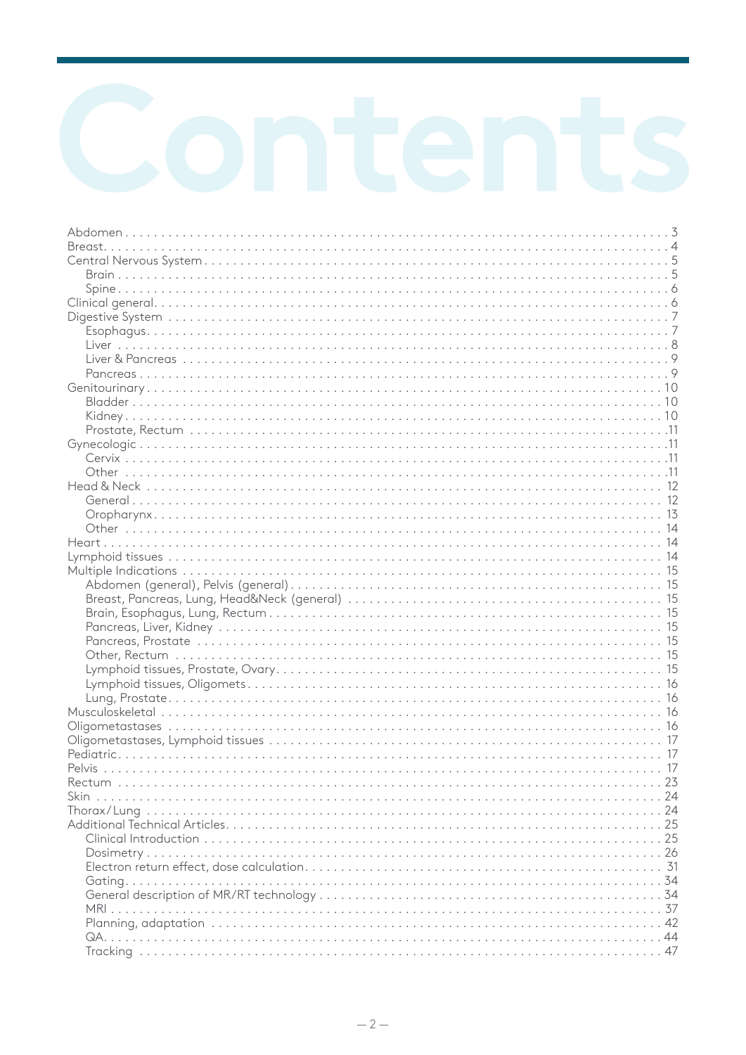# Contents

- Abdomen . . . 3
- Breast . . . 4
- Central Nervous System . . . 5
  - Brain . . . 5
  - Spine . . . 6
- Clinical general . . . 6
- Digestive System . . . 7
  - Esophagus . . . 7
  - Liver . . . 8
  - Liver & Pancreas . . . 9
  - Pancreas . . . 9
- Genitourinary . . . 10
  - Bladder . . . 10
  - Kidney . . . 10
  - Prostate, Rectum . . . 11
- Gynecologic . . . 11
  - Cervix . . . 11
  - Other . . . 11
- Head & Neck . . . 12
  - General . . . 12
  - Oropharynx . . . 13
  - Other . . . 14
- Heart . . . 14
- Lymphoid tissues . . . 14
- Multiple Indications . . . 15
  - Abdomen (general), Pelvis (general) . . . 15
  - Breast, Pancreas, Lung, Head&Neck (general) . . . 15
  - Brain, Esophagus, Lung, Rectum . . . 15
  - Pancreas, Liver, Kidney . . . 15
  - Pancreas, Prostate . . . 15
  - Other, Rectum . . . 15
  - Lymphoid tissues, Prostate, Ovary . . . 15
  - Lymphoid tissues, Oligomets . . . 16
  - Lung, Prostate . . . 16
- Musculoskeletal . . . 16
- Oligometastases . . . 16
- Oligometastases, Lymphoid tissues . . . 17
- Pediatric . . . 17
- Pelvis . . . 17
- Rectum . . . 23
- Skin . . . 24
- Thorax/Lung . . . 24
- Additional Technical Articles . . . 25
  - Clinical Introduction . . . 25
  - Dosimetry . . . 26
  - Electron return effect, dose calculation . . . 31
  - Gating . . . 34
  - General description of MR/RT technology . . . 34
  - MRI . . . 37
  - Planning, adaptation . . . 42
  - QA . . . 44
  - Tracking . . . 47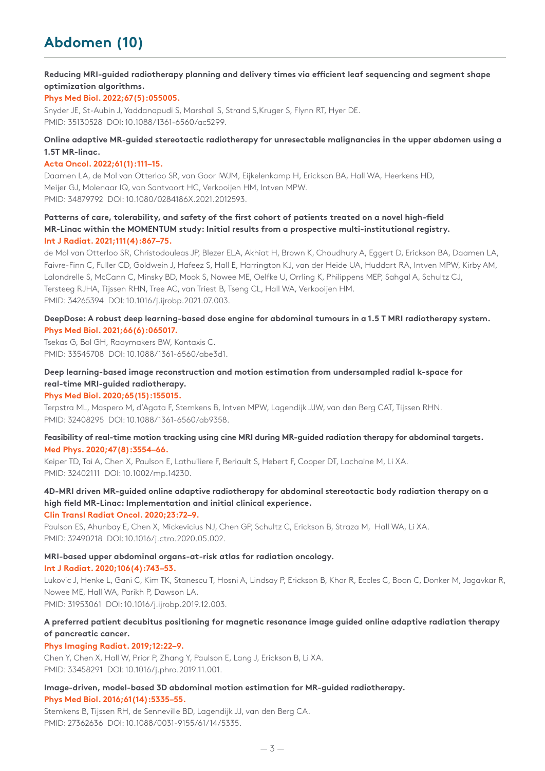# Abdomen (10)

**Reducing MRI-guided radiotherapy planning and delivery times via efficient leaf sequencing and segment shape optimization algorithms.**

**Phys Med Biol. 2022;67(5):055005.**

Snyder JE, St-Aubin J, Yaddanapudi S, Marshall S, Strand S,Kruger S, Flynn RT, Hyer DE.
PMID: 35130528 DOI: 10.1088/1361-6560/ac5299.

**Online adaptive MR-guided stereotactic radiotherapy for unresectable malignancies in the upper abdomen using a 1.5T MR-linac.**

**Acta Oncol. 2022;61(1):111–15.**

Daamen LA, de Mol van Otterloo SR, van Goor IWJM, Eijkelenkamp H, Erickson BA, Hall WA, Heerkens HD, Meijer GJ, Molenaar IQ, van Santvoort HC, Verkooijen HM, Intven MPW.
PMID: 34879792 DOI: 10.1080/0284186X.2021.2012593.

**Patterns of care, tolerability, and safety of the first cohort of patients treated on a novel high-field MR-Linac within the MOMENTUM study: Initial results from a prospective multi-institutional registry.**

**Int J Radiat. 2021;111(4):867–75.**

de Mol van Otterloo SR, Christodouleas JP, Blezer ELA, Akhiat H, Brown K, Choudhury A, Eggert D, Erickson BA, Daamen LA, Faivre-Finn C, Fuller CD, Goldwein J, Hafeez S, Hall E, Harrington KJ, van der Heide UA, Huddart RA, Intven MPW, Kirby AM, Lalondrelle S, McCann C, Minsky BD, Mook S, Nowee ME, Oelfke U, Orrling K, Philippens MEP, Sahgal A, Schultz CJ, Tersteeg RJHA, Tijssen RHN, Tree AC, van Triest B, Tseng CL, Hall WA, Verkooijen HM.
PMID: 34265394 DOI: 10.1016/j.ijrobp.2021.07.003.

**DeepDose: A robust deep learning-based dose engine for abdominal tumours in a 1.5 T MRI radiotherapy system.**

**Phys Med Biol. 2021;66(6):065017.**

Tsekas G, Bol GH, Raaymakers BW, Kontaxis C.
PMID: 33545708 DOI: 10.1088/1361-6560/abe3d1.

**Deep learning-based image reconstruction and motion estimation from undersampled radial k-space for real-time MRI-guided radiotherapy.**

**Phys Med Biol. 2020;65(15):155015.**

Terpstra ML, Maspero M, d'Agata F, Stemkens B, Intven MPW, Lagendijk JJW, van den Berg CAT, Tijssen RHN.
PMID: 32408295 DOI: 10.1088/1361-6560/ab9358.

**Feasibility of real-time motion tracking using cine MRI during MR-guided radiation therapy for abdominal targets.**

**Med Phys. 2020;47(8):3554–66.**

Keiper TD, Tai A, Chen X, Paulson E, Lathuiliere F, Beriault S, Hebert F, Cooper DT, Lachaine M, Li XA.
PMID: 32402111 DOI: 10.1002/mp.14230.

**4D-MRI driven MR-guided online adaptive radiotherapy for abdominal stereotactic body radiation therapy on a high field MR-Linac: Implementation and initial clinical experience.**

**Clin Transl Radiat Oncol. 2020;23:72–9.**

Paulson ES, Ahunbay E, Chen X, Mickevicius NJ, Chen GP, Schultz C, Erickson B, Straza M, Hall WA, Li XA.
PMID: 32490218 DOI: 10.1016/j.ctro.2020.05.002.

**MRI-based upper abdominal organs-at-risk atlas for radiation oncology.**

**Int J Radiat. 2020;106(4):743–53.**

Lukovic J, Henke L, Gani C, Kim TK, Stanescu T, Hosni A, Lindsay P, Erickson B, Khor R, Eccles C, Boon C, Donker M, Jagavkar R, Nowee ME, Hall WA, Parikh P, Dawson LA.
PMID: 31953061 DOI: 10.1016/j.ijrobp.2019.12.003.

**A preferred patient decubitus positioning for magnetic resonance image guided online adaptive radiation therapy of pancreatic cancer.**

**Phys Imaging Radiat. 2019;12:22–9.**

Chen Y, Chen X, Hall W, Prior P, Zhang Y, Paulson E, Lang J, Erickson B, Li XA.
PMID: 33458291 DOI: 10.1016/j.phro.2019.11.001.

**Image-driven, model-based 3D abdominal motion estimation for MR-guided radiotherapy.**

**Phys Med Biol. 2016;61(14):5335–55.**

Stemkens B, Tijssen RH, de Senneville BD, Lagendijk JJ, van den Berg CA.
PMID: 27362636 DOI: 10.1088/0031-9155/61/14/5335.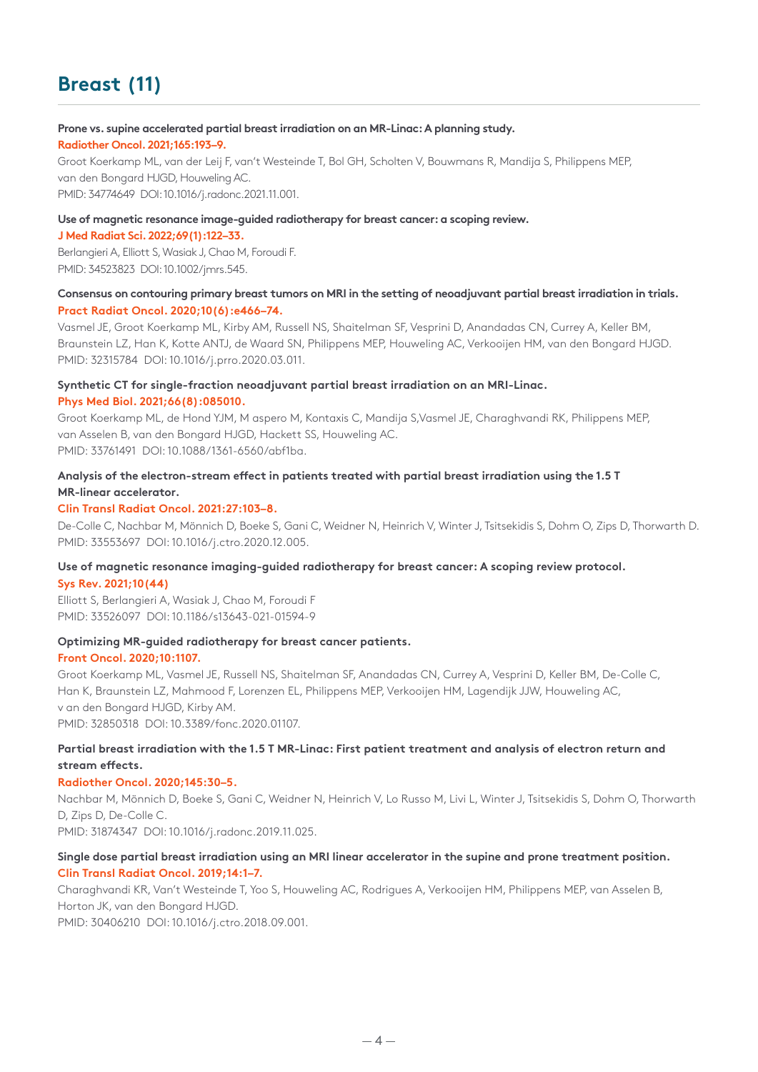## Breast (11)

**Prone vs. supine accelerated partial breast irradiation on an MR-Linac: A planning study.**
**Radiother Oncol. 2021;165:193–9.**
Groot Koerkamp ML, van der Leij F, van't Westeinde T, Bol GH, Scholten V, Bouwmans R, Mandija S, Philippens MEP, van den Bongard HJGD, Houweling AC.
PMID: 34774649 DOI: 10.1016/j.radonc.2021.11.001.

**Use of magnetic resonance image-guided radiotherapy for breast cancer: a scoping review.**
**J Med Radiat Sci. 2022;69(1):122–33.**
Berlangieri A, Elliott S, Wasiak J, Chao M, Foroudi F.
PMID: 34523823 DOI: 10.1002/jmrs.545.

**Consensus on contouring primary breast tumors on MRI in the setting of neoadjuvant partial breast irradiation in trials.**
**Pract Radiat Oncol. 2020;10(6):e466–74.**
Vasmel JE, Groot Koerkamp ML, Kirby AM, Russell NS, Shaitelman SF, Vesprini D, Anandadas CN, Currey A, Keller BM, Braunstein LZ, Han K, Kotte ANTJ, de Waard SN, Philippens MEP, Houweling AC, Verkooijen HM, van den Bongard HJGD.
PMID: 32315784 DOI: 10.1016/j.prro.2020.03.011.

**Synthetic CT for single-fraction neoadjuvant partial breast irradiation on an MRI-Linac.**
**Phys Med Biol. 2021;66(8):085010.**
Groot Koerkamp ML, de Hond YJM, M aspero M, Kontaxis C, Mandija S,Vasmel JE, Charaghvandi RK, Philippens MEP, van Asselen B, van den Bongard HJGD, Hackett SS, Houweling AC.
PMID: 33761491 DOI: 10.1088/1361-6560/abf1ba.

**Analysis of the electron-stream effect in patients treated with partial breast irradiation using the 1.5 T MR-linear accelerator.**
**Clin Transl Radiat Oncol. 2021:27:103–8.**
De-Colle C, Nachbar M, Mönnich D, Boeke S, Gani C, Weidner N, Heinrich V, Winter J, Tsitsekidis S, Dohm O, Zips D, Thorwarth D.
PMID: 33553697 DOI: 10.1016/j.ctro.2020.12.005.

**Use of magnetic resonance imaging-guided radiotherapy for breast cancer: A scoping review protocol.**
**Sys Rev. 2021;10(44)**
Elliott S, Berlangieri A, Wasiak J, Chao M, Foroudi F
PMID: 33526097 DOI: 10.1186/s13643-021-01594-9

**Optimizing MR-guided radiotherapy for breast cancer patients.**
**Front Oncol. 2020;10:1107.**
Groot Koerkamp ML, Vasmel JE, Russell NS, Shaitelman SF, Anandadas CN, Currey A, Vesprini D, Keller BM, De-Colle C, Han K, Braunstein LZ, Mahmood F, Lorenzen EL, Philippens MEP, Verkooijen HM, Lagendijk JJW, Houweling AC, v an den Bongard HJGD, Kirby AM.
PMID: 32850318 DOI: 10.3389/fonc.2020.01107.

**Partial breast irradiation with the 1.5 T MR-Linac: First patient treatment and analysis of electron return and stream effects.**
**Radiother Oncol. 2020;145:30–5.**
Nachbar M, Mönnich D, Boeke S, Gani C, Weidner N, Heinrich V, Lo Russo M, Livi L, Winter J, Tsitsekidis S, Dohm O, Thorwarth D, Zips D, De-Colle C.
PMID: 31874347 DOI: 10.1016/j.radonc.2019.11.025.

**Single dose partial breast irradiation using an MRI linear accelerator in the supine and prone treatment position.**
**Clin Transl Radiat Oncol. 2019;14:1–7.**
Charaghvandi KR, Van't Westeinde T, Yoo S, Houweling AC, Rodrigues A, Verkooijen HM, Philippens MEP, van Asselen B, Horton JK, van den Bongard HJGD.
PMID: 30406210 DOI: 10.1016/j.ctro.2018.09.001.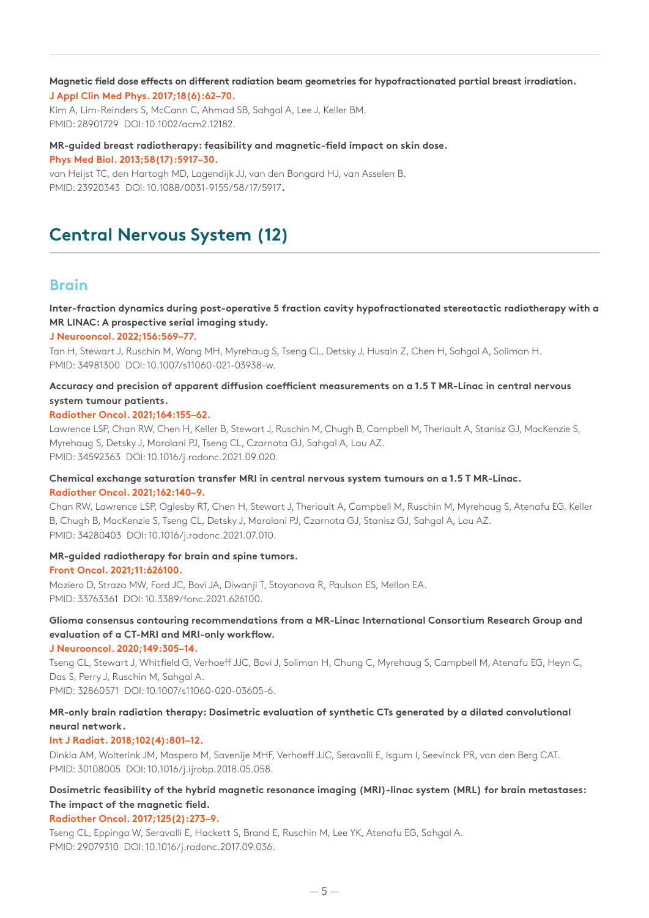**Magnetic field dose effects on different radiation beam geometries for hypofractionated partial breast irradiation.**
J Appl Clin Med Phys. 2017;18(6):62–70.
Kim A, Lim-Reinders S, McCann C, Ahmad SB, Sahgal A, Lee J, Keller BM.
PMID: 28901729 DOI: 10.1002/acm2.12182.

**MR-guided breast radiotherapy: feasibility and magnetic-field impact on skin dose.**
Phys Med Biol. 2013;58(17):5917–30.
van Heijst TC, den Hartogh MD, Lagendijk JJ, van den Bongard HJ, van Asselen B.
PMID: 23920343 DOI: 10.1088/0031-9155/58/17/5917.

# Central Nervous System (12)

## Brain

**Inter-fraction dynamics during post-operative 5 fraction cavity hypofractionated stereotactic radiotherapy with a MR LINAC: A prospective serial imaging study.**
J Neurooncol. 2022;156:569–77.
Tan H, Stewart J, Ruschin M, Wang MH, Myrehaug S, Tseng CL, Detsky J, Husain Z, Chen H, Sahgal A, Soliman H.
PMID: 34981300 DOI: 10.1007/s11060-021-03938-w.

**Accuracy and precision of apparent diffusion coefficient measurements on a 1.5 T MR-Linac in central nervous system tumour patients.**
Radiother Oncol. 2021;164:155–62.
Lawrence LSP, Chan RW, Chen H, Keller B, Stewart J, Ruschin M, Chugh B, Campbell M, Theriault A, Stanisz GJ, MacKenzie S, Myrehaug S, Detsky J, Maralani PJ, Tseng CL, Czarnota GJ, Sahgal A, Lau AZ.
PMID: 34592363 DOI: 10.1016/j.radonc.2021.09.020.

**Chemical exchange saturation transfer MRI in central nervous system tumours on a 1.5 T MR-Linac.**
Radiother Oncol. 2021;162:140–9.
Chan RW, Lawrence LSP, Oglesby RT, Chen H, Stewart J, Theriault A, Campbell M, Ruschin M, Myrehaug S, Atenafu EG, Keller B, Chugh B, MacKenzie S, Tseng CL, Detsky J, Maralani PJ, Czarnota GJ, Stanisz GJ, Sahgal A, Lau AZ.
PMID: 34280403 DOI: 10.1016/j.radonc.2021.07.010.

**MR-guided radiotherapy for brain and spine tumors.**
Front Oncol. 2021;11:626100.
Maziero D, Straza MW, Ford JC, Bovi JA, Diwanji T, Stoyanova R, Paulson ES, Mellon EA.
PMID: 33763361 DOI: 10.3389/fonc.2021.626100.

**Glioma consensus contouring recommendations from a MR-Linac International Consortium Research Group and evaluation of a CT-MRI and MRI-only workflow.**
J Neurooncol. 2020;149:305–14.
Tseng CL, Stewart J, Whitfield G, Verhoeff JJC, Bovi J, Soliman H, Chung C, Myrehaug S, Campbell M, Atenafu EG, Heyn C, Das S, Perry J, Ruschin M, Sahgal A.
PMID: 32860571 DOI: 10.1007/s11060-020-03605-6.

**MR-only brain radiation therapy: Dosimetric evaluation of synthetic CTs generated by a dilated convolutional neural network.**
Int J Radiat. 2018;102(4):801–12.
Dinkla AM, Wolterink JM, Maspero M, Savenije MHF, Verhoeff JJC, Seravalli E, Isgum I, Seevinck PR, van den Berg CAT.
PMID: 30108005 DOI: 10.1016/j.ijrobp.2018.05.058.

**Dosimetric feasibility of the hybrid magnetic resonance imaging (MRI)-linac system (MRL) for brain metastases: The impact of the magnetic field.**
Radiother Oncol. 2017;125(2):273–9.
Tseng CL, Eppinga W, Seravalli E, Hackett S, Brand E, Ruschin M, Lee YK, Atenafu EG, Sahgal A.
PMID: 29079310 DOI: 10.1016/j.radonc.2017.09.036.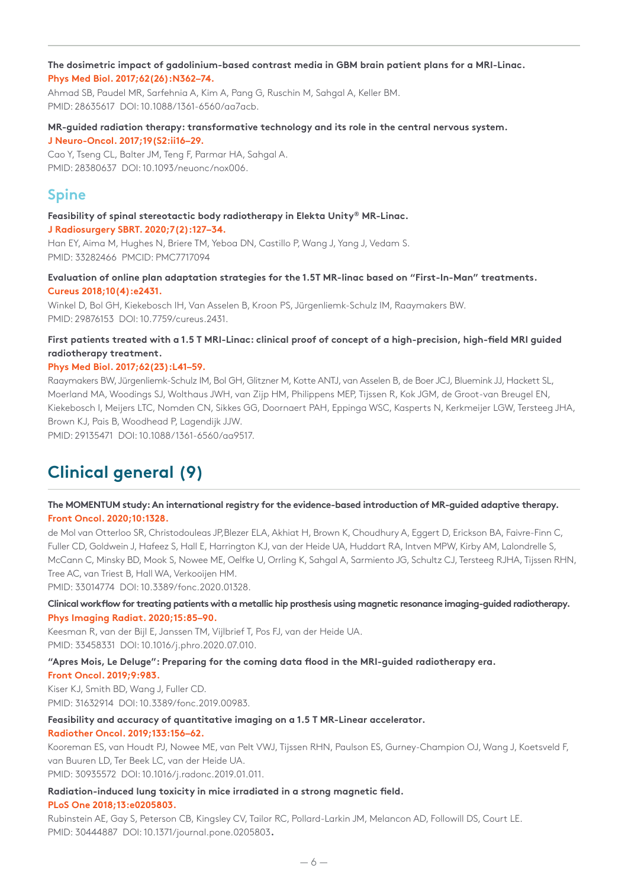**The dosimetric impact of gadolinium-based contrast media in GBM brain patient plans for a MRI-Linac.**
**Phys Med Biol. 2017;62(26):N362–74.**
Ahmad SB, Paudel MR, Sarfehnia A, Kim A, Pang G, Ruschin M, Sahgal A, Keller BM.
PMID: 28635617 DOI: 10.1088/1361-6560/aa7acb.

**MR-guided radiation therapy: transformative technology and its role in the central nervous system.**
**J Neuro-Oncol. 2017;19(S2:ii16–29.**
Cao Y, Tseng CL, Balter JM, Teng F, Parmar HA, Sahgal A.
PMID: 28380637 DOI: 10.1093/neuonc/nox006.

## Spine

**Feasibility of spinal stereotactic body radiotherapy in Elekta Unity® MR-Linac.**
**J Radiosurgery SBRT. 2020;7(2):127–34.**
Han EY, Aima M, Hughes N, Briere TM, Yeboa DN, Castillo P, Wang J, Yang J, Vedam S.
PMID: 33282466 PMCID: PMC7717094

**Evaluation of online plan adaptation strategies for the 1.5T MR-linac based on "First-In-Man" treatments.**
**Cureus 2018;10(4):e2431.**
Winkel D, Bol GH, Kiekebosch IH, Van Asselen B, Kroon PS, Jürgenliemk-Schulz IM, Raaymakers BW.
PMID: 29876153 DOI: 10.7759/cureus.2431.

**First patients treated with a 1.5 T MRI-Linac: clinical proof of concept of a high-precision, high-field MRI guided radiotherapy treatment.**
**Phys Med Biol. 2017;62(23):L41–59.**
Raaymakers BW, Jürgenliemk-Schulz IM, Bol GH, Glitzner M, Kotte ANTJ, van Asselen B, de Boer JCJ, Bluemink JJ, Hackett SL, Moerland MA, Woodings SJ, Wolthaus JWH, van Zijp HM, Philippens MEP, Tijssen R, Kok JGM, de Groot-van Breugel EN, Kiekebosch I, Meijers LTC, Nomden CN, Sikkes GG, Doornaert PAH, Eppinga WSC, Kasperts N, Kerkmeijer LGW, Tersteeg JHA, Brown KJ, Pais B, Woodhead P, Lagendijk JJW.
PMID: 29135471 DOI: 10.1088/1361-6560/aa9517.

# Clinical general (9)

**The MOMENTUM study: An international registry for the evidence-based introduction of MR-guided adaptive therapy.**
**Front Oncol. 2020;10:1328.**
de Mol van Otterloo SR, Christodouleas JP, Blezer ELA, Akhiat H, Brown K, Choudhury A, Eggert D, Erickson BA, Faivre-Finn C, Fuller CD, Goldwein J, Hafeez S, Hall E, Harrington KJ, van der Heide UA, Huddart RA, Intven MPW, Kirby AM, Lalondrelle S, McCann C, Minsky BD, Mook S, Nowee ME, Oelfke U, Orrling K, Sahgal A, Sarmiento JG, Schultz CJ, Tersteeg RJHA, Tijssen RHN, Tree AC, van Triest B, Hall WA, Verkooijen HM.
PMID: 33014774 DOI: 10.3389/fonc.2020.01328.

**Clinical workflow for treating patients with a metallic hip prosthesis using magnetic resonance imaging-guided radiotherapy.**
**Phys Imaging Radiat. 2020;15:85–90.**
Keesman R, van der Bijl E, Janssen TM, Vijlbrief T, Pos FJ, van der Heide UA.
PMID: 33458331 DOI: 10.1016/j.phro.2020.07.010.

**"Apres Mois, Le Deluge": Preparing for the coming data flood in the MRI-guided radiotherapy era.**
**Front Oncol. 2019;9:983.**
Kiser KJ, Smith BD, Wang J, Fuller CD.
PMID: 31632914 DOI: 10.3389/fonc.2019.00983.

**Feasibility and accuracy of quantitative imaging on a 1.5 T MR-Linear accelerator.**
**Radiother Oncol. 2019;133:156–62.**
Kooreman ES, van Houdt PJ, Nowee ME, van Pelt VWJ, Tijssen RHN, Paulson ES, Gurney-Champion OJ, Wang J, Koetsveld F, van Buuren LD, Ter Beek LC, van der Heide UA.
PMID: 30935572 DOI: 10.1016/j.radonc.2019.01.011.

**Radiation-induced lung toxicity in mice irradiated in a strong magnetic field.**
**PLoS One 2018;13:e0205803.**
Rubinstein AE, Gay S, Peterson CB, Kingsley CV, Tailor RC, Pollard-Larkin JM, Melancon AD, Followill DS, Court LE.
PMID: 30444887 DOI: 10.1371/journal.pone.0205803.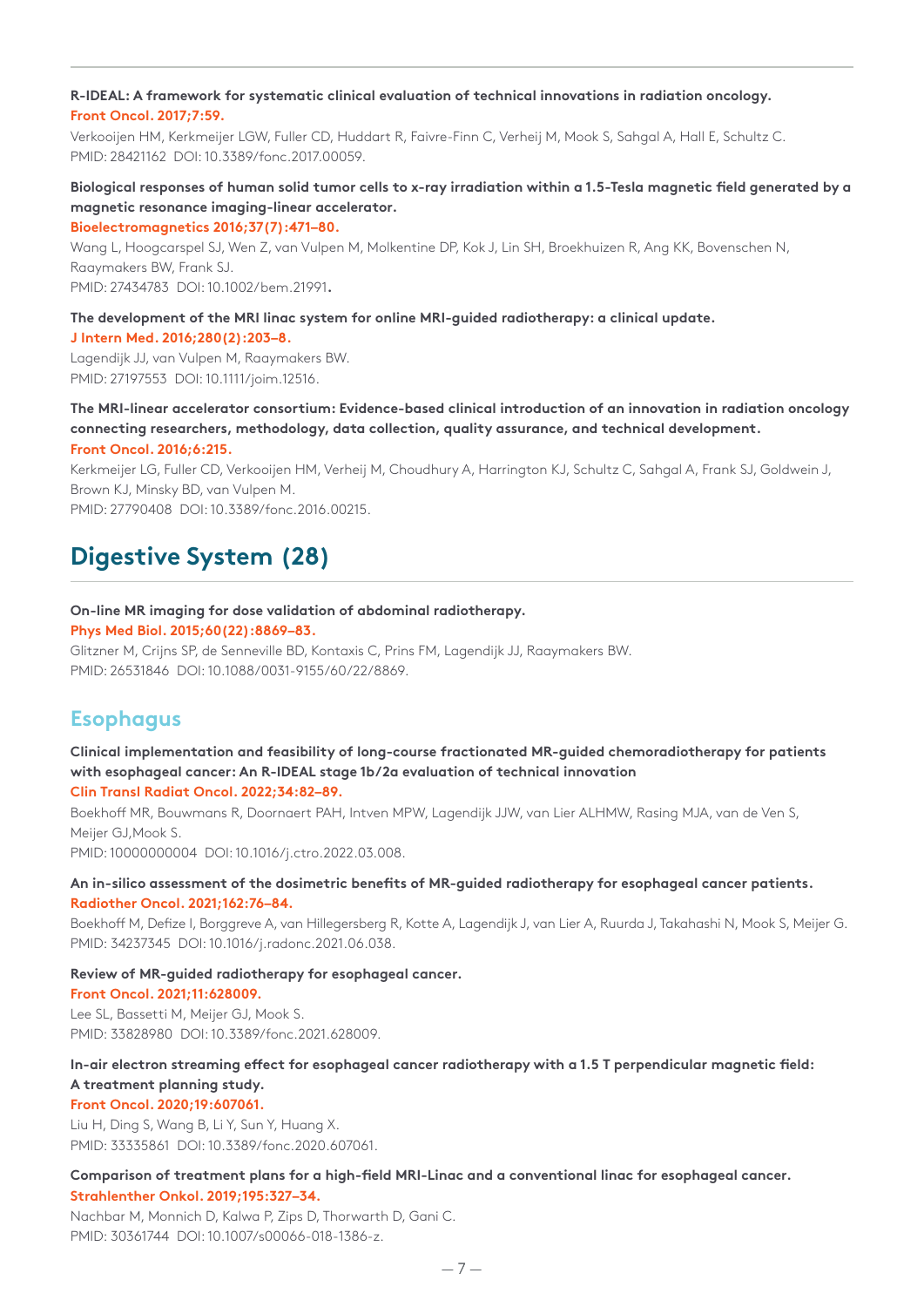**R-IDEAL: A framework for systematic clinical evaluation of technical innovations in radiation oncology.**
**Front Oncol. 2017;7:59.**
Verkooijen HM, Kerkmeijer LGW, Fuller CD, Huddart R, Faivre-Finn C, Verheij M, Mook S, Sahgal A, Hall E, Schultz C.
PMID: 28421162 DOI: 10.3389/fonc.2017.00059.

**Biological responses of human solid tumor cells to x-ray irradiation within a 1.5-Tesla magnetic field generated by a magnetic resonance imaging-linear accelerator.**
**Bioelectromagnetics 2016;37(7):471–80.**
Wang L, Hoogcarspel SJ, Wen Z, van Vulpen M, Molkentine DP, Kok J, Lin SH, Broekhuizen R, Ang KK, Bovenschen N, Raaymakers BW, Frank SJ.
PMID: 27434783 DOI: 10.1002/bem.21991.

**The development of the MRI linac system for online MRI-guided radiotherapy: a clinical update.**
**J Intern Med. 2016;280(2):203–8.**
Lagendijk JJ, van Vulpen M, Raaymakers BW.
PMID: 27197553 DOI: 10.1111/joim.12516.

**The MRI-linear accelerator consortium: Evidence-based clinical introduction of an innovation in radiation oncology connecting researchers, methodology, data collection, quality assurance, and technical development.**
**Front Oncol. 2016;6:215.**
Kerkmeijer LG, Fuller CD, Verkooijen HM, Verheij M, Choudhury A, Harrington KJ, Schultz C, Sahgal A, Frank SJ, Goldwein J, Brown KJ, Minsky BD, van Vulpen M.
PMID: 27790408 DOI: 10.3389/fonc.2016.00215.

# Digestive System (28)

**On-line MR imaging for dose validation of abdominal radiotherapy.**
**Phys Med Biol. 2015;60(22):8869–83.**
Glitzner M, Crijns SP, de Senneville BD, Kontaxis C, Prins FM, Lagendijk JJ, Raaymakers BW.
PMID: 26531846 DOI: 10.1088/0031-9155/60/22/8869.

## Esophagus

**Clinical implementation and feasibility of long-course fractionated MR-guided chemoradiotherapy for patients with esophageal cancer: An R-IDEAL stage 1b/2a evaluation of technical innovation**
**Clin Transl Radiat Oncol. 2022;34:82–89.**
Boekhoff MR, Bouwmans R, Doornaert PAH, Intven MPW, Lagendijk JJW, van Lier ALHMW, Rasing MJA, van de Ven S, Meijer GJ,Mook S.
PMID: 10000000004 DOI: 10.1016/j.ctro.2022.03.008.

**An in-silico assessment of the dosimetric benefits of MR-guided radiotherapy for esophageal cancer patients.**
**Radiother Oncol. 2021;162:76–84.**
Boekhoff M, Defize I, Borggreve A, van Hillegersberg R, Kotte A, Lagendijk J, van Lier A, Ruurda J, Takahashi N, Mook S, Meijer G.
PMID: 34237345 DOI: 10.1016/j.radonc.2021.06.038.

**Review of MR-guided radiotherapy for esophageal cancer.**
**Front Oncol. 2021;11:628009.**
Lee SL, Bassetti M, Meijer GJ, Mook S.
PMID: 33828980 DOI: 10.3389/fonc.2021.628009.

**In-air electron streaming effect for esophageal cancer radiotherapy with a 1.5 T perpendicular magnetic field: A treatment planning study.**
**Front Oncol. 2020;19:607061.**
Liu H, Ding S, Wang B, Li Y, Sun Y, Huang X.
PMID: 33335861 DOI: 10.3389/fonc.2020.607061.

**Comparison of treatment plans for a high-field MRI-Linac and a conventional linac for esophageal cancer.**
**Strahlenther Onkol. 2019;195:327–34.**
Nachbar M, Monnich D, Kalwa P, Zips D, Thorwarth D, Gani C.
PMID: 30361744 DOI: 10.1007/s00066-018-1386-z.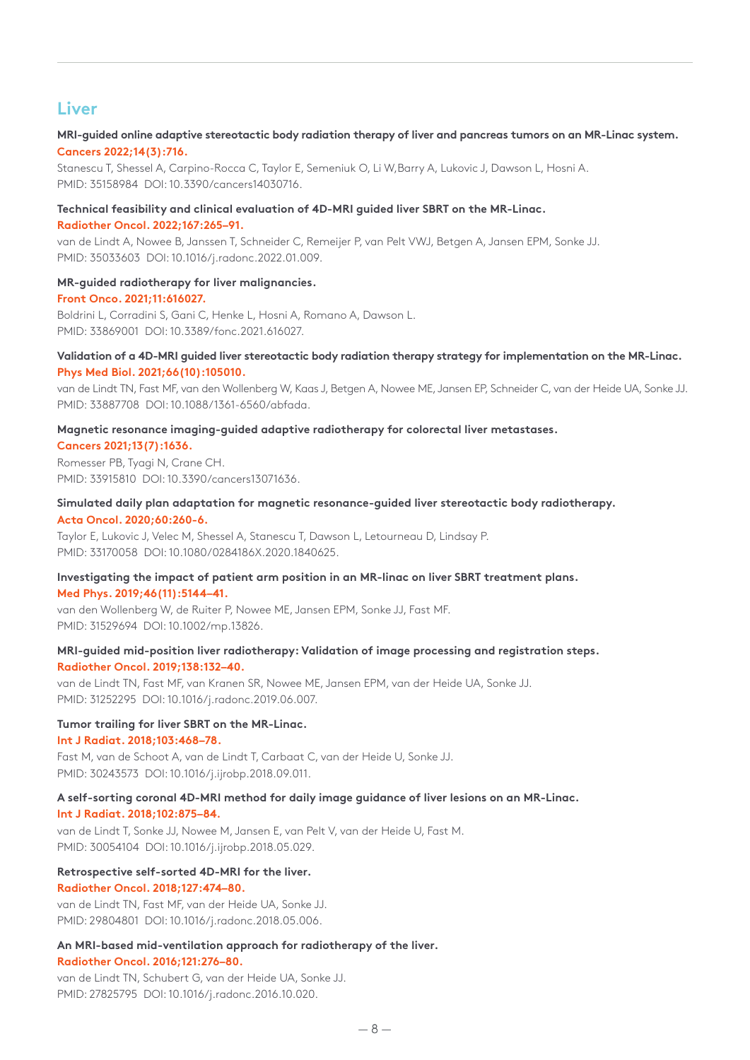## Liver

**MRI-guided online adaptive stereotactic body radiation therapy of liver and pancreas tumors on an MR-Linac system.**
**Cancers 2022;14(3):716.**
Stanescu T, Shessel A, Carpino-Rocca C, Taylor E, Semeniuk O, Li W,Barry A, Lukovic J, Dawson L, Hosni A.
PMID: 35158984 DOI: 10.3390/cancers14030716.

**Technical feasibility and clinical evaluation of 4D-MRI guided liver SBRT on the MR-Linac.**
**Radiother Oncol. 2022;167:265–91.**
van de Lindt A, Nowee B, Janssen T, Schneider C, Remeijer P, van Pelt VWJ, Betgen A, Jansen EPM, Sonke JJ.
PMID: 35033603 DOI: 10.1016/j.radonc.2022.01.009.

**MR-guided radiotherapy for liver malignancies.**
**Front Onco. 2021;11:616027.**
Boldrini L, Corradini S, Gani C, Henke L, Hosni A, Romano A, Dawson L.
PMID: 33869001 DOI: 10.3389/fonc.2021.616027.

**Validation of a 4D-MRI guided liver stereotactic body radiation therapy strategy for implementation on the MR-Linac.**
**Phys Med Biol. 2021;66(10):105010.**
van de Lindt TN, Fast MF, van den Wollenberg W, Kaas J, Betgen A, Nowee ME, Jansen EP, Schneider C, van der Heide UA, Sonke JJ.
PMID: 33887708 DOI: 10.1088/1361-6560/abfada.

**Magnetic resonance imaging-guided adaptive radiotherapy for colorectal liver metastases.**
**Cancers 2021;13(7):1636.**
Romesser PB, Tyagi N, Crane CH.
PMID: 33915810 DOI: 10.3390/cancers13071636.

**Simulated daily plan adaptation for magnetic resonance-guided liver stereotactic body radiotherapy.**
**Acta Oncol. 2020;60:260-6.**
Taylor E, Lukovic J, Velec M, Shessel A, Stanescu T, Dawson L, Letourneau D, Lindsay P.
PMID: 33170058 DOI: 10.1080/0284186X.2020.1840625.

**Investigating the impact of patient arm position in an MR-linac on liver SBRT treatment plans.**
**Med Phys. 2019;46(11):5144–41.**
van den Wollenberg W, de Ruiter P, Nowee ME, Jansen EPM, Sonke JJ, Fast MF.
PMID: 31529694 DOI: 10.1002/mp.13826.

**MRI-guided mid-position liver radiotherapy: Validation of image processing and registration steps.**
**Radiother Oncol. 2019;138:132–40.**
van de Lindt TN, Fast MF, van Kranen SR, Nowee ME, Jansen EPM, van der Heide UA, Sonke JJ.
PMID: 31252295 DOI: 10.1016/j.radonc.2019.06.007.

**Tumor trailing for liver SBRT on the MR-Linac.**
**Int J Radiat. 2018;103:468–78.**
Fast M, van de Schoot A, van de Lindt T, Carbaat C, van der Heide U, Sonke JJ.
PMID: 30243573 DOI: 10.1016/j.ijrobp.2018.09.011.

**A self-sorting coronal 4D-MRI method for daily image guidance of liver lesions on an MR-Linac.**
**Int J Radiat. 2018;102:875–84.**
van de Lindt T, Sonke JJ, Nowee M, Jansen E, van Pelt V, van der Heide U, Fast M.
PMID: 30054104 DOI: 10.1016/j.ijrobp.2018.05.029.

**Retrospective self-sorted 4D-MRI for the liver.**
**Radiother Oncol. 2018;127:474–80.**
van de Lindt TN, Fast MF, van der Heide UA, Sonke JJ.
PMID: 29804801 DOI: 10.1016/j.radonc.2018.05.006.

**An MRI-based mid-ventilation approach for radiotherapy of the liver.**
**Radiother Oncol. 2016;121:276–80.**
van de Lindt TN, Schubert G, van der Heide UA, Sonke JJ.
PMID: 27825795 DOI: 10.1016/j.radonc.2016.10.020.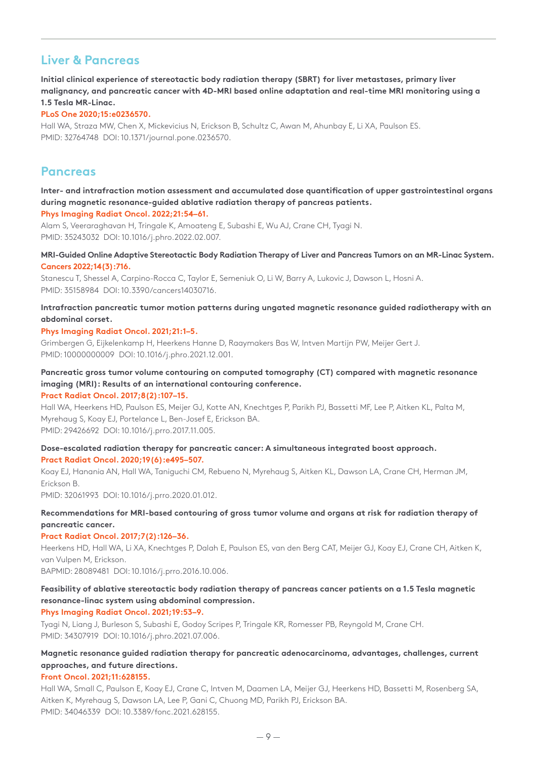## Liver & Pancreas

**Initial clinical experience of stereotactic body radiation therapy (SBRT) for liver metastases, primary liver malignancy, and pancreatic cancer with 4D-MRI based online adaptation and real-time MRI monitoring using a 1.5 Tesla MR-Linac.**

**PLoS One 2020;15:e0236570.**

Hall WA, Straza MW, Chen X, Mickevicius N, Erickson B, Schultz C, Awan M, Ahunbay E, Li XA, Paulson ES.
PMID: 32764748 DOI: 10.1371/journal.pone.0236570.

## Pancreas

**Inter- and intrafraction motion assessment and accumulated dose quantification of upper gastrointestinal organs during magnetic resonance-guided ablative radiation therapy of pancreas patients.**

**Phys Imaging Radiat Oncol. 2022;21:54–61.**

Alam S, Veeraraghavan H, Tringale K, Amoateng E, Subashi E, Wu AJ, Crane CH, Tyagi N.
PMID: 35243032 DOI: 10.1016/j.phro.2022.02.007.

**MRI-Guided Online Adaptive Stereotactic Body Radiation Therapy of Liver and Pancreas Tumors on an MR-Linac System.**

**Cancers 2022;14(3):716.**

Stanescu T, Shessel A, Carpino-Rocca C, Taylor E, Semeniuk O, Li W, Barry A, Lukovic J, Dawson L, Hosni A.
PMID: 35158984 DOI: 10.3390/cancers14030716.

**Intrafraction pancreatic tumor motion patterns during ungated magnetic resonance guided radiotherapy with an abdominal corset.**

**Phys Imaging Radiat Oncol. 2021;21:1–5.**

Grimbergen G, Eijkelenkamp H, Heerkens Hanne D, Raaymakers Bas W, Intven Martijn PW, Meijer Gert J.
PMID: 10000000009 DOI: 10.1016/j.phro.2021.12.001.

**Pancreatic gross tumor volume contouring on computed tomography (CT) compared with magnetic resonance imaging (MRI): Results of an international contouring conference.**

**Pract Radiat Oncol. 2017;8(2):107–15.**

Hall WA, Heerkens HD, Paulson ES, Meijer GJ, Kotte AN, Knechtges P, Parikh PJ, Bassetti MF, Lee P, Aitken KL, Palta M, Myrehaug S, Koay EJ, Portelance L, Ben-Josef E, Erickson BA.
PMID: 29426692 DOI: 10.1016/j.prro.2017.11.005.

**Dose-escalated radiation therapy for pancreatic cancer: A simultaneous integrated boost approach.**

**Pract Radiat Oncol. 2020;19(6):e495–507.**

Koay EJ, Hanania AN, Hall WA, Taniguchi CM, Rebueno N, Myrehaug S, Aitken KL, Dawson LA, Crane CH, Herman JM, Erickson B.
PMID: 32061993 DOI: 10.1016/j.prro.2020.01.012.

**Recommendations for MRI-based contouring of gross tumor volume and organs at risk for radiation therapy of pancreatic cancer.**

**Pract Radiat Oncol. 2017;7(2):126–36.**

Heerkens HD, Hall WA, Li XA, Knechtges P, Dalah E, Paulson ES, van den Berg CAT, Meijer GJ, Koay EJ, Crane CH, Aitken K, van Vulpen M, Erickson.
BAPMID: 28089481 DOI: 10.1016/j.prro.2016.10.006.

**Feasibility of ablative stereotactic body radiation therapy of pancreas cancer patients on a 1.5 Tesla magnetic resonance-linac system using abdominal compression.**

**Phys Imaging Radiat Oncol. 2021;19:53–9.**

Tyagi N, Liang J, Burleson S, Subashi E, Godoy Scripes P, Tringale KR, Romesser PB, Reyngold M, Crane CH.
PMID: 34307919 DOI: 10.1016/j.phro.2021.07.006.

**Magnetic resonance guided radiation therapy for pancreatic adenocarcinoma, advantages, challenges, current approaches, and future directions.**

**Front Oncol. 2021;11:628155.**

Hall WA, Small C, Paulson E, Koay EJ, Crane C, Intven M, Daamen LA, Meijer GJ, Heerkens HD, Bassetti M, Rosenberg SA, Aitken K, Myrehaug S, Dawson LA, Lee P, Gani C, Chuong MD, Parikh PJ, Erickson BA.
PMID: 34046339 DOI: 10.3389/fonc.2021.628155.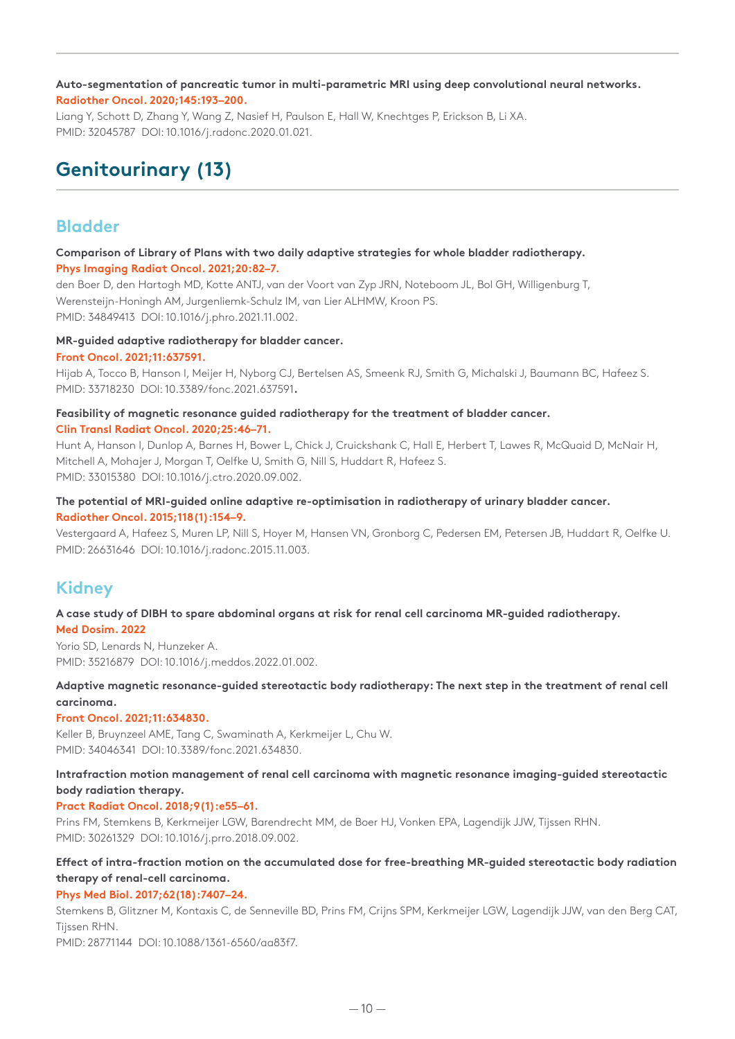**Auto-segmentation of pancreatic tumor in multi-parametric MRI using deep convolutional neural networks.**
**Radiother Oncol. 2020;145:193–200.**
Liang Y, Schott D, Zhang Y, Wang Z, Nasief H, Paulson E, Hall W, Knechtges P, Erickson B, Li XA.
PMID: 32045787 DOI: 10.1016/j.radonc.2020.01.021.

# Genitourinary (13)

## Bladder

**Comparison of Library of Plans with two daily adaptive strategies for whole bladder radiotherapy.**
**Phys Imaging Radiat Oncol. 2021;20:82–7.**
den Boer D, den Hartogh MD, Kotte ANTJ, van der Voort van Zyp JRN, Noteboom JL, Bol GH, Willigenburg T, Werensteijn-Honingh AM, Jurgenliemk-Schulz IM, van Lier ALHMW, Kroon PS.
PMID: 34849413 DOI: 10.1016/j.phro.2021.11.002.

**MR-guided adaptive radiotherapy for bladder cancer.**
**Front Oncol. 2021;11:637591.**
Hijab A, Tocco B, Hanson I, Meijer H, Nyborg CJ, Bertelsen AS, Smeenk RJ, Smith G, Michalski J, Baumann BC, Hafeez S.
PMID: 33718230 DOI: 10.3389/fonc.2021.637591.

**Feasibility of magnetic resonance guided radiotherapy for the treatment of bladder cancer.**
**Clin Transl Radiat Oncol. 2020;25:46–71.**
Hunt A, Hanson I, Dunlop A, Barnes H, Bower L, Chick J, Cruickshank C, Hall E, Herbert T, Lawes R, McQuaid D, McNair H, Mitchell A, Mohajer J, Morgan T, Oelfke U, Smith G, Nill S, Huddart R, Hafeez S.
PMID: 33015380 DOI: 10.1016/j.ctro.2020.09.002.

**The potential of MRI-guided online adaptive re-optimisation in radiotherapy of urinary bladder cancer.**
**Radiother Oncol. 2015;118(1):154–9.**
Vestergaard A, Hafeez S, Muren LP, Nill S, Hoyer M, Hansen VN, Gronborg C, Pedersen EM, Petersen JB, Huddart R, Oelfke U.
PMID: 26631646 DOI: 10.1016/j.radonc.2015.11.003.

## Kidney

**A case study of DIBH to spare abdominal organs at risk for renal cell carcinoma MR-guided radiotherapy.**
**Med Dosim. 2022**
Yorio SD, Lenards N, Hunzeker A.
PMID: 35216879 DOI: 10.1016/j.meddos.2022.01.002.

**Adaptive magnetic resonance-guided stereotactic body radiotherapy: The next step in the treatment of renal cell carcinoma.**
**Front Oncol. 2021;11:634830.**
Keller B, Bruynzeel AME, Tang C, Swaminath A, Kerkmeijer L, Chu W.
PMID: 34046341 DOI: 10.3389/fonc.2021.634830.

**Intrafraction motion management of renal cell carcinoma with magnetic resonance imaging-guided stereotactic body radiation therapy.**
**Pract Radiat Oncol. 2018;9(1):e55–61.**
Prins FM, Stemkens B, Kerkmeijer LGW, Barendrecht MM, de Boer HJ, Vonken EPA, Lagendijk JJW, Tijssen RHN.
PMID: 30261329 DOI: 10.1016/j.prro.2018.09.002.

**Effect of intra-fraction motion on the accumulated dose for free-breathing MR-guided stereotactic body radiation therapy of renal-cell carcinoma.**
**Phys Med Biol. 2017;62(18):7407–24.**
Stemkens B, Glitzner M, Kontaxis C, de Senneville BD, Prins FM, Crijns SPM, Kerkmeijer LGW, Lagendijk JJW, van den Berg CAT, Tijssen RHN.
PMID: 28771144 DOI: 10.1088/1361-6560/aa83f7.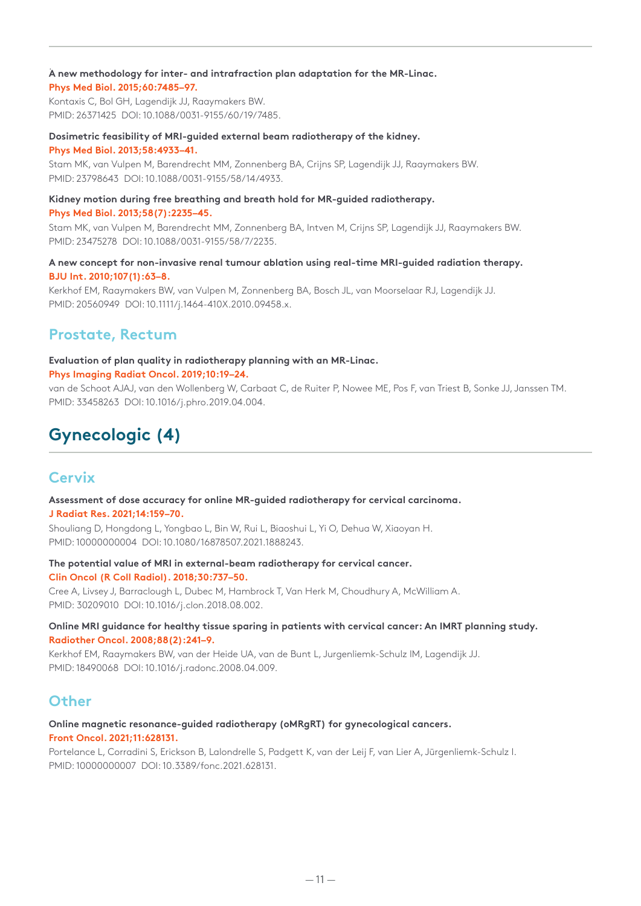**A new methodology for inter- and intrafraction plan adaptation for the MR-Linac.**
**Phys Med Biol. 2015;60:7485–97.**
Kontaxis C, Bol GH, Lagendijk JJ, Raaymakers BW.
PMID: 26371425 DOI: 10.1088/0031-9155/60/19/7485.

**Dosimetric feasibility of MRI-guided external beam radiotherapy of the kidney.**
**Phys Med Biol. 2013;58:4933–41.**
Stam MK, van Vulpen M, Barendrecht MM, Zonnenberg BA, Crijns SP, Lagendijk JJ, Raaymakers BW.
PMID: 23798643 DOI: 10.1088/0031-9155/58/14/4933.

**Kidney motion during free breathing and breath hold for MR-guided radiotherapy.**
**Phys Med Biol. 2013;58(7):2235–45.**
Stam MK, van Vulpen M, Barendrecht MM, Zonnenberg BA, Intven M, Crijns SP, Lagendijk JJ, Raaymakers BW.
PMID: 23475278 DOI: 10.1088/0031-9155/58/7/2235.

**A new concept for non-invasive renal tumour ablation using real-time MRI-guided radiation therapy.**
**BJU Int. 2010;107(1):63–8.**
Kerkhof EM, Raaymakers BW, van Vulpen M, Zonnenberg BA, Bosch JL, van Moorselaar RJ, Lagendijk JJ.
PMID: 20560949 DOI: 10.1111/j.1464-410X.2010.09458.x.

## Prostate, Rectum

**Evaluation of plan quality in radiotherapy planning with an MR-Linac.**
**Phys Imaging Radiat Oncol. 2019;10:19–24.**
van de Schoot AJAJ, van den Wollenberg W, Carbaat C, de Ruiter P, Nowee ME, Pos F, van Triest B, Sonke JJ, Janssen TM.
PMID: 33458263 DOI: 10.1016/j.phro.2019.04.004.

# Gynecologic (4)

## Cervix

**Assessment of dose accuracy for online MR-guided radiotherapy for cervical carcinoma.**
**J Radiat Res. 2021;14:159–70.**
Shouliang D, Hongdong L, Yongbao L, Bin W, Rui L, Biaoshui L, Yi O, Dehua W, Xiaoyan H.
PMID: 10000000004 DOI: 10.1080/16878507.2021.1888243.

**The potential value of MRI in external-beam radiotherapy for cervical cancer.**
**Clin Oncol (R Coll Radiol). 2018;30:737–50.**
Cree A, Livsey J, Barraclough L, Dubec M, Hambrock T, Van Herk M, Choudhury A, McWilliam A.
PMID: 30209010 DOI: 10.1016/j.clon.2018.08.002.

**Online MRI guidance for healthy tissue sparing in patients with cervical cancer: An IMRT planning study.**
**Radiother Oncol. 2008;88(2):241–9.**
Kerkhof EM, Raaymakers BW, van der Heide UA, van de Bunt L, Jurgenliemk-Schulz IM, Lagendijk JJ.
PMID: 18490068 DOI: 10.1016/j.radonc.2008.04.009.

## Other

**Online magnetic resonance-guided radiotherapy (oMRgRT) for gynecological cancers.**
**Front Oncol. 2021;11:628131.**
Portelance L, Corradini S, Erickson B, Lalondrelle S, Padgett K, van der Leij F, van Lier A, Jürgenliemk-Schulz I.
PMID: 10000000007 DOI: 10.3389/fonc.2021.628131.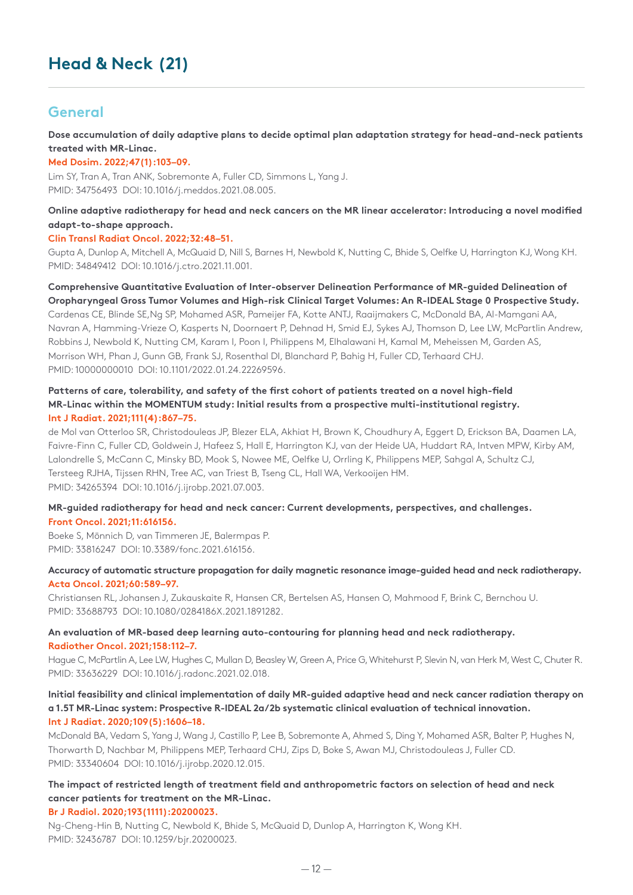# Head & Neck (21)

## General

**Dose accumulation of daily adaptive plans to decide optimal plan adaptation strategy for head-and-neck patients treated with MR-Linac.**
**Med Dosim. 2022;47(1):103–09.**
Lim SY, Tran A, Tran ANK, Sobremonte A, Fuller CD, Simmons L, Yang J.
PMID: 34756493 DOI: 10.1016/j.meddos.2021.08.005.

**Online adaptive radiotherapy for head and neck cancers on the MR linear accelerator: Introducing a novel modified adapt-to-shape approach.**
**Clin Transl Radiat Oncol. 2022;32:48–51.**
Gupta A, Dunlop A, Mitchell A, McQuaid D, Nill S, Barnes H, Newbold K, Nutting C, Bhide S, Oelfke U, Harrington KJ, Wong KH.
PMID: 34849412 DOI: 10.1016/j.ctro.2021.11.001.

**Comprehensive Quantitative Evaluation of Inter-observer Delineation Performance of MR-guided Delineation of Oropharyngeal Gross Tumor Volumes and High-risk Clinical Target Volumes: An R-IDEAL Stage 0 Prospective Study.**
Cardenas CE, Blinde SE,Ng SP, Mohamed ASR, Pameijer FA, Kotte ANTJ, Raaijmakers C, McDonald BA, Al-Mamgani AA, Navran A, Hamming-Vrieze O, Kasperts N, Doornaert P, Dehnad H, Smid EJ, Sykes AJ, Thomson D, Lee LW, McPartlin Andrew, Robbins J, Newbold K, Nutting CM, Karam I, Poon I, Philippens M, Elhalawani H, Kamal M, Meheissen M, Garden AS, Morrison WH, Phan J, Gunn GB, Frank SJ, Rosenthal DI, Blanchard P, Bahig H, Fuller CD, Terhaard CHJ.
PMID: 10000000010 DOI: 10.1101/2022.01.24.22269596.

**Patterns of care, tolerability, and safety of the first cohort of patients treated on a novel high-field MR-Linac within the MOMENTUM study: Initial results from a prospective multi-institutional registry.**
**Int J Radiat. 2021;111(4):867–75.**
de Mol van Otterloo SR, Christodouleas JP, Blezer ELA, Akhiat H, Brown K, Choudhury A, Eggert D, Erickson BA, Daamen LA, Faivre-Finn C, Fuller CD, Goldwein J, Hafeez S, Hall E, Harrington KJ, van der Heide UA, Huddart RA, Intven MPW, Kirby AM, Lalondrelle S, McCann C, Minsky BD, Mook S, Nowee ME, Oelfke U, Orrling K, Philippens MEP, Sahgal A, Schultz CJ, Tersteeg RJHA, Tijssen RHN, Tree AC, van Triest B, Tseng CL, Hall WA, Verkooijen HM.
PMID: 34265394 DOI: 10.1016/j.ijrobp.2021.07.003.

**MR-guided radiotherapy for head and neck cancer: Current developments, perspectives, and challenges.**
**Front Oncol. 2021;11:616156.**
Boeke S, Mönnich D, van Timmeren JE, Balermpas P.
PMID: 33816247 DOI: 10.3389/fonc.2021.616156.

**Accuracy of automatic structure propagation for daily magnetic resonance image-guided head and neck radiotherapy.**
**Acta Oncol. 2021;60:589–97.**
Christiansen RL, Johansen J, Zukauskaite R, Hansen CR, Bertelsen AS, Hansen O, Mahmood F, Brink C, Bernchou U.
PMID: 33688793 DOI: 10.1080/0284186X.2021.1891282.

**An evaluation of MR-based deep learning auto-contouring for planning head and neck radiotherapy.**
**Radiother Oncol. 2021;158:112–7.**
Hague C, McPartlin A, Lee LW, Hughes C, Mullan D, Beasley W, Green A, Price G, Whitehurst P, Slevin N, van Herk M, West C, Chuter R.
PMID: 33636229 DOI: 10.1016/j.radonc.2021.02.018.

**Initial feasibility and clinical implementation of daily MR-guided adaptive head and neck cancer radiation therapy on a 1.5T MR-Linac system: Prospective R-IDEAL 2a/2b systematic clinical evaluation of technical innovation.**
**Int J Radiat. 2020;109(5):1606–18.**
McDonald BA, Vedam S, Yang J, Wang J, Castillo P, Lee B, Sobremonte A, Ahmed S, Ding Y, Mohamed ASR, Balter P, Hughes N, Thorwarth D, Nachbar M, Philippens MEP, Terhaard CHJ, Zips D, Boke S, Awan MJ, Christodouleas J, Fuller CD.
PMID: 33340604 DOI: 10.1016/j.ijrobp.2020.12.015.

**The impact of restricted length of treatment field and anthropometric factors on selection of head and neck cancer patients for treatment on the MR-Linac.**
**Br J Radiol. 2020;193(1111):20200023.**
Ng-Cheng-Hin B, Nutting C, Newbold K, Bhide S, McQuaid D, Dunlop A, Harrington K, Wong KH.
PMID: 32436787 DOI: 10.1259/bjr.20200023.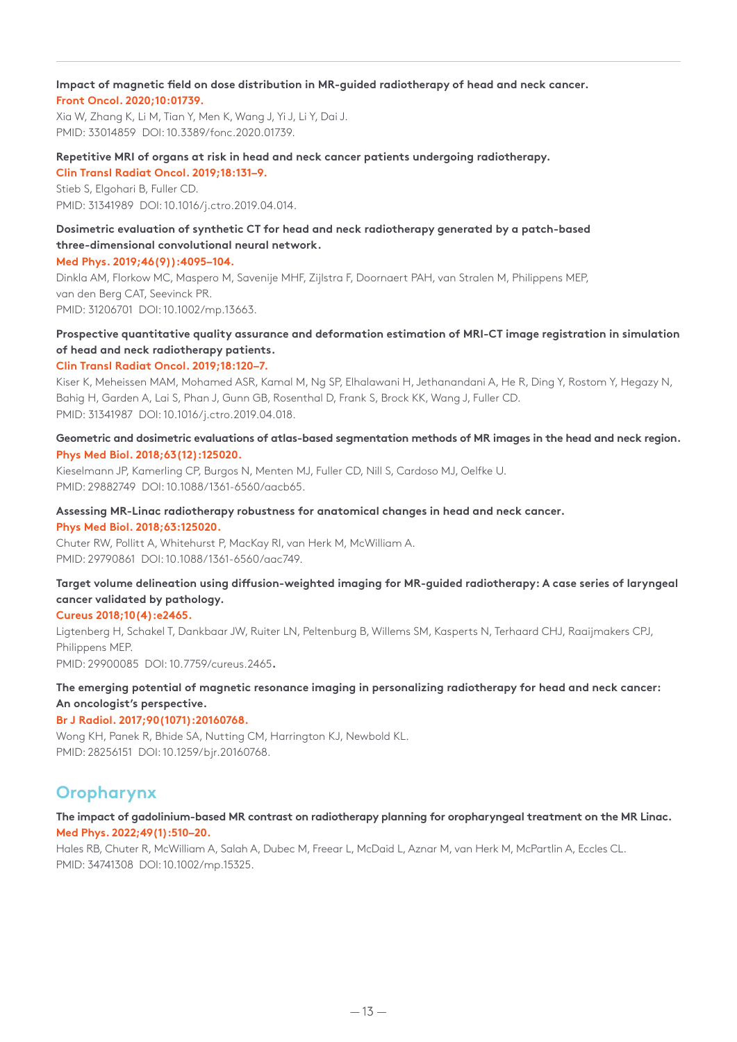**Impact of magnetic field on dose distribution in MR-guided radiotherapy of head and neck cancer.**
**Front Oncol. 2020;10:01739.**
Xia W, Zhang K, Li M, Tian Y, Men K, Wang J, Yi J, Li Y, Dai J.
PMID: 33014859 DOI: 10.3389/fonc.2020.01739.

**Repetitive MRI of organs at risk in head and neck cancer patients undergoing radiotherapy.**
**Clin Transl Radiat Oncol. 2019;18:131–9.**
Stieb S, Elgohari B, Fuller CD.
PMID: 31341989 DOI: 10.1016/j.ctro.2019.04.014.

**Dosimetric evaluation of synthetic CT for head and neck radiotherapy generated by a patch-based three-dimensional convolutional neural network.**
**Med Phys. 2019;46(9)):4095–104.**
Dinkla AM, Florkow MC, Maspero M, Savenije MHF, Zijlstra F, Doornaert PAH, van Stralen M, Philippens MEP, van den Berg CAT, Seevinck PR.
PMID: 31206701 DOI: 10.1002/mp.13663.

**Prospective quantitative quality assurance and deformation estimation of MRI-CT image registration in simulation of head and neck radiotherapy patients.**
**Clin Transl Radiat Oncol. 2019;18:120–7.**
Kiser K, Meheissen MAM, Mohamed ASR, Kamal M, Ng SP, Elhalawani H, Jethanandani A, He R, Ding Y, Rostom Y, Hegazy N, Bahig H, Garden A, Lai S, Phan J, Gunn GB, Rosenthal D, Frank S, Brock KK, Wang J, Fuller CD.
PMID: 31341987 DOI: 10.1016/j.ctro.2019.04.018.

**Geometric and dosimetric evaluations of atlas-based segmentation methods of MR images in the head and neck region.**
**Phys Med Biol. 2018;63(12):125020.**
Kieselmann JP, Kamerling CP, Burgos N, Menten MJ, Fuller CD, Nill S, Cardoso MJ, Oelfke U.
PMID: 29882749 DOI: 10.1088/1361-6560/aacb65.

**Assessing MR-Linac radiotherapy robustness for anatomical changes in head and neck cancer.**
**Phys Med Biol. 2018;63:125020.**
Chuter RW, Pollitt A, Whitehurst P, MacKay RI, van Herk M, McWilliam A.
PMID: 29790861 DOI: 10.1088/1361-6560/aac749.

**Target volume delineation using diffusion-weighted imaging for MR-guided radiotherapy: A case series of laryngeal cancer validated by pathology.**
**Cureus 2018;10(4):e2465.**
Ligtenberg H, Schakel T, Dankbaar JW, Ruiter LN, Peltenburg B, Willems SM, Kasperts N, Terhaard CHJ, Raaijmakers CPJ, Philippens MEP.
PMID: 29900085 DOI: 10.7759/cureus.2465.

**The emerging potential of magnetic resonance imaging in personalizing radiotherapy for head and neck cancer: An oncologist's perspective.**
**Br J Radiol. 2017;90(1071):20160768.**
Wong KH, Panek R, Bhide SA, Nutting CM, Harrington KJ, Newbold KL.
PMID: 28256151 DOI: 10.1259/bjr.20160768.

## Oropharynx

**The impact of gadolinium-based MR contrast on radiotherapy planning for oropharyngeal treatment on the MR Linac.**
**Med Phys. 2022;49(1):510–20.**
Hales RB, Chuter R, McWilliam A, Salah A, Dubec M, Freear L, McDaid L, Aznar M, van Herk M, McPartlin A, Eccles CL.
PMID: 34741308 DOI: 10.1002/mp.15325.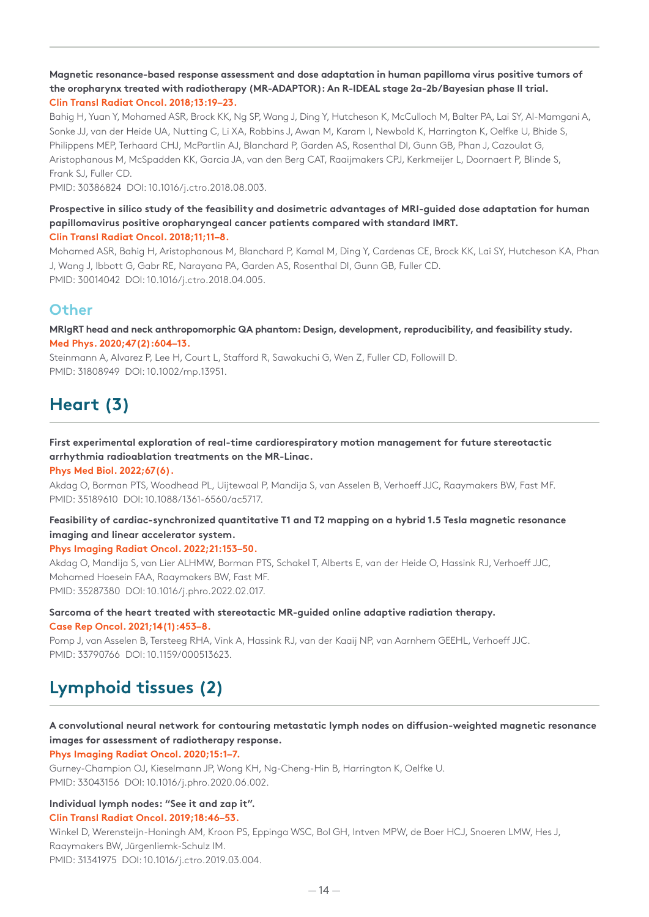**Magnetic resonance-based response assessment and dose adaptation in human papilloma virus positive tumors of the oropharynx treated with radiotherapy (MR-ADAPTOR): An R-IDEAL stage 2a-2b/Bayesian phase II trial.**
**Clin Transl Radiat Oncol. 2018;13:19–23.**
Bahig H, Yuan Y, Mohamed ASR, Brock KK, Ng SP, Wang J, Ding Y, Hutcheson K, McCulloch M, Balter PA, Lai SY, Al-Mamgani A, Sonke JJ, van der Heide UA, Nutting C, Li XA, Robbins J, Awan M, Karam I, Newbold K, Harrington K, Oelfke U, Bhide S, Philippens MEP, Terhaard CHJ, McPartlin AJ, Blanchard P, Garden AS, Rosenthal DI, Gunn GB, Phan J, Cazoulat G, Aristophanous M, McSpadden KK, Garcia JA, van den Berg CAT, Raaijmakers CPJ, Kerkmeijer L, Doornaert P, Blinde S, Frank SJ, Fuller CD.
PMID: 30386824 DOI: 10.1016/j.ctro.2018.08.003.

**Prospective in silico study of the feasibility and dosimetric advantages of MRI-guided dose adaptation for human papillomavirus positive oropharyngeal cancer patients compared with standard IMRT.**
**Clin Transl Radiat Oncol. 2018;11;11–8.**
Mohamed ASR, Bahig H, Aristophanous M, Blanchard P, Kamal M, Ding Y, Cardenas CE, Brock KK, Lai SY, Hutcheson KA, Phan J, Wang J, Ibbott G, Gabr RE, Narayana PA, Garden AS, Rosenthal DI, Gunn GB, Fuller CD.
PMID: 30014042 DOI: 10.1016/j.ctro.2018.04.005.

### Other

**MRIgRT head and neck anthropomorphic QA phantom: Design, development, reproducibility, and feasibility study.**
**Med Phys. 2020;47(2):604–13.**
Steinmann A, Alvarez P, Lee H, Court L, Stafford R, Sawakuchi G, Wen Z, Fuller CD, Followill D.
PMID: 31808949 DOI: 10.1002/mp.13951.

## Heart (3)

**First experimental exploration of real-time cardiorespiratory motion management for future stereotactic arrhythmia radioablation treatments on the MR-Linac.**
**Phys Med Biol. 2022;67(6).**
Akdag O, Borman PTS, Woodhead PL, Uijtewaal P, Mandija S, van Asselen B, Verhoeff JJC, Raaymakers BW, Fast MF.
PMID: 35189610 DOI: 10.1088/1361-6560/ac5717.

**Feasibility of cardiac-synchronized quantitative T1 and T2 mapping on a hybrid 1.5 Tesla magnetic resonance imaging and linear accelerator system.**
**Phys Imaging Radiat Oncol. 2022;21:153–50.**
Akdag O, Mandija S, van Lier ALHMW, Borman PTS, Schakel T, Alberts E, van der Heide O, Hassink RJ, Verhoeff JJC, Mohamed Hoesein FAA, Raaymakers BW, Fast MF.
PMID: 35287380 DOI: 10.1016/j.phro.2022.02.017.

**Sarcoma of the heart treated with stereotactic MR-guided online adaptive radiation therapy.**
**Case Rep Oncol. 2021;14(1):453–8.**
Pomp J, van Asselen B, Tersteeg RHA, Vink A, Hassink RJ, van der Kaaij NP, van Aarnhem GEEHL, Verhoeff JJC.
PMID: 33790766 DOI: 10.1159/000513623.

## Lymphoid tissues (2)

**A convolutional neural network for contouring metastatic lymph nodes on diffusion-weighted magnetic resonance images for assessment of radiotherapy response.**
**Phys Imaging Radiat Oncol. 2020;15:1–7.**
Gurney-Champion OJ, Kieselmann JP, Wong KH, Ng-Cheng-Hin B, Harrington K, Oelfke U.
PMID: 33043156 DOI: 10.1016/j.phro.2020.06.002.

**Individual lymph nodes: "See it and zap it".**
**Clin Transl Radiat Oncol. 2019;18:46–53.**
Winkel D, Werensteijn-Honingh AM, Kroon PS, Eppinga WSC, Bol GH, Intven MPW, de Boer HCJ, Snoeren LMW, Hes J, Raaymakers BW, Jürgenliemk-Schulz IM.
PMID: 31341975 DOI: 10.1016/j.ctro.2019.03.004.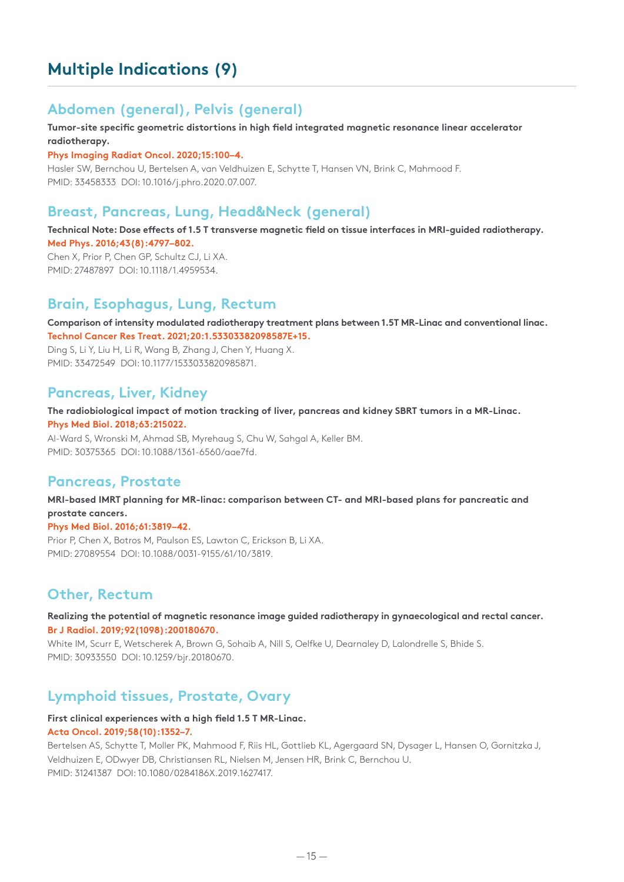# Multiple Indications (9)

## Abdomen (general), Pelvis (general)

**Tumor-site specific geometric distortions in high field integrated magnetic resonance linear accelerator radiotherapy.**

**Phys Imaging Radiat Oncol. 2020;15:100–4.**

Hasler SW, Bernchou U, Bertelsen A, van Veldhuizen E, Schytte T, Hansen VN, Brink C, Mahmood F.
PMID: 33458333 DOI: 10.1016/j.phro.2020.07.007.

## Breast, Pancreas, Lung, Head&Neck (general)

**Technical Note: Dose effects of 1.5 T transverse magnetic field on tissue interfaces in MRI-guided radiotherapy.**

**Med Phys. 2016;43(8):4797–802.**

Chen X, Prior P, Chen GP, Schultz CJ, Li XA.
PMID: 27487897 DOI: 10.1118/1.4959534.

## Brain, Esophagus, Lung, Rectum

**Comparison of intensity modulated radiotherapy treatment plans between 1.5T MR-Linac and conventional linac.**

**Technol Cancer Res Treat. 2021;20:1.53303382098587E+15.**

Ding S, Li Y, Liu H, Li R, Wang B, Zhang J, Chen Y, Huang X.
PMID: 33472549 DOI: 10.1177/1533033820985871.

## Pancreas, Liver, Kidney

**The radiobiological impact of motion tracking of liver, pancreas and kidney SBRT tumors in a MR-Linac.**

**Phys Med Biol. 2018;63:215022.**

Al-Ward S, Wronski M, Ahmad SB, Myrehaug S, Chu W, Sahgal A, Keller BM.
PMID: 30375365 DOI: 10.1088/1361-6560/aae7fd.

## Pancreas, Prostate

**MRI-based IMRT planning for MR-linac: comparison between CT- and MRI-based plans for pancreatic and prostate cancers.**

**Phys Med Biol. 2016;61:3819–42.**

Prior P, Chen X, Botros M, Paulson ES, Lawton C, Erickson B, Li XA.
PMID: 27089554 DOI: 10.1088/0031-9155/61/10/3819.

## Other, Rectum

**Realizing the potential of magnetic resonance image guided radiotherapy in gynaecological and rectal cancer.**

**Br J Radiol. 2019;92(1098):200180670.**

White IM, Scurr E, Wetscherek A, Brown G, Sohaib A, Nill S, Oelfke U, Dearnaley D, Lalondrelle S, Bhide S.
PMID: 30933550 DOI: 10.1259/bjr.20180670.

## Lymphoid tissues, Prostate, Ovary

**First clinical experiences with a high field 1.5 T MR-Linac.**

**Acta Oncol. 2019;58(10):1352–7.**

Bertelsen AS, Schytte T, Moller PK, Mahmood F, Riis HL, Gottlieb KL, Agergaard SN, Dysager L, Hansen O, Gornitzka J, Veldhuizen E, ODwyer DB, Christiansen RL, Nielsen M, Jensen HR, Brink C, Bernchou U.
PMID: 31241387 DOI: 10.1080/0284186X.2019.1627417.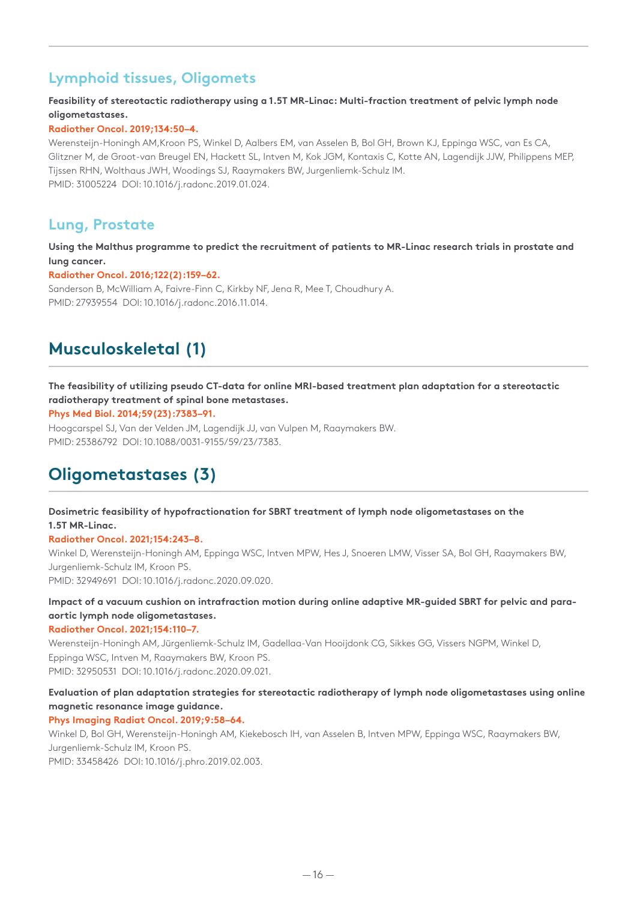### Lymphoid tissues, Oligomets

**Feasibility of stereotactic radiotherapy using a 1.5T MR-Linac: Multi-fraction treatment of pelvic lymph node oligometastases.**

**Radiother Oncol. 2019;134:50–4.**

Werensteijn-Honingh AM,Kroon PS, Winkel D, Aalbers EM, van Asselen B, Bol GH, Brown KJ, Eppinga WSC, van Es CA, Glitzner M, de Groot-van Breugel EN, Hackett SL, Intven M, Kok JGM, Kontaxis C, Kotte AN, Lagendijk JJW, Philippens MEP, Tijssen RHN, Wolthaus JWH, Woodings SJ, Raaymakers BW, Jurgenliemk-Schulz IM.
PMID: 31005224 DOI: 10.1016/j.radonc.2019.01.024.

### Lung, Prostate

**Using the Malthus programme to predict the recruitment of patients to MR-Linac research trials in prostate and lung cancer.**

**Radiother Oncol. 2016;122(2):159–62.**

Sanderson B, McWilliam A, Faivre-Finn C, Kirkby NF, Jena R, Mee T, Choudhury A.
PMID: 27939554 DOI: 10.1016/j.radonc.2016.11.014.

## Musculoskeletal (1)

**The feasibility of utilizing pseudo CT-data for online MRI-based treatment plan adaptation for a stereotactic radiotherapy treatment of spinal bone metastases.**

**Phys Med Biol. 2014;59(23):7383–91.**

Hoogcarspel SJ, Van der Velden JM, Lagendijk JJ, van Vulpen M, Raaymakers BW.
PMID: 25386792 DOI: 10.1088/0031-9155/59/23/7383.

## Oligometastases (3)

**Dosimetric feasibility of hypofractionation for SBRT treatment of lymph node oligometastases on the 1.5T MR-Linac.**

**Radiother Oncol. 2021;154:243–8.**

Winkel D, Werensteijn-Honingh AM, Eppinga WSC, Intven MPW, Hes J, Snoeren LMW, Visser SA, Bol GH, Raaymakers BW, Jurgenliemk-Schulz IM, Kroon PS.
PMID: 32949691 DOI: 10.1016/j.radonc.2020.09.020.

**Impact of a vacuum cushion on intrafraction motion during online adaptive MR-guided SBRT for pelvic and para-aortic lymph node oligometastases.**

**Radiother Oncol. 2021;154:110–7.**

Werensteijn-Honingh AM, Jürgenliemk-Schulz IM, Gadellaa-Van Hooijdonk CG, Sikkes GG, Vissers NGPM, Winkel D, Eppinga WSC, Intven M, Raaymakers BW, Kroon PS.
PMID: 32950531 DOI: 10.1016/j.radonc.2020.09.021.

**Evaluation of plan adaptation strategies for stereotactic radiotherapy of lymph node oligometastases using online magnetic resonance image guidance.**

**Phys Imaging Radiat Oncol. 2019;9:58–64.**

Winkel D, Bol GH, Werensteijn-Honingh AM, Kiekebosch IH, van Asselen B, Intven MPW, Eppinga WSC, Raaymakers BW, Jurgenliemk-Schulz IM, Kroon PS.
PMID: 33458426 DOI: 10.1016/j.phro.2019.02.003.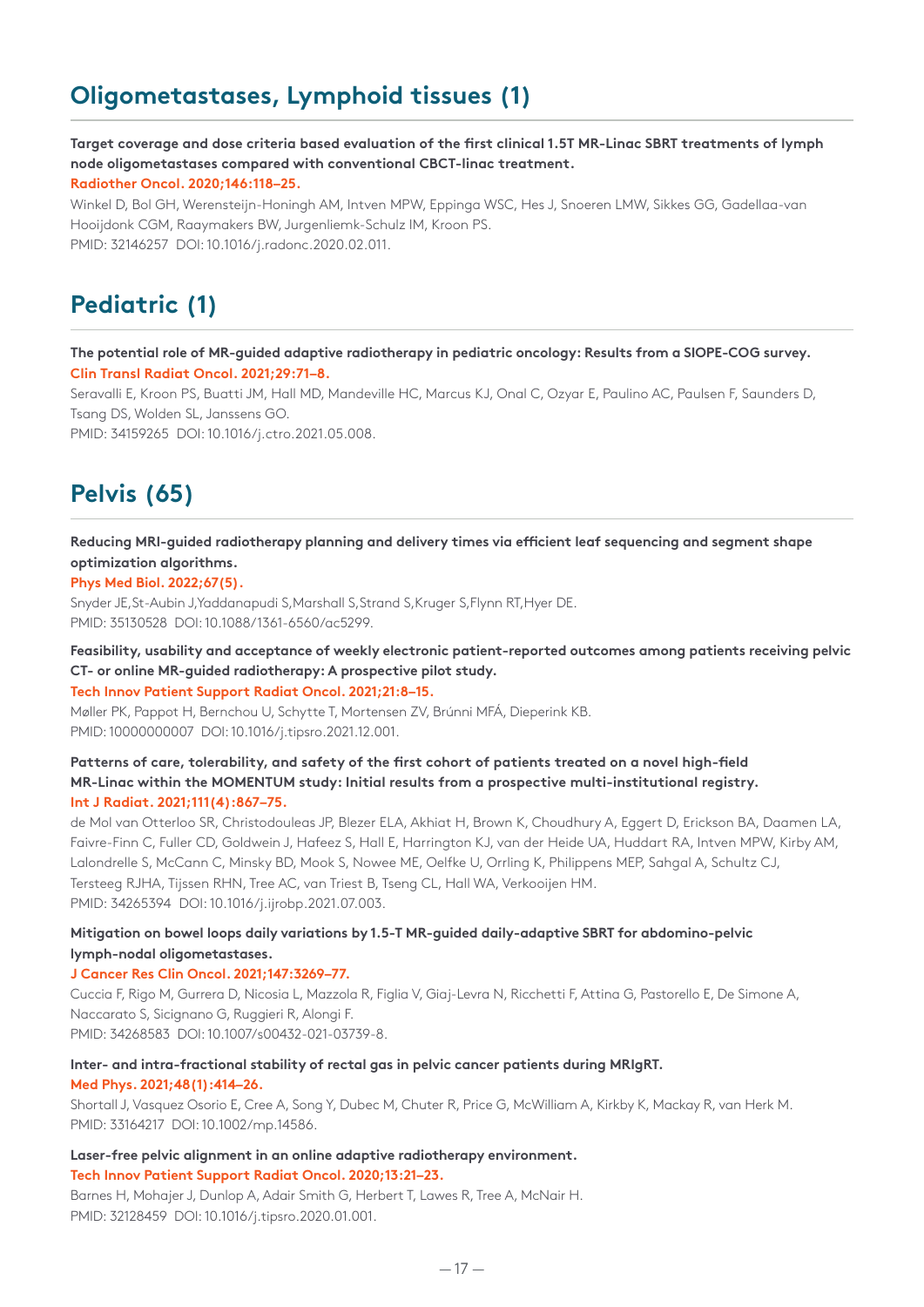## Oligometastases, Lymphoid tissues (1)

**Target coverage and dose criteria based evaluation of the first clinical 1.5T MR-Linac SBRT treatments of lymph node oligometastases compared with conventional CBCT-linac treatment.**
**Radiother Oncol. 2020;146:118–25.**
Winkel D, Bol GH, Werensteijn-Honingh AM, Intven MPW, Eppinga WSC, Hes J, Snoeren LMW, Sikkes GG, Gadellaa-van Hooijdonk CGM, Raaymakers BW, Jurgenliemk-Schulz IM, Kroon PS.
PMID: 32146257 DOI: 10.1016/j.radonc.2020.02.011.

## Pediatric (1)

**The potential role of MR-guided adaptive radiotherapy in pediatric oncology: Results from a SIOPE-COG survey.**
**Clin Transl Radiat Oncol. 2021;29:71–8.**
Seravalli E, Kroon PS, Buatti JM, Hall MD, Mandeville HC, Marcus KJ, Onal C, Ozyar E, Paulino AC, Paulsen F, Saunders D, Tsang DS, Wolden SL, Janssens GO.
PMID: 34159265 DOI: 10.1016/j.ctro.2021.05.008.

## Pelvis (65)

**Reducing MRI-guided radiotherapy planning and delivery times via efficient leaf sequencing and segment shape optimization algorithms.**
**Phys Med Biol. 2022;67(5).**
Snyder JE,St-Aubin J,Yaddanapudi S,Marshall S,Strand S,Kruger S,Flynn RT,Hyer DE.
PMID: 35130528 DOI: 10.1088/1361-6560/ac5299.

**Feasibility, usability and acceptance of weekly electronic patient-reported outcomes among patients receiving pelvic CT- or online MR-guided radiotherapy: A prospective pilot study.**
**Tech Innov Patient Support Radiat Oncol. 2021;21:8–15.**
Møller PK, Pappot H, Bernchou U, Schytte T, Mortensen ZV, Brúnni MFÁ, Dieperink KB.
PMID: 10000000007 DOI: 10.1016/j.tipsro.2021.12.001.

**Patterns of care, tolerability, and safety of the first cohort of patients treated on a novel high-field MR-Linac within the MOMENTUM study: Initial results from a prospective multi-institutional registry.**
**Int J Radiat. 2021;111(4):867–75.**
de Mol van Otterloo SR, Christodouleas JP, Blezer ELA, Akhiat H, Brown K, Choudhury A, Eggert D, Erickson BA, Daamen LA, Faivre-Finn C, Fuller CD, Goldwein J, Hafeez S, Hall E, Harrington KJ, van der Heide UA, Huddart RA, Intven MPW, Kirby AM, Lalondrelle S, McCann C, Minsky BD, Mook S, Nowee ME, Oelfke U, Orrling K, Philippens MEP, Sahgal A, Schultz CJ, Tersteeg RJHA, Tijssen RHN, Tree AC, van Triest B, Tseng CL, Hall WA, Verkooijen HM.
PMID: 34265394 DOI: 10.1016/j.ijrobp.2021.07.003.

**Mitigation on bowel loops daily variations by 1.5-T MR-guided daily-adaptive SBRT for abdomino-pelvic lymph-nodal oligometastases.**
**J Cancer Res Clin Oncol. 2021;147:3269–77.**
Cuccia F, Rigo M, Gurrera D, Nicosia L, Mazzola R, Figlia V, Giaj-Levra N, Ricchetti F, Attina G, Pastorello E, De Simone A, Naccarato S, Sicignano G, Ruggieri R, Alongi F.
PMID: 34268583 DOI: 10.1007/s00432-021-03739-8.

**Inter- and intra-fractional stability of rectal gas in pelvic cancer patients during MRIgRT.**
**Med Phys. 2021;48(1):414–26.**
Shortall J, Vasquez Osorio E, Cree A, Song Y, Dubec M, Chuter R, Price G, McWilliam A, Kirkby K, Mackay R, van Herk M.
PMID: 33164217 DOI: 10.1002/mp.14586.

**Laser-free pelvic alignment in an online adaptive radiotherapy environment.**
**Tech Innov Patient Support Radiat Oncol. 2020;13:21–23.**
Barnes H, Mohajer J, Dunlop A, Adair Smith G, Herbert T, Lawes R, Tree A, McNair H.
PMID: 32128459 DOI: 10.1016/j.tipsro.2020.01.001.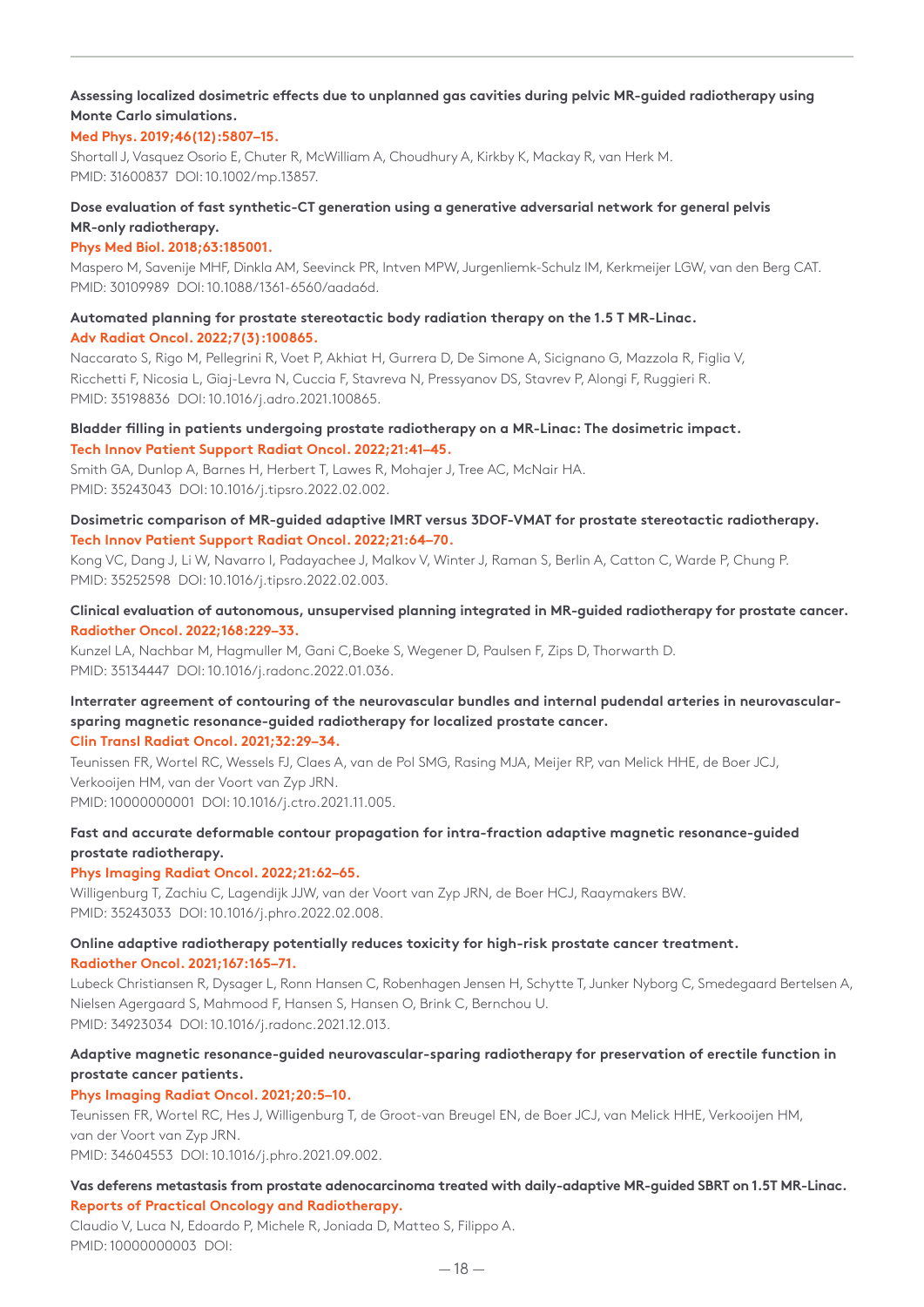**Assessing localized dosimetric effects due to unplanned gas cavities during pelvic MR-guided radiotherapy using Monte Carlo simulations.**

**Med Phys. 2019;46(12):5807–15.**

Shortall J, Vasquez Osorio E, Chuter R, McWilliam A, Choudhury A, Kirkby K, Mackay R, van Herk M.
PMID: 31600837 DOI: 10.1002/mp.13857.

**Dose evaluation of fast synthetic-CT generation using a generative adversarial network for general pelvis MR-only radiotherapy.**

**Phys Med Biol. 2018;63:185001.**

Maspero M, Savenije MHF, Dinkla AM, Seevinck PR, Intven MPW, Jurgenliemk-Schulz IM, Kerkmeijer LGW, van den Berg CAT.
PMID: 30109989 DOI: 10.1088/1361-6560/aada6d.

**Automated planning for prostate stereotactic body radiation therapy on the 1.5 T MR-Linac.**

**Adv Radiat Oncol. 2022;7(3):100865.**

Naccarato S, Rigo M, Pellegrini R, Voet P, Akhiat H, Gurrera D, De Simone A, Sicignano G, Mazzola R, Figlia V, Ricchetti F, Nicosia L, Giaj-Levra N, Cuccia F, Stavreva N, Pressyanov DS, Stavrev P, Alongi F, Ruggieri R.
PMID: 35198836 DOI: 10.1016/j.adro.2021.100865.

**Bladder filling in patients undergoing prostate radiotherapy on a MR-Linac: The dosimetric impact.**

**Tech Innov Patient Support Radiat Oncol. 2022;21:41–45.**

Smith GA, Dunlop A, Barnes H, Herbert T, Lawes R, Mohajer J, Tree AC, McNair HA.
PMID: 35243043 DOI: 10.1016/j.tipsro.2022.02.002.

**Dosimetric comparison of MR-guided adaptive IMRT versus 3DOF-VMAT for prostate stereotactic radiotherapy.**

**Tech Innov Patient Support Radiat Oncol. 2022;21:64–70.**

Kong VC, Dang J, Li W, Navarro I, Padayachee J, Malkov V, Winter J, Raman S, Berlin A, Catton C, Warde P, Chung P.
PMID: 35252598 DOI: 10.1016/j.tipsro.2022.02.003.

**Clinical evaluation of autonomous, unsupervised planning integrated in MR-guided radiotherapy for prostate cancer.**

**Radiother Oncol. 2022;168:229–33.**

Kunzel LA, Nachbar M, Hagmuller M, Gani C,Boeke S, Wegener D, Paulsen F, Zips D, Thorwarth D.
PMID: 35134447 DOI: 10.1016/j.radonc.2022.01.036.

**Interrater agreement of contouring of the neurovascular bundles and internal pudendal arteries in neurovascular-sparing magnetic resonance-guided radiotherapy for localized prostate cancer.**

**Clin Transl Radiat Oncol. 2021;32:29–34.**

Teunissen FR, Wortel RC, Wessels FJ, Claes A, van de Pol SMG, Rasing MJA, Meijer RP, van Melick HHE, de Boer JCJ, Verkooijen HM, van der Voort van Zyp JRN.
PMID: 10000000001 DOI: 10.1016/j.ctro.2021.11.005.

**Fast and accurate deformable contour propagation for intra-fraction adaptive magnetic resonance-guided prostate radiotherapy.**

**Phys Imaging Radiat Oncol. 2022;21:62–65.**

Willigenburg T, Zachiu C, Lagendijk JJW, van der Voort van Zyp JRN, de Boer HCJ, Raaymakers BW.
PMID: 35243033 DOI: 10.1016/j.phro.2022.02.008.

**Online adaptive radiotherapy potentially reduces toxicity for high-risk prostate cancer treatment.**

**Radiother Oncol. 2021;167:165–71.**

Lubeck Christiansen R, Dysager L, Ronn Hansen C, Robenhagen Jensen H, Schytte T, Junker Nyborg C, Smedegaard Bertelsen A, Nielsen Agergaard S, Mahmood F, Hansen S, Hansen O, Brink C, Bernchou U.
PMID: 34923034 DOI: 10.1016/j.radonc.2021.12.013.

**Adaptive magnetic resonance-guided neurovascular-sparing radiotherapy for preservation of erectile function in prostate cancer patients.**

**Phys Imaging Radiat Oncol. 2021;20:5–10.**

Teunissen FR, Wortel RC, Hes J, Willigenburg T, de Groot-van Breugel EN, de Boer JCJ, van Melick HHE, Verkooijen HM, van der Voort van Zyp JRN.
PMID: 34604553 DOI: 10.1016/j.phro.2021.09.002.

**Vas deferens metastasis from prostate adenocarcinoma treated with daily-adaptive MR-guided SBRT on 1.5T MR-Linac.**

**Reports of Practical Oncology and Radiotherapy.**

Claudio V, Luca N, Edoardo P, Michele R, Joniada D, Matteo S, Filippo A.
PMID: 10000000003 DOI: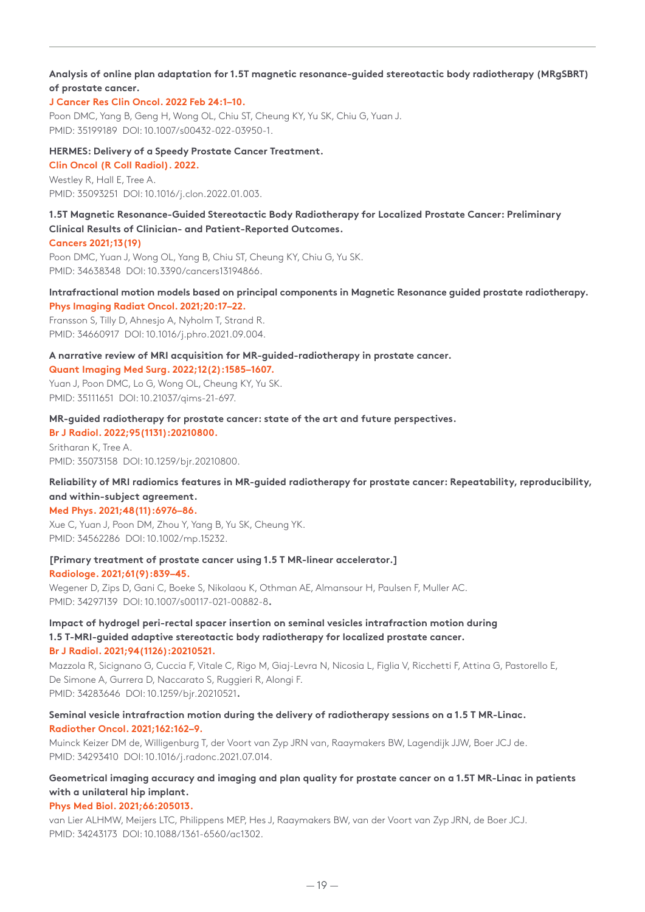**Analysis of online plan adaptation for 1.5T magnetic resonance-guided stereotactic body radiotherapy (MRgSBRT) of prostate cancer.**
J Cancer Res Clin Oncol. 2022 Feb 24:1–10.
Poon DMC, Yang B, Geng H, Wong OL, Chiu ST, Cheung KY, Yu SK, Chiu G, Yuan J.
PMID: 35199189 DOI: 10.1007/s00432-022-03950-1.

**HERMES: Delivery of a Speedy Prostate Cancer Treatment.**
Clin Oncol (R Coll Radiol). 2022.
Westley R, Hall E, Tree A.
PMID: 35093251 DOI: 10.1016/j.clon.2022.01.003.

**1.5T Magnetic Resonance-Guided Stereotactic Body Radiotherapy for Localized Prostate Cancer: Preliminary Clinical Results of Clinician- and Patient-Reported Outcomes.**
Cancers 2021;13(19)
Poon DMC, Yuan J, Wong OL, Yang B, Chiu ST, Cheung KY, Chiu G, Yu SK.
PMID: 34638348 DOI: 10.3390/cancers13194866.

**Intrafractional motion models based on principal components in Magnetic Resonance guided prostate radiotherapy.**
Phys Imaging Radiat Oncol. 2021;20:17–22.
Fransson S, Tilly D, Ahnesjo A, Nyholm T, Strand R.
PMID: 34660917 DOI: 10.1016/j.phro.2021.09.004.

**A narrative review of MRI acquisition for MR-guided-radiotherapy in prostate cancer.**
Quant Imaging Med Surg. 2022;12(2):1585–1607.
Yuan J, Poon DMC, Lo G, Wong OL, Cheung KY, Yu SK.
PMID: 35111651 DOI: 10.21037/qims-21-697.

**MR-guided radiotherapy for prostate cancer: state of the art and future perspectives.**
Br J Radiol. 2022;95(1131):20210800.
Sritharan K, Tree A.
PMID: 35073158 DOI: 10.1259/bjr.20210800.

**Reliability of MRI radiomics features in MR-guided radiotherapy for prostate cancer: Repeatability, reproducibility, and within-subject agreement.**
Med Phys. 2021;48(11):6976–86.
Xue C, Yuan J, Poon DM, Zhou Y, Yang B, Yu SK, Cheung YK.
PMID: 34562286 DOI: 10.1002/mp.15232.

**[Primary treatment of prostate cancer using 1.5 T MR-linear accelerator.]**
Radiologe. 2021;61(9):839–45.
Wegener D, Zips D, Gani C, Boeke S, Nikolaou K, Othman AE, Almansour H, Paulsen F, Muller AC.
PMID: 34297139 DOI: 10.1007/s00117-021-00882-8.

**Impact of hydrogel peri-rectal spacer insertion on seminal vesicles intrafraction motion during 1.5 T-MRI-guided adaptive stereotactic body radiotherapy for localized prostate cancer.**
Br J Radiol. 2021;94(1126):20210521.
Mazzola R, Sicignano G, Cuccia F, Vitale C, Rigo M, Giaj-Levra N, Nicosia L, Figlia V, Ricchetti F, Attina G, Pastorello E, De Simone A, Gurrera D, Naccarato S, Ruggieri R, Alongi F.
PMID: 34283646 DOI: 10.1259/bjr.20210521.

**Seminal vesicle intrafraction motion during the delivery of radiotherapy sessions on a 1.5 T MR-Linac.**
Radiother Oncol. 2021;162:162–9.
Muinck Keizer DM de, Willigenburg T, der Voort van Zyp JRN van, Raaymakers BW, Lagendijk JJW, Boer JCJ de.
PMID: 34293410 DOI: 10.1016/j.radonc.2021.07.014.

**Geometrical imaging accuracy and imaging and plan quality for prostate cancer on a 1.5T MR-Linac in patients with a unilateral hip implant.**
Phys Med Biol. 2021;66:205013.
van Lier ALHMW, Meijers LTC, Philippens MEP, Hes J, Raaymakers BW, van der Voort van Zyp JRN, de Boer JCJ.
PMID: 34243173 DOI: 10.1088/1361-6560/ac1302.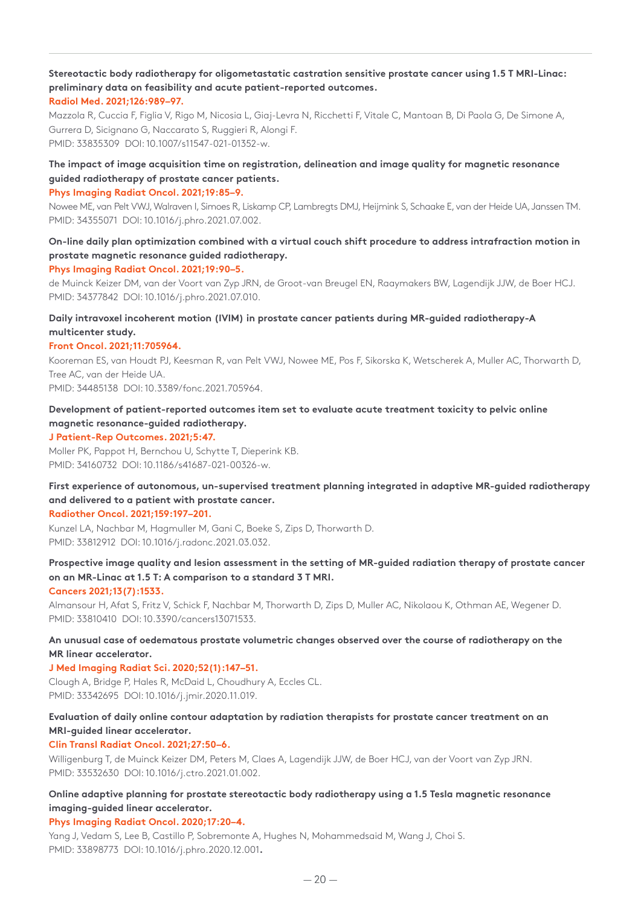**Stereotactic body radiotherapy for oligometastatic castration sensitive prostate cancer using 1.5 T MRI-Linac: preliminary data on feasibility and acute patient-reported outcomes.**
**Radiol Med. 2021;126:989–97.**
Mazzola R, Cuccia F, Figlia V, Rigo M, Nicosia L, Giaj-Levra N, Ricchetti F, Vitale C, Mantoan B, Di Paola G, De Simone A, Gurrera D, Sicignano G, Naccarato S, Ruggieri R, Alongi F.
PMID: 33835309 DOI: 10.1007/s11547-021-01352-w.

**The impact of image acquisition time on registration, delineation and image quality for magnetic resonance guided radiotherapy of prostate cancer patients.**
**Phys Imaging Radiat Oncol. 2021;19:85–9.**
Nowee ME, van Pelt VWJ, Walraven I, Simoes R, Liskamp CP, Lambregts DMJ, Heijmink S, Schaake E, van der Heide UA, Janssen TM.
PMID: 34355071 DOI: 10.1016/j.phro.2021.07.002.

**On-line daily plan optimization combined with a virtual couch shift procedure to address intrafraction motion in prostate magnetic resonance guided radiotherapy.**
**Phys Imaging Radiat Oncol. 2021;19:90–5.**
de Muinck Keizer DM, van der Voort van Zyp JRN, de Groot-van Breugel EN, Raaymakers BW, Lagendijk JJW, de Boer HCJ.
PMID: 34377842 DOI: 10.1016/j.phro.2021.07.010.

**Daily intravoxel incoherent motion (IVIM) in prostate cancer patients during MR-guided radiotherapy-A multicenter study.**
**Front Oncol. 2021;11:705964.**
Kooreman ES, van Houdt PJ, Keesman R, van Pelt VWJ, Nowee ME, Pos F, Sikorska K, Wetscherek A, Muller AC, Thorwarth D, Tree AC, van der Heide UA.
PMID: 34485138 DOI: 10.3389/fonc.2021.705964.

**Development of patient-reported outcomes item set to evaluate acute treatment toxicity to pelvic online magnetic resonance-guided radiotherapy.**
**J Patient-Rep Outcomes. 2021;5:47.**
Moller PK, Pappot H, Bernchou U, Schytte T, Dieperink KB.
PMID: 34160732 DOI: 10.1186/s41687-021-00326-w.

**First experience of autonomous, un-supervised treatment planning integrated in adaptive MR-guided radiotherapy and delivered to a patient with prostate cancer.**
**Radiother Oncol. 2021;159:197–201.**
Kunzel LA, Nachbar M, Hagmuller M, Gani C, Boeke S, Zips D, Thorwarth D.
PMID: 33812912 DOI: 10.1016/j.radonc.2021.03.032.

**Prospective image quality and lesion assessment in the setting of MR-guided radiation therapy of prostate cancer on an MR-Linac at 1.5 T: A comparison to a standard 3 T MRI.**
**Cancers 2021;13(7):1533.**
Almansour H, Afat S, Fritz V, Schick F, Nachbar M, Thorwarth D, Zips D, Muller AC, Nikolaou K, Othman AE, Wegener D.
PMID: 33810410 DOI: 10.3390/cancers13071533.

**An unusual case of oedematous prostate volumetric changes observed over the course of radiotherapy on the MR linear accelerator.**
**J Med Imaging Radiat Sci. 2020;52(1):147–51.**
Clough A, Bridge P, Hales R, McDaid L, Choudhury A, Eccles CL.
PMID: 33342695 DOI: 10.1016/j.jmir.2020.11.019.

**Evaluation of daily online contour adaptation by radiation therapists for prostate cancer treatment on an MRI-guided linear accelerator.**
**Clin Transl Radiat Oncol. 2021;27:50–6.**
Willigenburg T, de Muinck Keizer DM, Peters M, Claes A, Lagendijk JJW, de Boer HCJ, van der Voort van Zyp JRN.
PMID: 33532630 DOI: 10.1016/j.ctro.2021.01.002.

**Online adaptive planning for prostate stereotactic body radiotherapy using a 1.5 Tesla magnetic resonance imaging-guided linear accelerator.**
**Phys Imaging Radiat Oncol. 2020;17:20–4.**
Yang J, Vedam S, Lee B, Castillo P, Sobremonte A, Hughes N, Mohammedsaid M, Wang J, Choi S.
PMID: 33898773 DOI: 10.1016/j.phro.2020.12.001.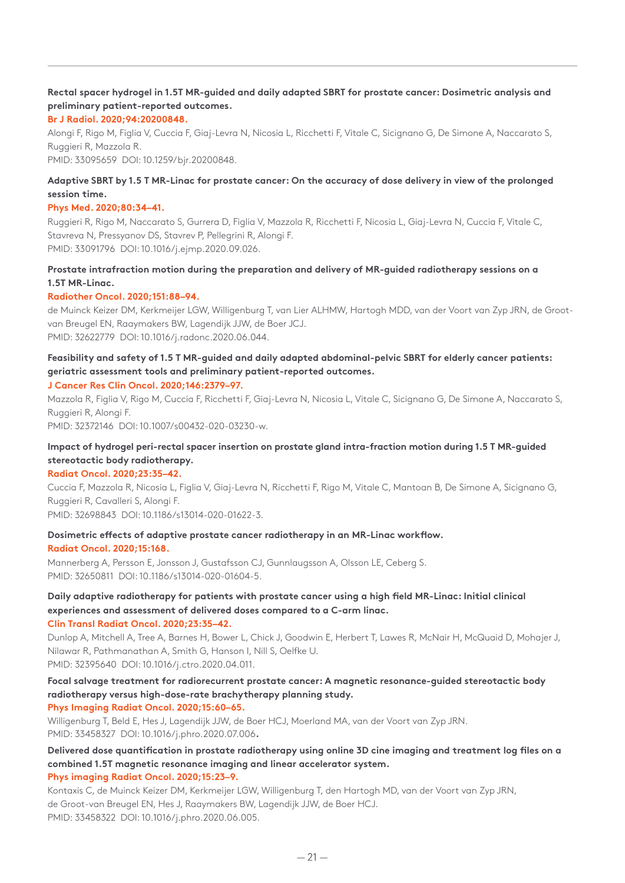**Rectal spacer hydrogel in 1.5T MR-guided and daily adapted SBRT for prostate cancer: Dosimetric analysis and preliminary patient-reported outcomes.**

**Br J Radiol. 2020;94:20200848.**

Alongi F, Rigo M, Figlia V, Cuccia F, Giaj-Levra N, Nicosia L, Ricchetti F, Vitale C, Sicignano G, De Simone A, Naccarato S, Ruggieri R, Mazzola R.

PMID: 33095659 DOI: 10.1259/bjr.20200848.

**Adaptive SBRT by 1.5 T MR-Linac for prostate cancer: On the accuracy of dose delivery in view of the prolonged session time.**

**Phys Med. 2020;80:34–41.**

Ruggieri R, Rigo M, Naccarato S, Gurrera D, Figlia V, Mazzola R, Ricchetti F, Nicosia L, Giaj-Levra N, Cuccia F, Vitale C, Stavreva N, Pressyanov DS, Stavrev P, Pellegrini R, Alongi F.

PMID: 33091796 DOI: 10.1016/j.ejmp.2020.09.026.

**Prostate intrafraction motion during the preparation and delivery of MR-guided radiotherapy sessions on a 1.5T MR-Linac.**

**Radiother Oncol. 2020;151:88–94.**

de Muinck Keizer DM, Kerkmeijer LGW, Willigenburg T, van Lier ALHMW, Hartogh MDD, van der Voort van Zyp JRN, de Groot-van Breugel EN, Raaymakers BW, Lagendijk JJW, de Boer JCJ.

PMID: 32622779 DOI: 10.1016/j.radonc.2020.06.044.

**Feasibility and safety of 1.5 T MR-guided and daily adapted abdominal-pelvic SBRT for elderly cancer patients: geriatric assessment tools and preliminary patient-reported outcomes.**

**J Cancer Res Clin Oncol. 2020;146:2379–97.**

Mazzola R, Figlia V, Rigo M, Cuccia F, Ricchetti F, Giaj-Levra N, Nicosia L, Vitale C, Sicignano G, De Simone A, Naccarato S, Ruggieri R, Alongi F.

PMID: 32372146 DOI: 10.1007/s00432-020-03230-w.

**Impact of hydrogel peri-rectal spacer insertion on prostate gland intra-fraction motion during 1.5 T MR-guided stereotactic body radiotherapy.**

**Radiat Oncol. 2020;23:35–42.**

Cuccia F, Mazzola R, Nicosia L, Figlia V, Giaj-Levra N, Ricchetti F, Rigo M, Vitale C, Mantoan B, De Simone A, Sicignano G, Ruggieri R, Cavalleri S, Alongi F.

PMID: 32698843 DOI: 10.1186/s13014-020-01622-3.

**Dosimetric effects of adaptive prostate cancer radiotherapy in an MR-Linac workflow.**

**Radiat Oncol. 2020;15:168.**

Mannerberg A, Persson E, Jonsson J, Gustafsson CJ, Gunnlaugsson A, Olsson LE, Ceberg S.

PMID: 32650811 DOI: 10.1186/s13014-020-01604-5.

**Daily adaptive radiotherapy for patients with prostate cancer using a high field MR-Linac: Initial clinical experiences and assessment of delivered doses compared to a C-arm linac.**

**Clin Transl Radiat Oncol. 2020;23:35–42.**

Dunlop A, Mitchell A, Tree A, Barnes H, Bower L, Chick J, Goodwin E, Herbert T, Lawes R, McNair H, McQuaid D, Mohajer J, Nilawar R, Pathmanathan A, Smith G, Hanson I, Nill S, Oelfke U.

PMID: 32395640 DOI: 10.1016/j.ctro.2020.04.011.

**Focal salvage treatment for radiorecurrent prostate cancer: A magnetic resonance-guided stereotactic body radiotherapy versus high-dose-rate brachytherapy planning study.**

**Phys Imaging Radiat Oncol. 2020;15:60–65.**

Willigenburg T, Beld E, Hes J, Lagendijk JJW, de Boer HCJ, Moerland MA, van der Voort van Zyp JRN.

PMID: 33458327 DOI: 10.1016/j.phro.2020.07.006.

**Delivered dose quantification in prostate radiotherapy using online 3D cine imaging and treatment log files on a combined 1.5T magnetic resonance imaging and linear accelerator system.**

**Phys imaging Radiat Oncol. 2020;15:23–9.**

Kontaxis C, de Muinck Keizer DM, Kerkmeijer LGW, Willigenburg T, den Hartogh MD, van der Voort van Zyp JRN, de Groot-van Breugel EN, Hes J, Raaymakers BW, Lagendijk JJW, de Boer HCJ.

PMID: 33458322 DOI: 10.1016/j.phro.2020.06.005.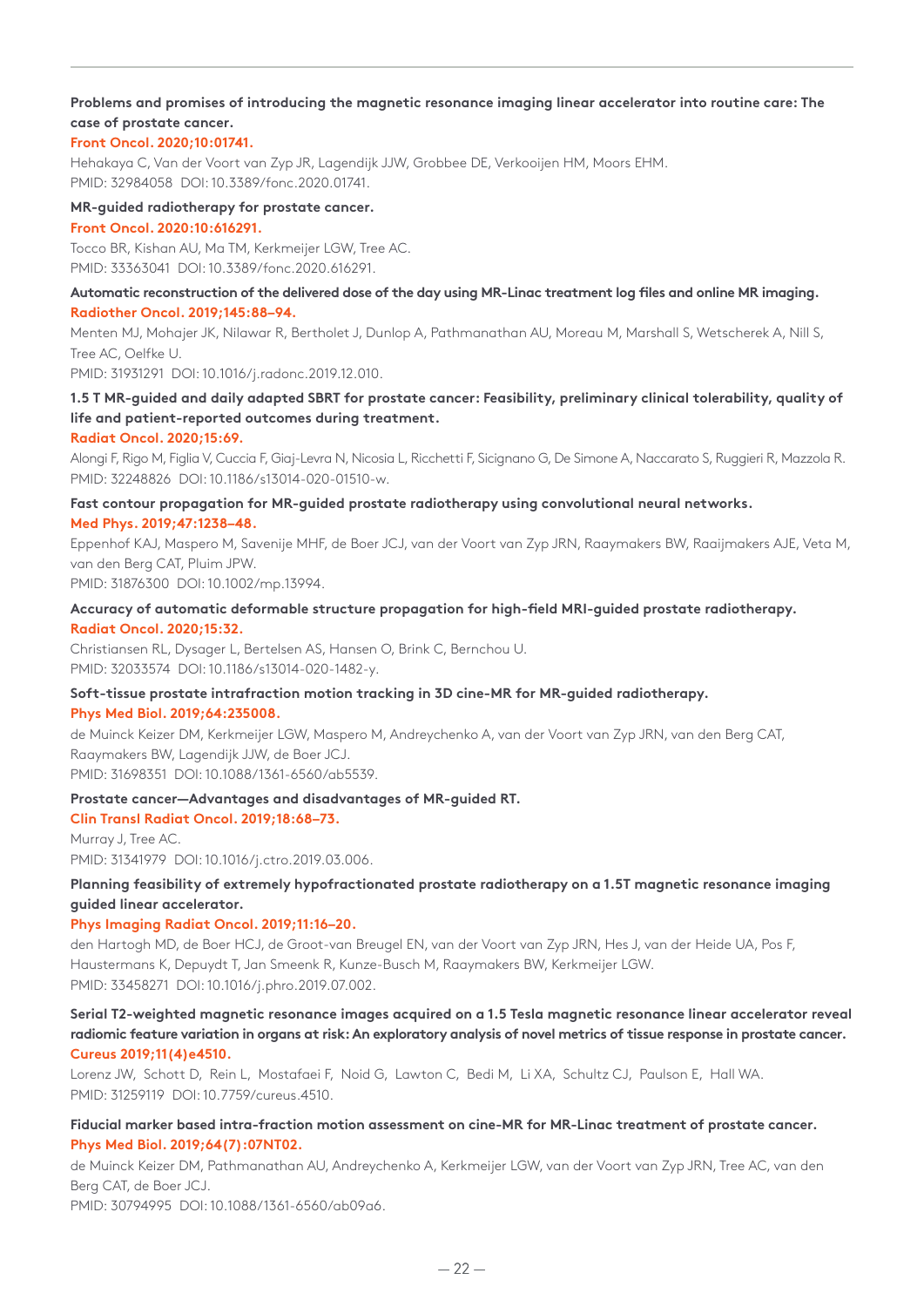**Problems and promises of introducing the magnetic resonance imaging linear accelerator into routine care: The case of prostate cancer.**
**Front Oncol. 2020;10:01741.**
Hehakaya C, Van der Voort van Zyp JR, Lagendijk JJW, Grobbee DE, Verkooijen HM, Moors EHM.
PMID: 32984058 DOI: 10.3389/fonc.2020.01741.

**MR-guided radiotherapy for prostate cancer.**
**Front Oncol. 2020:10:616291.**
Tocco BR, Kishan AU, Ma TM, Kerkmeijer LGW, Tree AC.
PMID: 33363041 DOI: 10.3389/fonc.2020.616291.

**Automatic reconstruction of the delivered dose of the day using MR-Linac treatment log files and online MR imaging.**
**Radiother Oncol. 2019;145:88–94.**
Menten MJ, Mohajer JK, Nilawar R, Bertholet J, Dunlop A, Pathmanathan AU, Moreau M, Marshall S, Wetscherek A, Nill S, Tree AC, Oelfke U.
PMID: 31931291 DOI: 10.1016/j.radonc.2019.12.010.

**1.5 T MR-guided and daily adapted SBRT for prostate cancer: Feasibility, preliminary clinical tolerability, quality of life and patient-reported outcomes during treatment.**
**Radiat Oncol. 2020;15:69.**
Alongi F, Rigo M, Figlia V, Cuccia F, Giaj-Levra N, Nicosia L, Ricchetti F, Sicignano G, De Simone A, Naccarato S, Ruggieri R, Mazzola R.
PMID: 32248826 DOI: 10.1186/s13014-020-01510-w.

**Fast contour propagation for MR-guided prostate radiotherapy using convolutional neural networks.**
**Med Phys. 2019;47:1238–48.**
Eppenhof KAJ, Maspero M, Savenije MHF, de Boer JCJ, van der Voort van Zyp JRN, Raaymakers BW, Raaijmakers AJE, Veta M, van den Berg CAT, Pluim JPW.
PMID: 31876300 DOI: 10.1002/mp.13994.

**Accuracy of automatic deformable structure propagation for high-field MRI-guided prostate radiotherapy.**
**Radiat Oncol. 2020;15:32.**
Christiansen RL, Dysager L, Bertelsen AS, Hansen O, Brink C, Bernchou U.
PMID: 32033574 DOI: 10.1186/s13014-020-1482-y.

**Soft-tissue prostate intrafraction motion tracking in 3D cine-MR for MR-guided radiotherapy.**
**Phys Med Biol. 2019;64:235008.**
de Muinck Keizer DM, Kerkmeijer LGW, Maspero M, Andreychenko A, van der Voort van Zyp JRN, van den Berg CAT, Raaymakers BW, Lagendijk JJW, de Boer JCJ.
PMID: 31698351 DOI: 10.1088/1361-6560/ab5539.

**Prostate cancer—Advantages and disadvantages of MR-guided RT.**
**Clin Transl Radiat Oncol. 2019;18:68–73.**
Murray J, Tree AC.
PMID: 31341979 DOI: 10.1016/j.ctro.2019.03.006.

**Planning feasibility of extremely hypofractionated prostate radiotherapy on a 1.5T magnetic resonance imaging guided linear accelerator.**
**Phys Imaging Radiat Oncol. 2019;11:16–20.**
den Hartogh MD, de Boer HCJ, de Groot-van Breugel EN, van der Voort van Zyp JRN, Hes J, van der Heide UA, Pos F, Haustermans K, Depuydt T, Jan Smeenk R, Kunze-Busch M, Raaymakers BW, Kerkmeijer LGW.
PMID: 33458271 DOI: 10.1016/j.phro.2019.07.002.

**Serial T2-weighted magnetic resonance images acquired on a 1.5 Tesla magnetic resonance linear accelerator reveal radiomic feature variation in organs at risk: An exploratory analysis of novel metrics of tissue response in prostate cancer.**
**Cureus 2019;11(4)e4510.**
Lorenz JW, Schott D, Rein L, Mostafaei F, Noid G, Lawton C, Bedi M, Li XA, Schultz CJ, Paulson E, Hall WA.
PMID: 31259119 DOI: 10.7759/cureus.4510.

**Fiducial marker based intra-fraction motion assessment on cine-MR for MR-Linac treatment of prostate cancer.**
**Phys Med Biol. 2019;64(7):07NT02.**
de Muinck Keizer DM, Pathmanathan AU, Andreychenko A, Kerkmeijer LGW, van der Voort van Zyp JRN, Tree AC, van den Berg CAT, de Boer JCJ.
PMID: 30794995 DOI: 10.1088/1361-6560/ab09a6.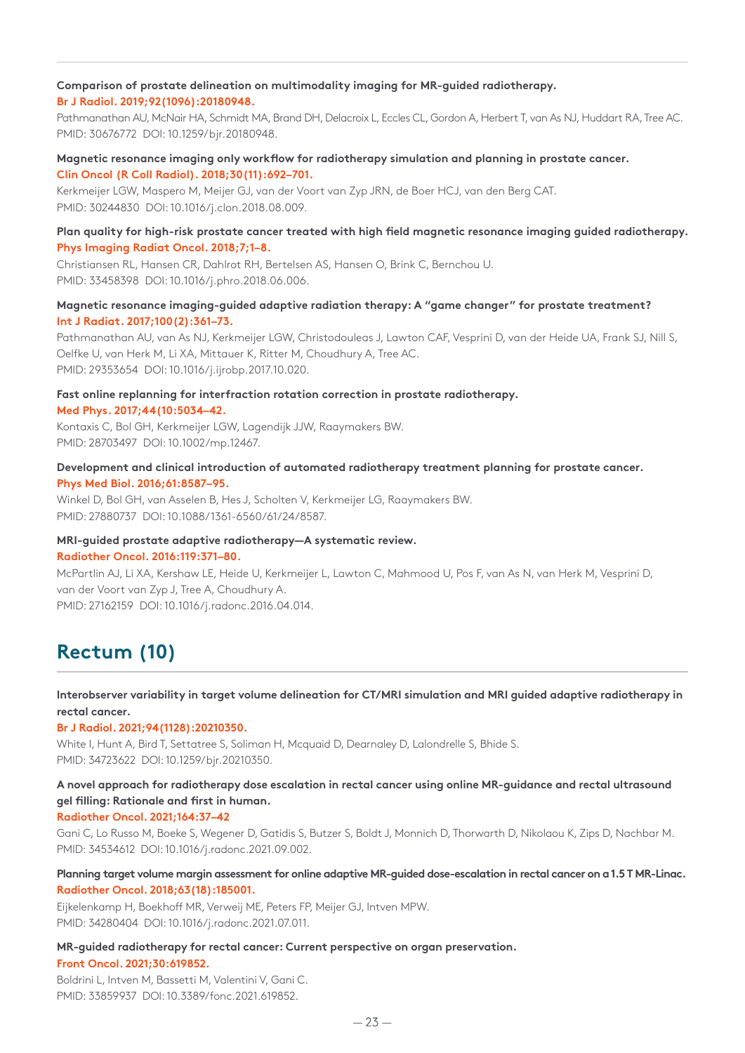**Comparison of prostate delineation on multimodality imaging for MR-guided radiotherapy.**
**Br J Radiol. 2019;92(1096):20180948.**
Pathmanathan AU, McNair HA, Schmidt MA, Brand DH, Delacroix L, Eccles CL, Gordon A, Herbert T, van As NJ, Huddart RA, Tree AC.
PMID: 30676772 DOI: 10.1259/bjr.20180948.

**Magnetic resonance imaging only workflow for radiotherapy simulation and planning in prostate cancer.**
**Clin Oncol (R Coll Radiol). 2018;30(11):692–701.**
Kerkmeijer LGW, Maspero M, Meijer GJ, van der Voort van Zyp JRN, de Boer HCJ, van den Berg CAT.
PMID: 30244830 DOI: 10.1016/j.clon.2018.08.009.

**Plan quality for high-risk prostate cancer treated with high field magnetic resonance imaging guided radiotherapy.**
**Phys Imaging Radiat Oncol. 2018;7;1–8.**
Christiansen RL, Hansen CR, Dahlrot RH, Bertelsen AS, Hansen O, Brink C, Bernchou U.
PMID: 33458398 DOI: 10.1016/j.phro.2018.06.006.

**Magnetic resonance imaging-guided adaptive radiation therapy: A "game changer" for prostate treatment?**
**Int J Radiat. 2017;100(2):361–73.**
Pathmanathan AU, van As NJ, Kerkmeijer LGW, Christodouleas J, Lawton CAF, Vesprini D, van der Heide UA, Frank SJ, Nill S, Oelfke U, van Herk M, Li XA, Mittauer K, Ritter M, Choudhury A, Tree AC.
PMID: 29353654 DOI: 10.1016/j.ijrobp.2017.10.020.

**Fast online replanning for interfraction rotation correction in prostate radiotherapy.**
**Med Phys. 2017;44(10:5034–42.**
Kontaxis C, Bol GH, Kerkmeijer LGW, Lagendijk JJW, Raaymakers BW.
PMID: 28703497 DOI: 10.1002/mp.12467.

**Development and clinical introduction of automated radiotherapy treatment planning for prostate cancer.**
**Phys Med Biol. 2016;61:8587–95.**
Winkel D, Bol GH, van Asselen B, Hes J, Scholten V, Kerkmeijer LG, Raaymakers BW.
PMID: 27880737 DOI: 10.1088/1361-6560/61/24/8587.

**MRI-guided prostate adaptive radiotherapy—A systematic review.**
**Radiother Oncol. 2016:119:371–80.**
McPartlin AJ, Li XA, Kershaw LE, Heide U, Kerkmeijer L, Lawton C, Mahmood U, Pos F, van As N, van Herk M, Vesprini D, van der Voort van Zyp J, Tree A, Choudhury A.
PMID: 27162159 DOI: 10.1016/j.radonc.2016.04.014.

## Rectum (10)

**Interobserver variability in target volume delineation for CT/MRI simulation and MRI guided adaptive radiotherapy in rectal cancer.**
**Br J Radiol. 2021;94(1128):20210350.**
White I, Hunt A, Bird T, Settatree S, Soliman H, Mcquaid D, Dearnaley D, Lalondrelle S, Bhide S.
PMID: 34723622 DOI: 10.1259/bjr.20210350.

**A novel approach for radiotherapy dose escalation in rectal cancer using online MR-guidance and rectal ultrasound gel filling: Rationale and first in human.**
**Radiother Oncol. 2021;164:37–42**
Gani C, Lo Russo M, Boeke S, Wegener D, Gatidis S, Butzer S, Boldt J, Monnich D, Thorwarth D, Nikolaou K, Zips D, Nachbar M.
PMID: 34534612 DOI: 10.1016/j.radonc.2021.09.002.

**Planning target volume margin assessment for online adaptive MR-guided dose-escalation in rectal cancer on a 1.5 T MR-Linac.**
**Radiother Oncol. 2018;63(18):185001.**
Eijkelenkamp H, Boekhoff MR, Verweij ME, Peters FP, Meijer GJ, Intven MPW.
PMID: 34280404 DOI: 10.1016/j.radonc.2021.07.011.

**MR-guided radiotherapy for rectal cancer: Current perspective on organ preservation.**
**Front Oncol. 2021;30:619852.**
Boldrini L, Intven M, Bassetti M, Valentini V, Gani C.
PMID: 33859937 DOI: 10.3389/fonc.2021.619852.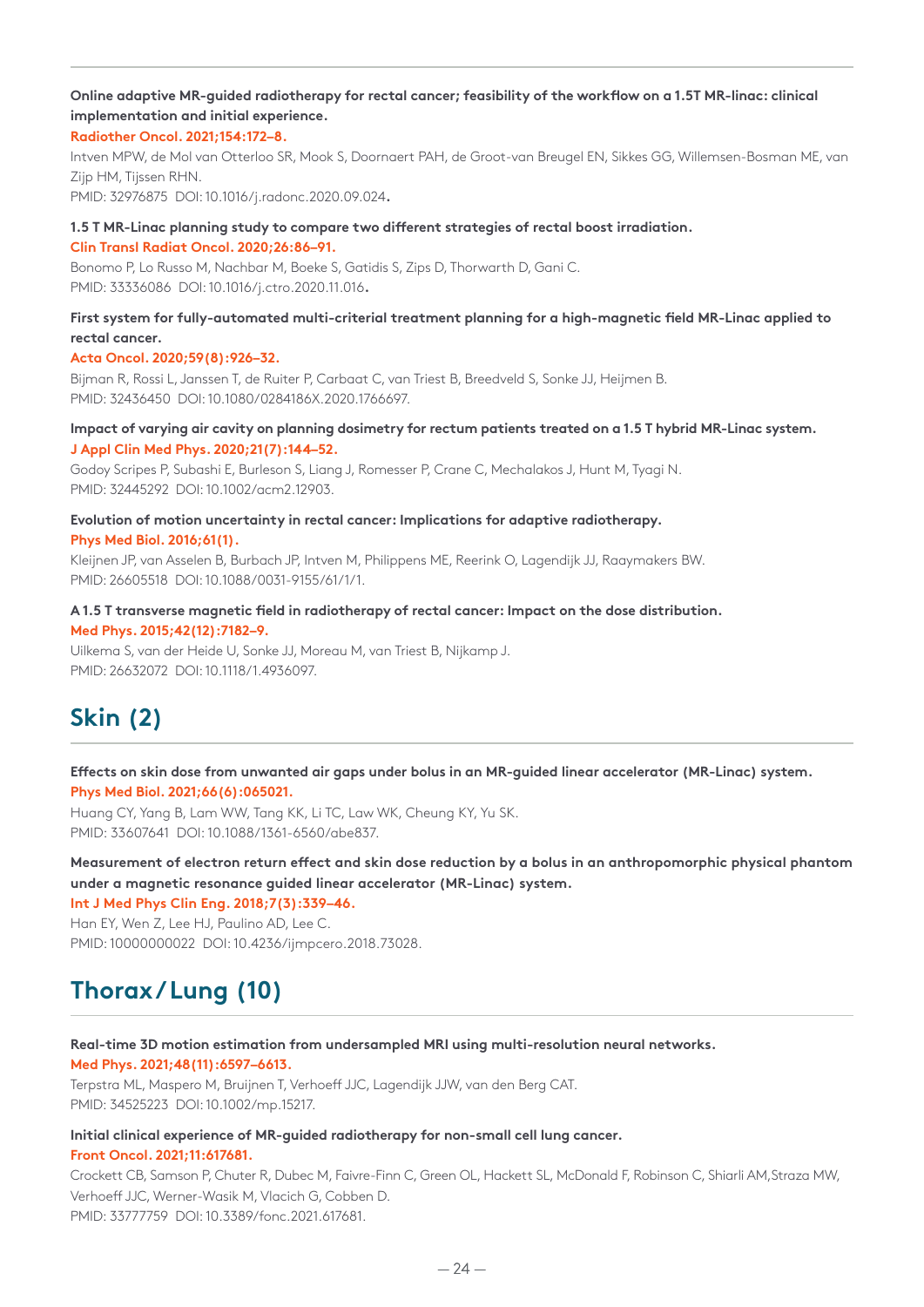**Online adaptive MR-guided radiotherapy for rectal cancer; feasibility of the workflow on a 1.5T MR-linac: clinical implementation and initial experience.**
**Radiother Oncol. 2021;154:172–8.**
Intven MPW, de Mol van Otterloo SR, Mook S, Doornaert PAH, de Groot-van Breugel EN, Sikkes GG, Willemsen-Bosman ME, van Zijp HM, Tijssen RHN.
PMID: 32976875 DOI: 10.1016/j.radonc.2020.09.024.

**1.5 T MR-Linac planning study to compare two different strategies of rectal boost irradiation.**
**Clin Transl Radiat Oncol. 2020;26:86–91.**
Bonomo P, Lo Russo M, Nachbar M, Boeke S, Gatidis S, Zips D, Thorwarth D, Gani C.
PMID: 33336086 DOI: 10.1016/j.ctro.2020.11.016.

**First system for fully-automated multi-criterial treatment planning for a high-magnetic field MR-Linac applied to rectal cancer.**
**Acta Oncol. 2020;59(8):926–32.**
Bijman R, Rossi L, Janssen T, de Ruiter P, Carbaat C, van Triest B, Breedveld S, Sonke JJ, Heijmen B.
PMID: 32436450 DOI: 10.1080/0284186X.2020.1766697.

**Impact of varying air cavity on planning dosimetry for rectum patients treated on a 1.5 T hybrid MR-Linac system.**
**J Appl Clin Med Phys. 2020;21(7):144–52.**
Godoy Scripes P, Subashi E, Burleson S, Liang J, Romesser P, Crane C, Mechalakos J, Hunt M, Tyagi N.
PMID: 32445292 DOI: 10.1002/acm2.12903.

**Evolution of motion uncertainty in rectal cancer: Implications for adaptive radiotherapy.**
**Phys Med Biol. 2016;61(1).**
Kleijnen JP, van Asselen B, Burbach JP, Intven M, Philippens ME, Reerink O, Lagendijk JJ, Raaymakers BW.
PMID: 26605518 DOI: 10.1088/0031-9155/61/1/1.

**A 1.5 T transverse magnetic field in radiotherapy of rectal cancer: Impact on the dose distribution.**
**Med Phys. 2015;42(12):7182–9.**
Uilkema S, van der Heide U, Sonke JJ, Moreau M, van Triest B, Nijkamp J.
PMID: 26632072 DOI: 10.1118/1.4936097.

## Skin (2)

**Effects on skin dose from unwanted air gaps under bolus in an MR-guided linear accelerator (MR-Linac) system.**
**Phys Med Biol. 2021;66(6):065021.**
Huang CY, Yang B, Lam WW, Tang KK, Li TC, Law WK, Cheung KY, Yu SK.
PMID: 33607641 DOI: 10.1088/1361-6560/abe837.

**Measurement of electron return effect and skin dose reduction by a bolus in an anthropomorphic physical phantom under a magnetic resonance guided linear accelerator (MR-Linac) system.**
**Int J Med Phys Clin Eng. 2018;7(3):339–46.**
Han EY, Wen Z, Lee HJ, Paulino AD, Lee C.
PMID: 10000000022 DOI: 10.4236/ijmpcero.2018.73028.

## Thorax/Lung (10)

**Real-time 3D motion estimation from undersampled MRI using multi-resolution neural networks.**
**Med Phys. 2021;48(11):6597–6613.**
Terpstra ML, Maspero M, Bruijnen T, Verhoeff JJC, Lagendijk JJW, van den Berg CAT.
PMID: 34525223 DOI: 10.1002/mp.15217.

**Initial clinical experience of MR-guided radiotherapy for non-small cell lung cancer.**
**Front Oncol. 2021;11:617681.**
Crockett CB, Samson P, Chuter R, Dubec M, Faivre-Finn C, Green OL, Hackett SL, McDonald F, Robinson C, Shiarli AM,Straza MW, Verhoeff JJC, Werner-Wasik M, Vlacich G, Cobben D.
PMID: 33777759 DOI: 10.3389/fonc.2021.617681.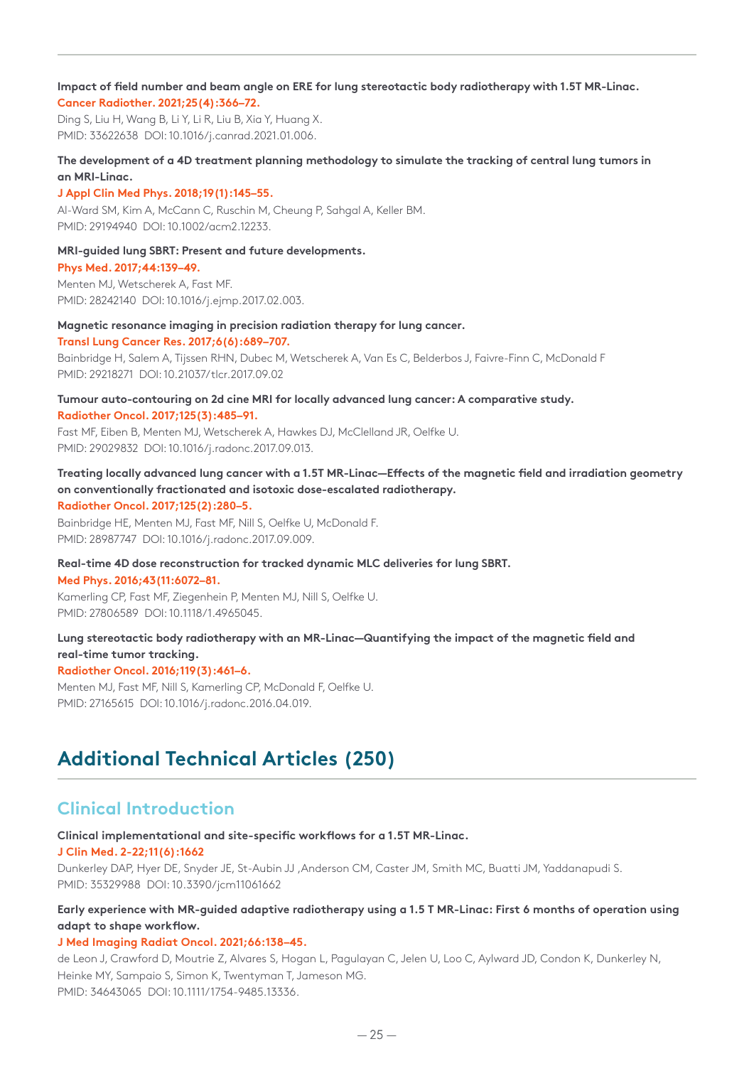**Impact of field number and beam angle on ERE for lung stereotactic body radiotherapy with 1.5T MR-Linac.**
**Cancer Radiother. 2021;25(4):366–72.**
Ding S, Liu H, Wang B, Li Y, Li R, Liu B, Xia Y, Huang X.
PMID: 33622638 DOI: 10.1016/j.canrad.2021.01.006.

**The development of a 4D treatment planning methodology to simulate the tracking of central lung tumors in an MRI-Linac.**
**J Appl Clin Med Phys. 2018;19(1):145–55.**
Al-Ward SM, Kim A, McCann C, Ruschin M, Cheung P, Sahgal A, Keller BM.
PMID: 29194940 DOI: 10.1002/acm2.12233.

**MRI-guided lung SBRT: Present and future developments.**
**Phys Med. 2017;44:139–49.**
Menten MJ, Wetscherek A, Fast MF.
PMID: 28242140 DOI: 10.1016/j.ejmp.2017.02.003.

**Magnetic resonance imaging in precision radiation therapy for lung cancer.**
**Transl Lung Cancer Res. 2017;6(6):689–707.**
Bainbridge H, Salem A, Tijssen RHN, Dubec M, Wetscherek A, Van Es C, Belderbos J, Faivre-Finn C, McDonald F
PMID: 29218271 DOI: 10.21037/tlcr.2017.09.02

**Tumour auto-contouring on 2d cine MRI for locally advanced lung cancer: A comparative study.**
**Radiother Oncol. 2017;125(3):485–91.**
Fast MF, Eiben B, Menten MJ, Wetscherek A, Hawkes DJ, McClelland JR, Oelfke U.
PMID: 29029832 DOI: 10.1016/j.radonc.2017.09.013.

**Treating locally advanced lung cancer with a 1.5T MR-Linac—Effects of the magnetic field and irradiation geometry on conventionally fractionated and isotoxic dose-escalated radiotherapy.**
**Radiother Oncol. 2017;125(2):280–5.**
Bainbridge HE, Menten MJ, Fast MF, Nill S, Oelfke U, McDonald F.
PMID: 28987747 DOI: 10.1016/j.radonc.2017.09.009.

**Real-time 4D dose reconstruction for tracked dynamic MLC deliveries for lung SBRT.**
**Med Phys. 2016;43(11:6072–81.**
Kamerling CP, Fast MF, Ziegenhein P, Menten MJ, Nill S, Oelfke U.
PMID: 27806589 DOI: 10.1118/1.4965045.

**Lung stereotactic body radiotherapy with an MR-Linac—Quantifying the impact of the magnetic field and real-time tumor tracking.**
**Radiother Oncol. 2016;119(3):461–6.**
Menten MJ, Fast MF, Nill S, Kamerling CP, McDonald F, Oelfke U.
PMID: 27165615 DOI: 10.1016/j.radonc.2016.04.019.

# Additional Technical Articles (250)

## Clinical Introduction

**Clinical implementational and site-specific workflows for a 1.5T MR-Linac.**
**J Clin Med. 2-22;11(6):1662**
Dunkerley DAP, Hyer DE, Snyder JE, St-Aubin JJ ,Anderson CM, Caster JM, Smith MC, Buatti JM, Yaddanapudi S.
PMID: 35329988 DOI: 10.3390/jcm11061662

**Early experience with MR-guided adaptive radiotherapy using a 1.5 T MR-Linac: First 6 months of operation using adapt to shape workflow.**
**J Med Imaging Radiat Oncol. 2021;66:138–45.**
de Leon J, Crawford D, Moutrie Z, Alvares S, Hogan L, Pagulayan C, Jelen U, Loo C, Aylward JD, Condon K, Dunkerley N, Heinke MY, Sampaio S, Simon K, Twentyman T, Jameson MG.
PMID: 34643065 DOI: 10.1111/1754-9485.13336.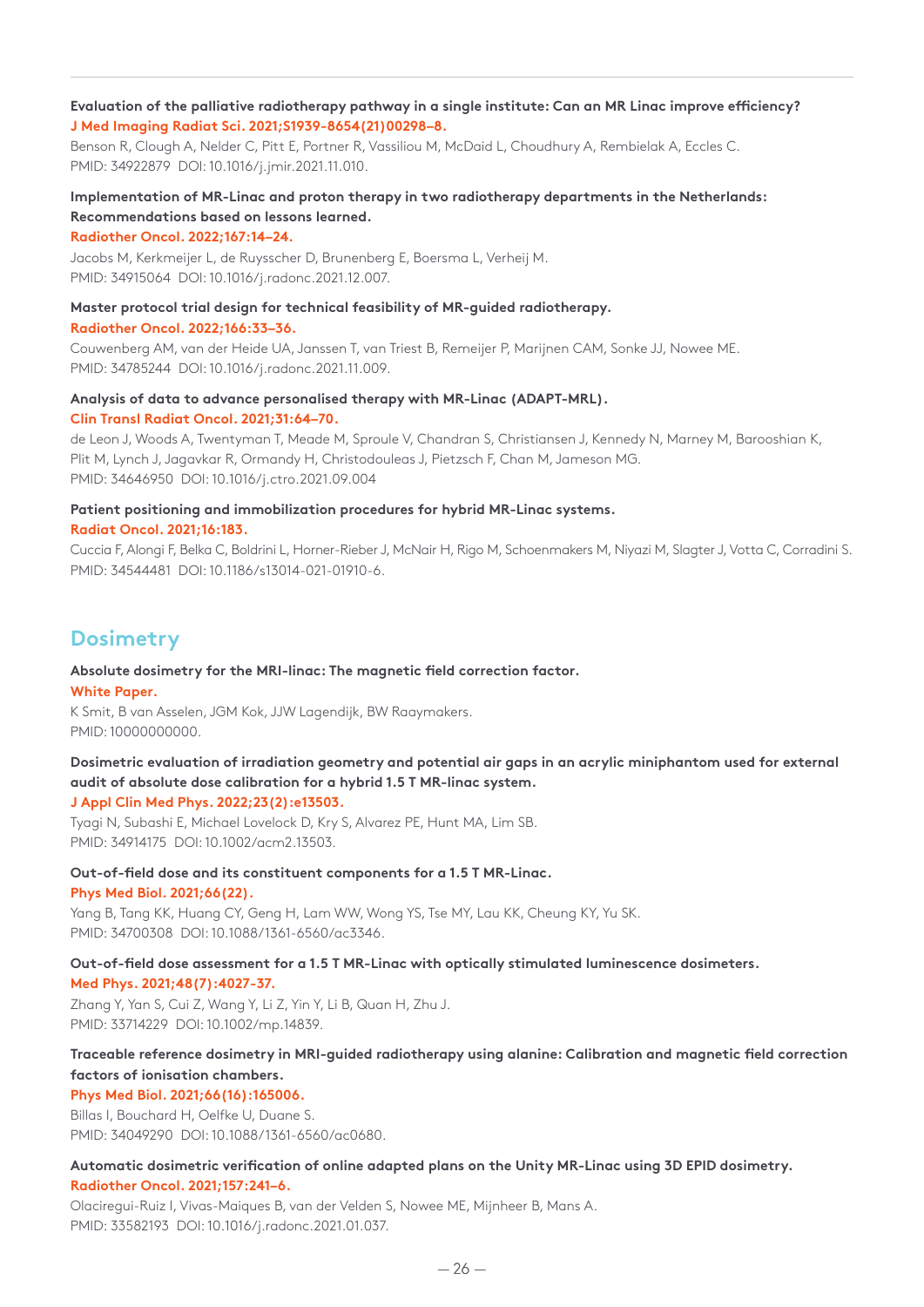**Evaluation of the palliative radiotherapy pathway in a single institute: Can an MR Linac improve efficiency?**
**J Med Imaging Radiat Sci. 2021;S1939-8654(21)00298–8.**
Benson R, Clough A, Nelder C, Pitt E, Portner R, Vassiliou M, McDaid L, Choudhury A, Rembielak A, Eccles C.
PMID: 34922879 DOI: 10.1016/j.jmir.2021.11.010.

**Implementation of MR-Linac and proton therapy in two radiotherapy departments in the Netherlands: Recommendations based on lessons learned.**
**Radiother Oncol. 2022;167:14–24.**
Jacobs M, Kerkmeijer L, de Ruysscher D, Brunenberg E, Boersma L, Verheij M.
PMID: 34915064 DOI: 10.1016/j.radonc.2021.12.007.

**Master protocol trial design for technical feasibility of MR-guided radiotherapy.**
**Radiother Oncol. 2022;166:33–36.**
Couwenberg AM, van der Heide UA, Janssen T, van Triest B, Remeijer P, Marijnen CAM, Sonke JJ, Nowee ME.
PMID: 34785244 DOI: 10.1016/j.radonc.2021.11.009.

**Analysis of data to advance personalised therapy with MR-Linac (ADAPT-MRL).**
**Clin Transl Radiat Oncol. 2021;31:64–70.**
de Leon J, Woods A, Twentyman T, Meade M, Sproule V, Chandran S, Christiansen J, Kennedy N, Marney M, Barooshian K, Plit M, Lynch J, Jagavkar R, Ormandy H, Christodouleas J, Pietzsch F, Chan M, Jameson MG.
PMID: 34646950 DOI: 10.1016/j.ctro.2021.09.004

**Patient positioning and immobilization procedures for hybrid MR-Linac systems.**
**Radiat Oncol. 2021;16:183.**
Cuccia F, Alongi F, Belka C, Boldrini L, Horner-Rieber J, McNair H, Rigo M, Schoenmakers M, Niyazi M, Slagter J, Votta C, Corradini S.
PMID: 34544481 DOI: 10.1186/s13014-021-01910-6.

## Dosimetry

**Absolute dosimetry for the MRI-linac: The magnetic field correction factor.**
**White Paper.**
K Smit, B van Asselen, JGM Kok, JJW Lagendijk, BW Raaymakers.
PMID: 10000000000.

**Dosimetric evaluation of irradiation geometry and potential air gaps in an acrylic miniphantom used for external audit of absolute dose calibration for a hybrid 1.5 T MR-linac system.**
**J Appl Clin Med Phys. 2022;23(2):e13503.**
Tyagi N, Subashi E, Michael Lovelock D, Kry S, Alvarez PE, Hunt MA, Lim SB.
PMID: 34914175 DOI: 10.1002/acm2.13503.

**Out-of-field dose and its constituent components for a 1.5 T MR-Linac.**
**Phys Med Biol. 2021;66(22).**
Yang B, Tang KK, Huang CY, Geng H, Lam WW, Wong YS, Tse MY, Lau KK, Cheung KY, Yu SK.
PMID: 34700308 DOI: 10.1088/1361-6560/ac3346.

**Out-of-field dose assessment for a 1.5 T MR-Linac with optically stimulated luminescence dosimeters.**
**Med Phys. 2021;48(7):4027-37.**
Zhang Y, Yan S, Cui Z, Wang Y, Li Z, Yin Y, Li B, Quan H, Zhu J.
PMID: 33714229 DOI: 10.1002/mp.14839.

**Traceable reference dosimetry in MRI-guided radiotherapy using alanine: Calibration and magnetic field correction factors of ionisation chambers.**
**Phys Med Biol. 2021;66(16):165006.**
Billas I, Bouchard H, Oelfke U, Duane S.
PMID: 34049290 DOI: 10.1088/1361-6560/ac0680.

**Automatic dosimetric verification of online adapted plans on the Unity MR-Linac using 3D EPID dosimetry.**
**Radiother Oncol. 2021;157:241–6.**
Olaciregui-Ruiz I, Vivas-Maiques B, van der Velden S, Nowee ME, Mijnheer B, Mans A.
PMID: 33582193 DOI: 10.1016/j.radonc.2021.01.037.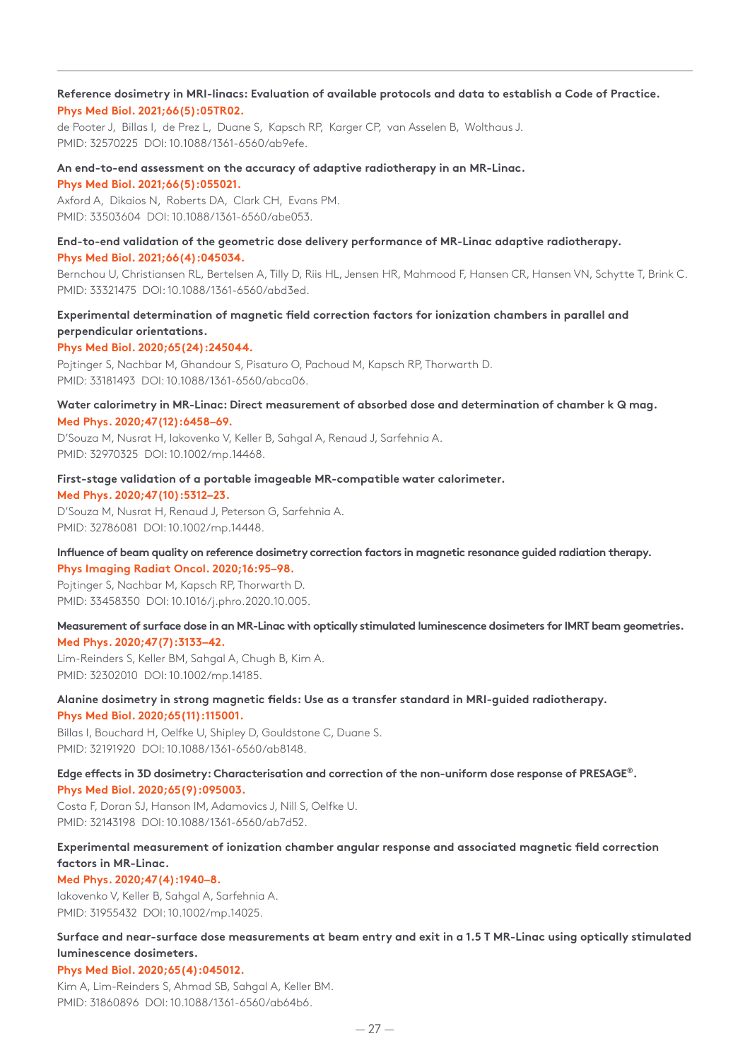**Reference dosimetry in MRI-linacs: Evaluation of available protocols and data to establish a Code of Practice.**
**Phys Med Biol. 2021;66(5):05TR02.**
de Pooter J, Billas I, de Prez L, Duane S, Kapsch RP, Karger CP, van Asselen B, Wolthaus J.
PMID: 32570225 DOI: 10.1088/1361-6560/ab9efe.

**An end-to-end assessment on the accuracy of adaptive radiotherapy in an MR-Linac.**
**Phys Med Biol. 2021;66(5):055021.**
Axford A, Dikaios N, Roberts DA, Clark CH, Evans PM.
PMID: 33503604 DOI: 10.1088/1361-6560/abe053.

**End-to-end validation of the geometric dose delivery performance of MR-Linac adaptive radiotherapy.**
**Phys Med Biol. 2021;66(4):045034.**
Bernchou U, Christiansen RL, Bertelsen A, Tilly D, Riis HL, Jensen HR, Mahmood F, Hansen CR, Hansen VN, Schytte T, Brink C.
PMID: 33321475 DOI: 10.1088/1361-6560/abd3ed.

**Experimental determination of magnetic field correction factors for ionization chambers in parallel and perpendicular orientations.**
**Phys Med Biol. 2020;65(24):245044.**
Pojtinger S, Nachbar M, Ghandour S, Pisaturo O, Pachoud M, Kapsch RP, Thorwarth D.
PMID: 33181493 DOI: 10.1088/1361-6560/abca06.

**Water calorimetry in MR-Linac: Direct measurement of absorbed dose and determination of chamber k Q mag.**
**Med Phys. 2020;47(12):6458–69.**
D'Souza M, Nusrat H, Iakovenko V, Keller B, Sahgal A, Renaud J, Sarfehnia A.
PMID: 32970325 DOI: 10.1002/mp.14468.

**First-stage validation of a portable imageable MR-compatible water calorimeter.**
**Med Phys. 2020;47(10):5312–23.**
D'Souza M, Nusrat H, Renaud J, Peterson G, Sarfehnia A.
PMID: 32786081 DOI: 10.1002/mp.14448.

**Influence of beam quality on reference dosimetry correction factors in magnetic resonance guided radiation therapy.**
**Phys Imaging Radiat Oncol. 2020;16:95–98.**
Pojtinger S, Nachbar M, Kapsch RP, Thorwarth D.
PMID: 33458350 DOI: 10.1016/j.phro.2020.10.005.

**Measurement of surface dose in an MR-Linac with optically stimulated luminescence dosimeters for IMRT beam geometries.**
**Med Phys. 2020;47(7):3133–42.**
Lim-Reinders S, Keller BM, Sahgal A, Chugh B, Kim A.
PMID: 32302010 DOI: 10.1002/mp.14185.

**Alanine dosimetry in strong magnetic fields: Use as a transfer standard in MRI-guided radiotherapy.**
**Phys Med Biol. 2020;65(11):115001.**
Billas I, Bouchard H, Oelfke U, Shipley D, Gouldstone C, Duane S.
PMID: 32191920 DOI: 10.1088/1361-6560/ab8148.

**Edge effects in 3D dosimetry: Characterisation and correction of the non-uniform dose response of PRESAGE®.**
**Phys Med Biol. 2020;65(9):095003.**
Costa F, Doran SJ, Hanson IM, Adamovics J, Nill S, Oelfke U.
PMID: 32143198 DOI: 10.1088/1361-6560/ab7d52.

**Experimental measurement of ionization chamber angular response and associated magnetic field correction factors in MR-Linac.**
**Med Phys. 2020;47(4):1940–8.**
Iakovenko V, Keller B, Sahgal A, Sarfehnia A.
PMID: 31955432 DOI: 10.1002/mp.14025.

**Surface and near-surface dose measurements at beam entry and exit in a 1.5 T MR-Linac using optically stimulated luminescence dosimeters.**
**Phys Med Biol. 2020;65(4):045012.**
Kim A, Lim-Reinders S, Ahmad SB, Sahgal A, Keller BM.
PMID: 31860896 DOI: 10.1088/1361-6560/ab64b6.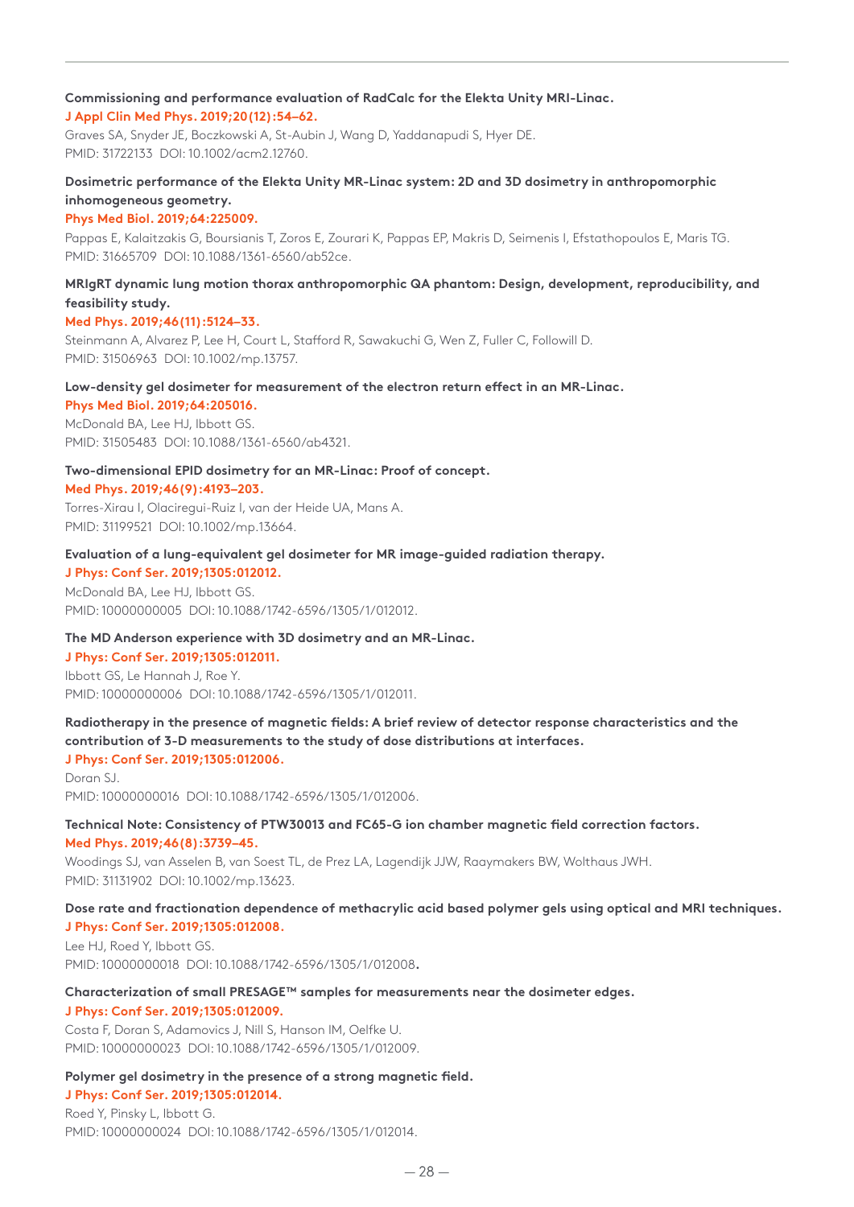**Commissioning and performance evaluation of RadCalc for the Elekta Unity MRI-Linac.**
**J Appl Clin Med Phys. 2019;20(12):54–62.**
Graves SA, Snyder JE, Boczkowski A, St-Aubin J, Wang D, Yaddanapudi S, Hyer DE.
PMID: 31722133 DOI: 10.1002/acm2.12760.

**Dosimetric performance of the Elekta Unity MR-Linac system: 2D and 3D dosimetry in anthropomorphic inhomogeneous geometry.**
**Phys Med Biol. 2019;64:225009.**
Pappas E, Kalaitzakis G, Boursianis T, Zoros E, Zourari K, Pappas EP, Makris D, Seimenis I, Efstathopoulos E, Maris TG.
PMID: 31665709 DOI: 10.1088/1361-6560/ab52ce.

**MRIgRT dynamic lung motion thorax anthropomorphic QA phantom: Design, development, reproducibility, and feasibility study.**
**Med Phys. 2019;46(11):5124–33.**
Steinmann A, Alvarez P, Lee H, Court L, Stafford R, Sawakuchi G, Wen Z, Fuller C, Followill D.
PMID: 31506963 DOI: 10.1002/mp.13757.

**Low-density gel dosimeter for measurement of the electron return effect in an MR-Linac.**
**Phys Med Biol. 2019;64:205016.**
McDonald BA, Lee HJ, Ibbott GS.
PMID: 31505483 DOI: 10.1088/1361-6560/ab4321.

**Two-dimensional EPID dosimetry for an MR-Linac: Proof of concept.**
**Med Phys. 2019;46(9):4193–203.**
Torres-Xirau I, Olaciregui-Ruiz I, van der Heide UA, Mans A.
PMID: 31199521 DOI: 10.1002/mp.13664.

**Evaluation of a lung-equivalent gel dosimeter for MR image-guided radiation therapy.**
**J Phys: Conf Ser. 2019;1305:012012.**
McDonald BA, Lee HJ, Ibbott GS.
PMID: 10000000005 DOI: 10.1088/1742-6596/1305/1/012012.

**The MD Anderson experience with 3D dosimetry and an MR-Linac.**
**J Phys: Conf Ser. 2019;1305:012011.**
Ibbott GS, Le Hannah J, Roe Y.
PMID: 10000000006 DOI: 10.1088/1742-6596/1305/1/012011.

**Radiotherapy in the presence of magnetic fields: A brief review of detector response characteristics and the contribution of 3-D measurements to the study of dose distributions at interfaces.**
**J Phys: Conf Ser. 2019;1305:012006.**
Doran SJ.
PMID: 10000000016 DOI: 10.1088/1742-6596/1305/1/012006.

**Technical Note: Consistency of PTW30013 and FC65-G ion chamber magnetic field correction factors.**
**Med Phys. 2019;46(8):3739–45.**
Woodings SJ, van Asselen B, van Soest TL, de Prez LA, Lagendijk JJW, Raaymakers BW, Wolthaus JWH.
PMID: 31131902 DOI: 10.1002/mp.13623.

**Dose rate and fractionation dependence of methacrylic acid based polymer gels using optical and MRI techniques.**
**J Phys: Conf Ser. 2019;1305:012008.**
Lee HJ, Roed Y, Ibbott GS.
PMID: 10000000018 DOI: 10.1088/1742-6596/1305/1/012008.

**Characterization of small PRESAGE™ samples for measurements near the dosimeter edges.**
**J Phys: Conf Ser. 2019;1305:012009.**
Costa F, Doran S, Adamovics J, Nill S, Hanson IM, Oelfke U.
PMID: 10000000023 DOI: 10.1088/1742-6596/1305/1/012009.

**Polymer gel dosimetry in the presence of a strong magnetic field.**
**J Phys: Conf Ser. 2019;1305:012014.**
Roed Y, Pinsky L, Ibbott G.
PMID: 10000000024 DOI: 10.1088/1742-6596/1305/1/012014.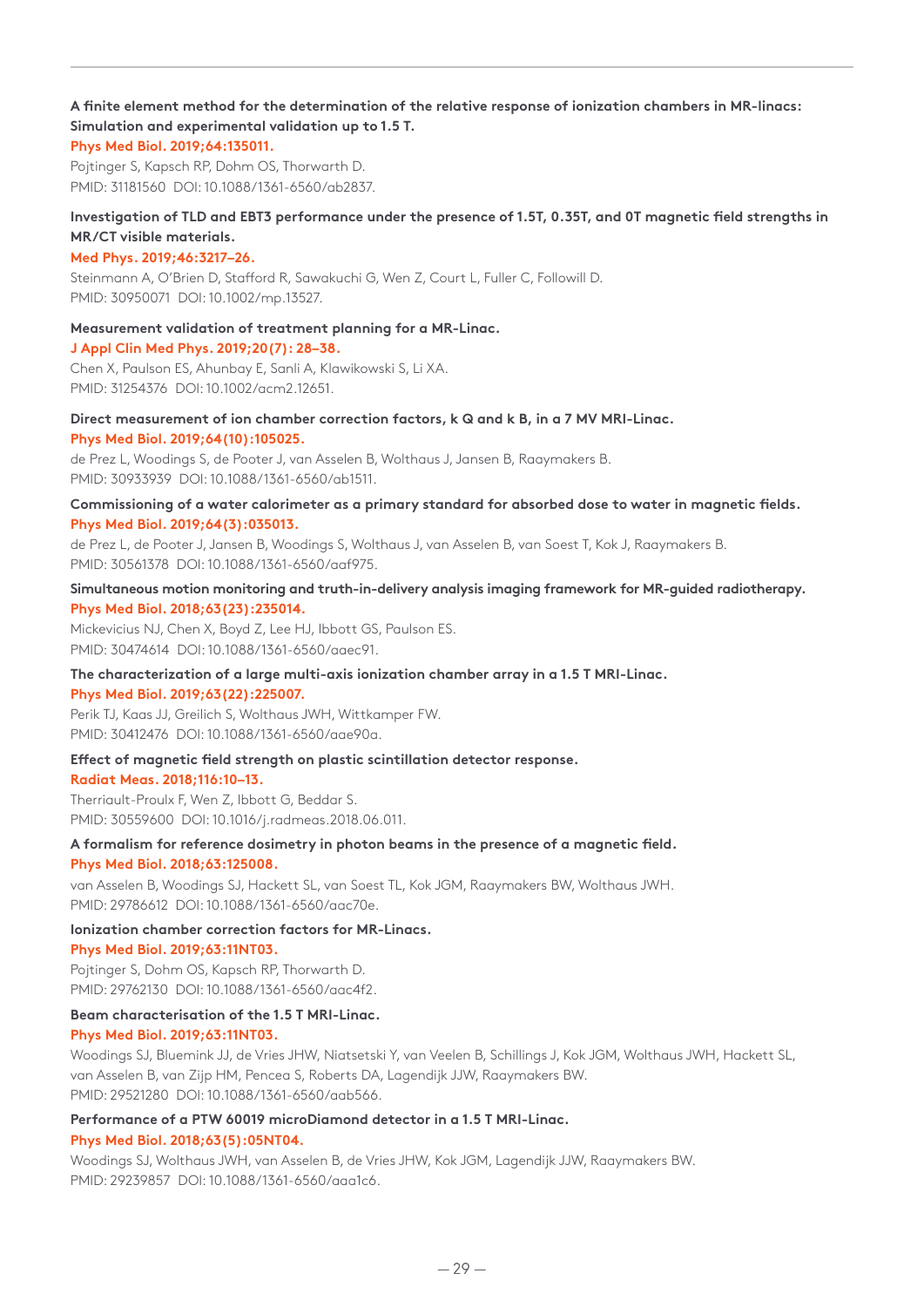**A finite element method for the determination of the relative response of ionization chambers in MR-linacs: Simulation and experimental validation up to 1.5 T.**

**Phys Med Biol. 2019;64:135011.**

Pojtinger S, Kapsch RP, Dohm OS, Thorwarth D.

PMID: 31181560 DOI: 10.1088/1361-6560/ab2837.

**Investigation of TLD and EBT3 performance under the presence of 1.5T, 0.35T, and 0T magnetic field strengths in MR/CT visible materials.**

**Med Phys. 2019;46:3217–26.**

Steinmann A, O'Brien D, Stafford R, Sawakuchi G, Wen Z, Court L, Fuller C, Followill D.

PMID: 30950071 DOI: 10.1002/mp.13527.

**Measurement validation of treatment planning for a MR-Linac.**

**J Appl Clin Med Phys. 2019;20(7): 28–38.**

Chen X, Paulson ES, Ahunbay E, Sanli A, Klawikowski S, Li XA.

PMID: 31254376 DOI: 10.1002/acm2.12651.

**Direct measurement of ion chamber correction factors, k Q and k B, in a 7 MV MRI-Linac.**

**Phys Med Biol. 2019;64(10):105025.**

de Prez L, Woodings S, de Pooter J, van Asselen B, Wolthaus J, Jansen B, Raaymakers B.

PMID: 30933939 DOI: 10.1088/1361-6560/ab1511.

**Commissioning of a water calorimeter as a primary standard for absorbed dose to water in magnetic fields.**

**Phys Med Biol. 2019;64(3):035013.**

de Prez L, de Pooter J, Jansen B, Woodings S, Wolthaus J, van Asselen B, van Soest T, Kok J, Raaymakers B.

PMID: 30561378 DOI: 10.1088/1361-6560/aaf975.

**Simultaneous motion monitoring and truth-in-delivery analysis imaging framework for MR-guided radiotherapy.**

**Phys Med Biol. 2018;63(23):235014.**

Mickevicius NJ, Chen X, Boyd Z, Lee HJ, Ibbott GS, Paulson ES.

PMID: 30474614 DOI: 10.1088/1361-6560/aaec91.

**The characterization of a large multi-axis ionization chamber array in a 1.5 T MRI-Linac.**

**Phys Med Biol. 2019;63(22):225007.**

Perik TJ, Kaas JJ, Greilich S, Wolthaus JWH, Wittkamper FW.

PMID: 30412476 DOI: 10.1088/1361-6560/aae90a.

**Effect of magnetic field strength on plastic scintillation detector response.**

**Radiat Meas. 2018;116:10–13.**

Therriault-Proulx F, Wen Z, Ibbott G, Beddar S.

PMID: 30559600 DOI: 10.1016/j.radmeas.2018.06.011.

**A formalism for reference dosimetry in photon beams in the presence of a magnetic field.**

**Phys Med Biol. 2018;63:125008.**

van Asselen B, Woodings SJ, Hackett SL, van Soest TL, Kok JGM, Raaymakers BW, Wolthaus JWH.

PMID: 29786612 DOI: 10.1088/1361-6560/aac70e.

**Ionization chamber correction factors for MR-Linacs.**

**Phys Med Biol. 2019;63:11NT03.**

Pojtinger S, Dohm OS, Kapsch RP, Thorwarth D.

PMID: 29762130 DOI: 10.1088/1361-6560/aac4f2.

**Beam characterisation of the 1.5 T MRI-Linac.**

**Phys Med Biol. 2019;63:11NT03.**

Woodings SJ, Bluemink JJ, de Vries JHW, Niatsetski Y, van Veelen B, Schillings J, Kok JGM, Wolthaus JWH, Hackett SL, van Asselen B, van Zijp HM, Pencea S, Roberts DA, Lagendijk JJW, Raaymakers BW.

PMID: 29521280 DOI: 10.1088/1361-6560/aab566.

**Performance of a PTW 60019 microDiamond detector in a 1.5 T MRI-Linac.**

**Phys Med Biol. 2018;63(5):05NT04.**

Woodings SJ, Wolthaus JWH, van Asselen B, de Vries JHW, Kok JGM, Lagendijk JJW, Raaymakers BW.

PMID: 29239857 DOI: 10.1088/1361-6560/aaa1c6.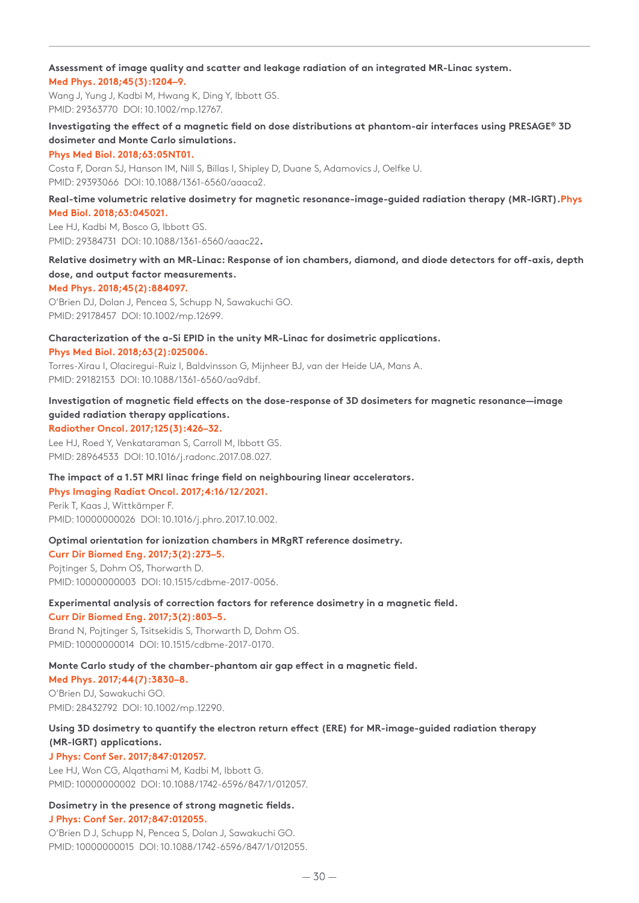**Assessment of image quality and scatter and leakage radiation of an integrated MR-Linac system.**
**Med Phys. 2018;45(3):1204–9.**
Wang J, Yung J, Kadbi M, Hwang K, Ding Y, Ibbott GS.
PMID: 29363770 DOI: 10.1002/mp.12767.

**Investigating the effect of a magnetic field on dose distributions at phantom-air interfaces using PRESAGE® 3D dosimeter and Monte Carlo simulations.**
**Phys Med Biol. 2018;63:05NT01.**
Costa F, Doran SJ, Hanson IM, Nill S, Billas I, Shipley D, Duane S, Adamovics J, Oelfke U.
PMID: 29393066 DOI: 10.1088/1361-6560/aaaca2.

**Real-time volumetric relative dosimetry for magnetic resonance-image-guided radiation therapy (MR-IGRT).Phys Med Biol. 2018;63:045021.**
Lee HJ, Kadbi M, Bosco G, Ibbott GS.
PMID: 29384731 DOI: 10.1088/1361-6560/aaac22.

**Relative dosimetry with an MR-Linac: Response of ion chambers, diamond, and diode detectors for off-axis, depth dose, and output factor measurements.**
**Med Phys. 2018;45(2):884097.**
O'Brien DJ, Dolan J, Pencea S, Schupp N, Sawakuchi GO.
PMID: 29178457 DOI: 10.1002/mp.12699.

**Characterization of the a-Si EPID in the unity MR-Linac for dosimetric applications.**
**Phys Med Biol. 2018;63(2):025006.**
Torres-Xirau I, Olaciregui-Ruiz I, Baldvinsson G, Mijnheer BJ, van der Heide UA, Mans A.
PMID: 29182153 DOI: 10.1088/1361-6560/aa9dbf.

**Investigation of magnetic field effects on the dose-response of 3D dosimeters for magnetic resonance—image guided radiation therapy applications.**
**Radiother Oncol. 2017;125(3):426–32.**
Lee HJ, Roed Y, Venkataraman S, Carroll M, Ibbott GS.
PMID: 28964533 DOI: 10.1016/j.radonc.2017.08.027.

**The impact of a 1.5T MRI linac fringe field on neighbouring linear accelerators.**
**Phys Imaging Radiat Oncol. 2017;4:16/12/2021.**
Perik T, Kaas J, Wittkämper F.
PMID: 10000000026 DOI: 10.1016/j.phro.2017.10.002.

**Optimal orientation for ionization chambers in MRgRT reference dosimetry.**
**Curr Dir Biomed Eng. 2017;3(2):273–5.**
Pojtinger S, Dohm OS, Thorwarth D.
PMID: 10000000003 DOI: 10.1515/cdbme-2017-0056.

**Experimental analysis of correction factors for reference dosimetry in a magnetic field.**
**Curr Dir Biomed Eng. 2017;3(2):803–5.**
Brand N, Pojtinger S, Tsitsekidis S, Thorwarth D, Dohm OS.
PMID: 10000000014 DOI: 10.1515/cdbme-2017-0170.

**Monte Carlo study of the chamber-phantom air gap effect in a magnetic field.**
**Med Phys. 2017;44(7):3830–8.**
O'Brien DJ, Sawakuchi GO.
PMID: 28432792 DOI: 10.1002/mp.12290.

**Using 3D dosimetry to quantify the electron return effect (ERE) for MR-image-guided radiation therapy (MR-IGRT) applications.**
**J Phys: Conf Ser. 2017;847:012057.**
Lee HJ, Won CG, Alqathami M, Kadbi M, Ibbott G.
PMID: 10000000002 DOI: 10.1088/1742-6596/847/1/012057.

**Dosimetry in the presence of strong magnetic fields.**
**J Phys: Conf Ser. 2017;847:012055.**
O'Brien D J, Schupp N, Pencea S, Dolan J, Sawakuchi GO.
PMID: 10000000015 DOI: 10.1088/1742-6596/847/1/012055.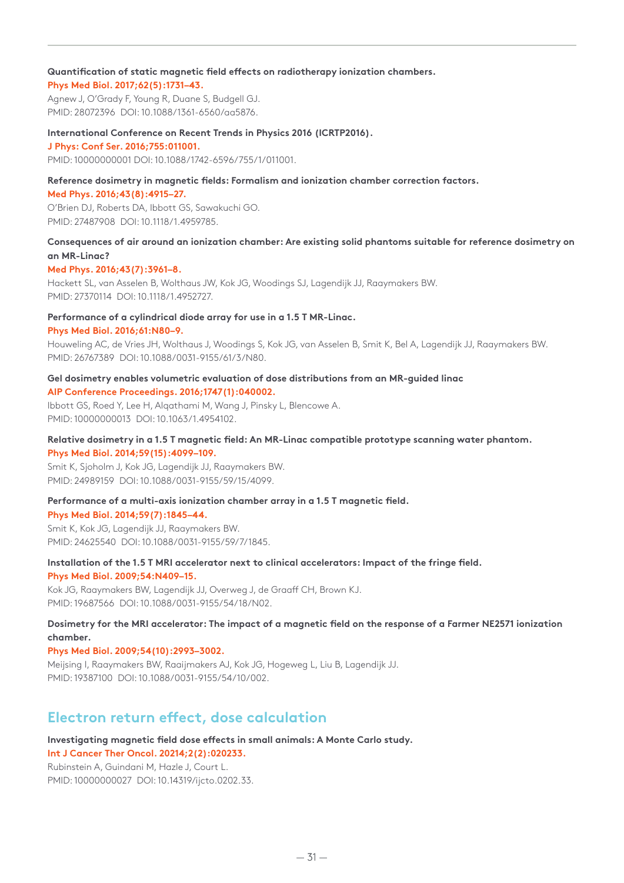**Quantification of static magnetic field effects on radiotherapy ionization chambers.**
Phys Med Biol. 2017;62(5):1731–43.
Agnew J, O'Grady F, Young R, Duane S, Budgell GJ.
PMID: 28072396 DOI: 10.1088/1361-6560/aa5876.

**International Conference on Recent Trends in Physics 2016 (ICRTP2016).**
J Phys: Conf Ser. 2016;755:011001.
PMID: 10000000001 DOI: 10.1088/1742-6596/755/1/011001.

**Reference dosimetry in magnetic fields: Formalism and ionization chamber correction factors.**
Med Phys. 2016;43(8):4915–27.
O'Brien DJ, Roberts DA, Ibbott GS, Sawakuchi GO.
PMID: 27487908 DOI: 10.1118/1.4959785.

**Consequences of air around an ionization chamber: Are existing solid phantoms suitable for reference dosimetry on an MR-Linac?**
Med Phys. 2016;43(7):3961–8.
Hackett SL, van Asselen B, Wolthaus JW, Kok JG, Woodings SJ, Lagendijk JJ, Raaymakers BW.
PMID: 27370114 DOI: 10.1118/1.4952727.

**Performance of a cylindrical diode array for use in a 1.5 T MR-Linac.**
Phys Med Biol. 2016;61:N80–9.
Houweling AC, de Vries JH, Wolthaus J, Woodings S, Kok JG, van Asselen B, Smit K, Bel A, Lagendijk JJ, Raaymakers BW.
PMID: 26767389 DOI: 10.1088/0031-9155/61/3/N80.

**Gel dosimetry enables volumetric evaluation of dose distributions from an MR-guided linac**
AIP Conference Proceedings. 2016;1747(1):040002.
Ibbott GS, Roed Y, Lee H, Alqathami M, Wang J, Pinsky L, Blencowe A.
PMID: 10000000013 DOI: 10.1063/1.4954102.

**Relative dosimetry in a 1.5 T magnetic field: An MR-Linac compatible prototype scanning water phantom.**
Phys Med Biol. 2014;59(15):4099–109.
Smit K, Sjoholm J, Kok JG, Lagendijk JJ, Raaymakers BW.
PMID: 24989159 DOI: 10.1088/0031-9155/59/15/4099.

**Performance of a multi-axis ionization chamber array in a 1.5 T magnetic field.**
Phys Med Biol. 2014;59(7):1845–44.
Smit K, Kok JG, Lagendijk JJ, Raaymakers BW.
PMID: 24625540 DOI: 10.1088/0031-9155/59/7/1845.

**Installation of the 1.5 T MRI accelerator next to clinical accelerators: Impact of the fringe field.**
Phys Med Biol. 2009;54:N409–15.
Kok JG, Raaymakers BW, Lagendijk JJ, Overweg J, de Graaff CH, Brown KJ.
PMID: 19687566 DOI: 10.1088/0031-9155/54/18/N02.

**Dosimetry for the MRI accelerator: The impact of a magnetic field on the response of a Farmer NE2571 ionization chamber.**
Phys Med Biol. 2009;54(10):2993–3002.
Meijsing I, Raaymakers BW, Raaijmakers AJ, Kok JG, Hogeweg L, Liu B, Lagendijk JJ.
PMID: 19387100 DOI: 10.1088/0031-9155/54/10/002.

## Electron return effect, dose calculation

**Investigating magnetic field dose effects in small animals: A Monte Carlo study.**
Int J Cancer Ther Oncol. 20214;2(2):020233.
Rubinstein A, Guindani M, Hazle J, Court L.
PMID: 10000000027 DOI: 10.14319/ijcto.0202.33.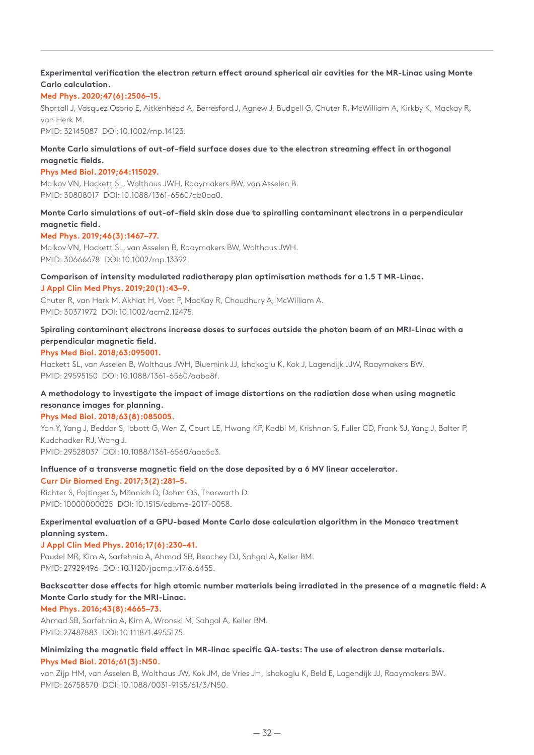**Experimental verification the electron return effect around spherical air cavities for the MR-Linac using Monte Carlo calculation.**

**Med Phys. 2020;47(6):2506–15.**

Shortall J, Vasquez Osorio E, Aitkenhead A, Berresford J, Agnew J, Budgell G, Chuter R, McWilliam A, Kirkby K, Mackay R, van Herk M.

PMID: 32145087 DOI: 10.1002/mp.14123.

**Monte Carlo simulations of out-of-field surface doses due to the electron streaming effect in orthogonal magnetic fields.**

**Phys Med Biol. 2019;64:115029.**

Malkov VN, Hackett SL, Wolthaus JWH, Raaymakers BW, van Asselen B.

PMID: 30808017 DOI: 10.1088/1361-6560/ab0aa0.

**Monte Carlo simulations of out-of-field skin dose due to spiralling contaminant electrons in a perpendicular magnetic field.**

**Med Phys. 2019;46(3):1467–77.**

Malkov VN, Hackett SL, van Asselen B, Raaymakers BW, Wolthaus JWH.

PMID: 30666678 DOI: 10.1002/mp.13392.

**Comparison of intensity modulated radiotherapy plan optimisation methods for a 1.5 T MR-Linac.**

**J Appl Clin Med Phys. 2019;20(1):43–9.**

Chuter R, van Herk M, Akhiat H, Voet P, MacKay R, Choudhury A, McWilliam A.

PMID: 30371972 DOI: 10.1002/acm2.12475.

**Spiraling contaminant electrons increase doses to surfaces outside the photon beam of an MRI-Linac with a perpendicular magnetic field.**

**Phys Med Biol. 2018;63:095001.**

Hackett SL, van Asselen B, Wolthaus JWH, Bluemink JJ, Ishakoglu K, Kok J, Lagendijk JJW, Raaymakers BW.

PMID: 29595150 DOI: 10.1088/1361-6560/aaba8f.

**A methodology to investigate the impact of image distortions on the radiation dose when using magnetic resonance images for planning.**

**Phys Med Biol. 2018;63(8):085005.**

Yan Y, Yang J, Beddar S, Ibbott G, Wen Z, Court LE, Hwang KP, Kadbi M, Krishnan S, Fuller CD, Frank SJ, Yang J, Balter P, Kudchadker RJ, Wang J.

PMID: 29528037 DOI: 10.1088/1361-6560/aab5c3.

**Influence of a transverse magnetic field on the dose deposited by a 6 MV linear accelerator.**

**Curr Dir Biomed Eng. 2017;3(2):281–5.**

Richter S, Pojtinger S, Mönnich D, Dohm OS, Thorwarth D.

PMID: 10000000025 DOI: 10.1515/cdbme-2017-0058.

**Experimental evaluation of a GPU-based Monte Carlo dose calculation algorithm in the Monaco treatment planning system.**

**J Appl Clin Med Phys. 2016;17(6):230–41.**

Paudel MR, Kim A, Sarfehnia A, Ahmad SB, Beachey DJ, Sahgal A, Keller BM.

PMID: 27929496 DOI: 10.1120/jacmp.v17i6.6455.

**Backscatter dose effects for high atomic number materials being irradiated in the presence of a magnetic field: A Monte Carlo study for the MRI-Linac.**

**Med Phys. 2016;43(8):4665–73.**

Ahmad SB, Sarfehnia A, Kim A, Wronski M, Sahgal A, Keller BM.

PMID: 27487883 DOI: 10.1118/1.4955175.

**Minimizing the magnetic field effect in MR-linac specific QA-tests: The use of electron dense materials.**

**Phys Med Biol. 2016;61(3):N50.**

van Zijp HM, van Asselen B, Wolthaus JW, Kok JM, de Vries JH, Ishakoglu K, Beld E, Lagendijk JJ, Raaymakers BW.

PMID: 26758570 DOI: 10.1088/0031-9155/61/3/N50.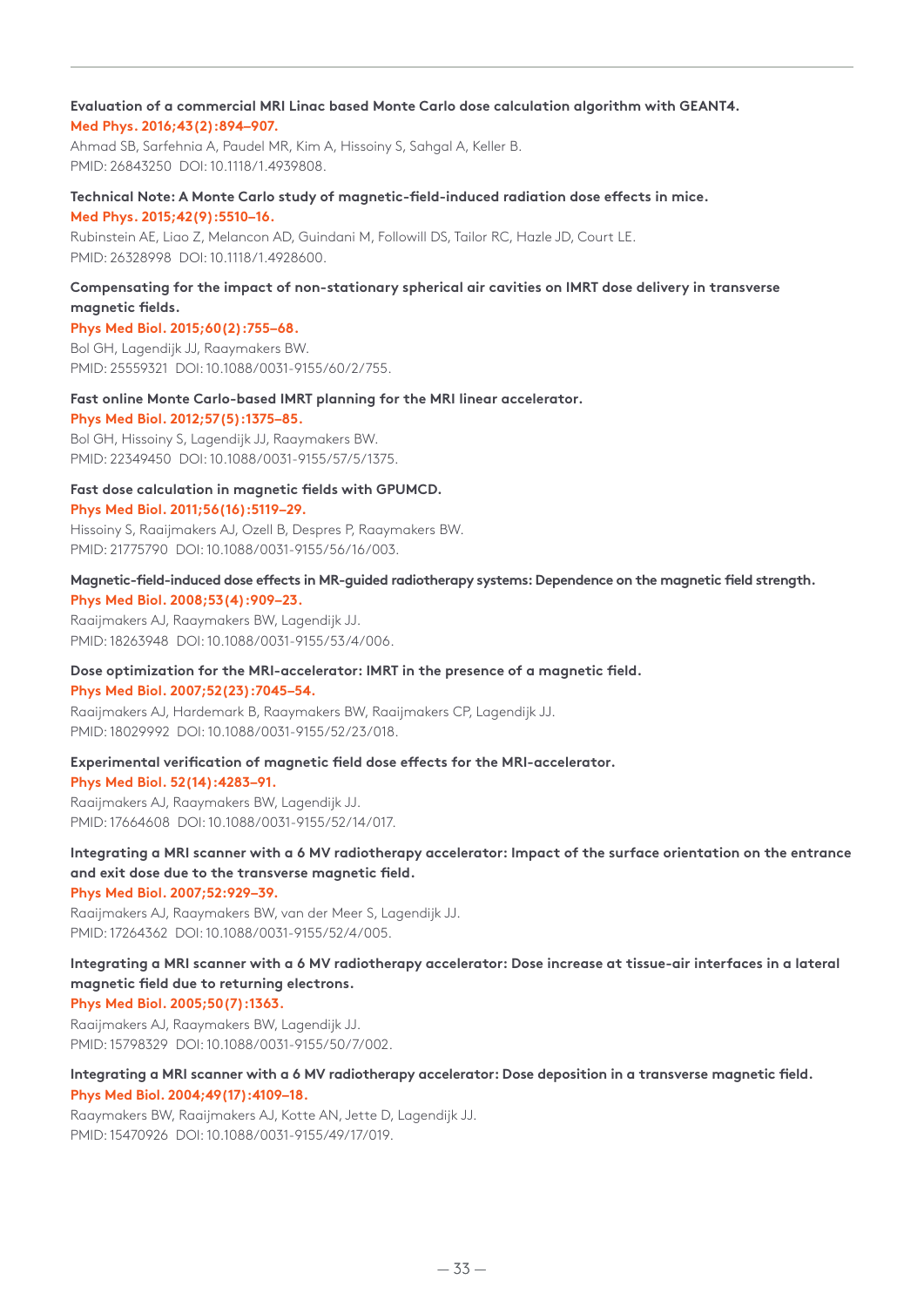**Evaluation of a commercial MRI Linac based Monte Carlo dose calculation algorithm with GEANT4.**
**Med Phys. 2016;43(2):894–907.**
Ahmad SB, Sarfehnia A, Paudel MR, Kim A, Hissoiny S, Sahgal A, Keller B.
PMID: 26843250 DOI: 10.1118/1.4939808.

**Technical Note: A Monte Carlo study of magnetic-field-induced radiation dose effects in mice.**
**Med Phys. 2015;42(9):5510–16.**
Rubinstein AE, Liao Z, Melancon AD, Guindani M, Followill DS, Tailor RC, Hazle JD, Court LE.
PMID: 26328998 DOI: 10.1118/1.4928600.

**Compensating for the impact of non-stationary spherical air cavities on IMRT dose delivery in transverse magnetic fields.**
**Phys Med Biol. 2015;60(2):755–68.**
Bol GH, Lagendijk JJ, Raaymakers BW.
PMID: 25559321 DOI: 10.1088/0031-9155/60/2/755.

**Fast online Monte Carlo-based IMRT planning for the MRI linear accelerator.**
**Phys Med Biol. 2012;57(5):1375–85.**
Bol GH, Hissoiny S, Lagendijk JJ, Raaymakers BW.
PMID: 22349450 DOI: 10.1088/0031-9155/57/5/1375.

**Fast dose calculation in magnetic fields with GPUMCD.**
**Phys Med Biol. 2011;56(16):5119–29.**
Hissoiny S, Raaijmakers AJ, Ozell B, Despres P, Raaymakers BW.
PMID: 21775790 DOI: 10.1088/0031-9155/56/16/003.

**Magnetic-field-induced dose effects in MR-guided radiotherapy systems: Dependence on the magnetic field strength.**
**Phys Med Biol. 2008;53(4):909–23.**
Raaijmakers AJ, Raaymakers BW, Lagendijk JJ.
PMID: 18263948 DOI: 10.1088/0031-9155/53/4/006.

**Dose optimization for the MRI-accelerator: IMRT in the presence of a magnetic field.**
**Phys Med Biol. 2007;52(23):7045–54.**
Raaijmakers AJ, Hardemark B, Raaymakers BW, Raaijmakers CP, Lagendijk JJ.
PMID: 18029992 DOI: 10.1088/0031-9155/52/23/018.

**Experimental verification of magnetic field dose effects for the MRI-accelerator.**
**Phys Med Biol. 52(14):4283–91.**
Raaijmakers AJ, Raaymakers BW, Lagendijk JJ.
PMID: 17664608 DOI: 10.1088/0031-9155/52/14/017.

**Integrating a MRI scanner with a 6 MV radiotherapy accelerator: Impact of the surface orientation on the entrance and exit dose due to the transverse magnetic field.**
**Phys Med Biol. 2007;52:929–39.**
Raaijmakers AJ, Raaymakers BW, van der Meer S, Lagendijk JJ.
PMID: 17264362 DOI: 10.1088/0031-9155/52/4/005.

**Integrating a MRI scanner with a 6 MV radiotherapy accelerator: Dose increase at tissue-air interfaces in a lateral magnetic field due to returning electrons.**
**Phys Med Biol. 2005;50(7):1363.**
Raaijmakers AJ, Raaymakers BW, Lagendijk JJ.
PMID: 15798329 DOI: 10.1088/0031-9155/50/7/002.

**Integrating a MRI scanner with a 6 MV radiotherapy accelerator: Dose deposition in a transverse magnetic field.**
**Phys Med Biol. 2004;49(17):4109–18.**
Raaymakers BW, Raaijmakers AJ, Kotte AN, Jette D, Lagendijk JJ.
PMID: 15470926 DOI: 10.1088/0031-9155/49/17/019.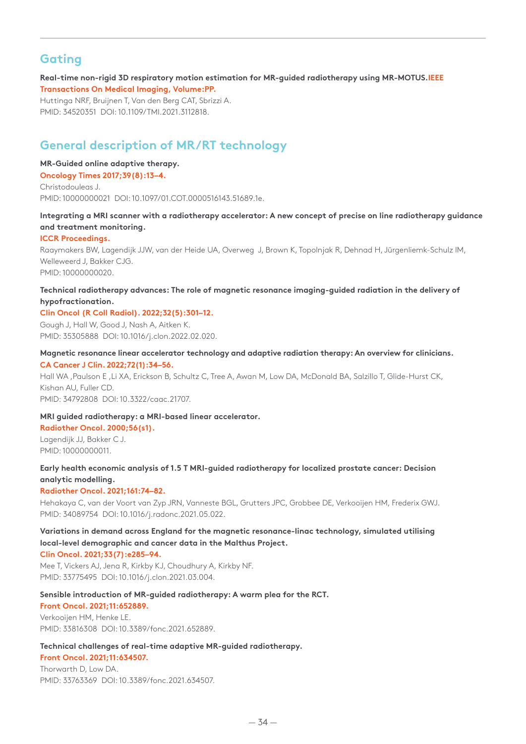## Gating

**Real-time non-rigid 3D respiratory motion estimation for MR-guided radiotherapy using MR-MOTUS.IEEE Transactions On Medical Imaging, Volume:PP.**
Huttinga NRF, Bruijnen T, Van den Berg CAT, Sbrizzi A.
PMID: 34520351 DOI: 10.1109/TMI.2021.3112818.

## General description of MR/RT technology

**MR-Guided online adaptive therapy.**
**Oncology Times 2017;39(8):13–4.**
Christodouleas J.
PMID: 10000000021 DOI: 10.1097/01.COT.0000516143.51689.1e.

**Integrating a MRI scanner with a radiotherapy accelerator: A new concept of precise on line radiotherapy guidance and treatment monitoring.**
**ICCR Proceedings.**
Raaymakers BW, Lagendijk JJW, van der Heide UA, Overweg J, Brown K, Topolnjak R, Dehnad H, Jürgenliemk-Schulz IM, Welleweerd J, Bakker CJG.
PMID: 10000000020.

**Technical radiotherapy advances: The role of magnetic resonance imaging-guided radiation in the delivery of hypofractionation.**
**Clin Oncol (R Coll Radiol). 2022;32(5):301–12.**
Gough J, Hall W, Good J, Nash A, Aitken K.
PMID: 35305888 DOI: 10.1016/j.clon.2022.02.020.

**Magnetic resonance linear accelerator technology and adaptive radiation therapy: An overview for clinicians.**
**CA Cancer J Clin. 2022;72(1):34–56.**
Hall WA ,Paulson E ,Li XA, Erickson B, Schultz C, Tree A, Awan M, Low DA, McDonald BA, Salzillo T, Glide-Hurst CK, Kishan AU, Fuller CD.
PMID: 34792808 DOI: 10.3322/caac.21707.

**MRI guided radiotherapy: a MRI-based linear accelerator.**
**Radiother Oncol. 2000;56(s1).**
Lagendijk JJ, Bakker C J.
PMID: 10000000011.

**Early health economic analysis of 1.5 T MRI-guided radiotherapy for localized prostate cancer: Decision analytic modelling.**
**Radiother Oncol. 2021;161:74–82.**
Hehakaya C, van der Voort van Zyp JRN, Vanneste BGL, Grutters JPC, Grobbee DE, Verkooijen HM, Frederix GWJ.
PMID: 34089754 DOI: 10.1016/j.radonc.2021.05.022.

**Variations in demand across England for the magnetic resonance-linac technology, simulated utilising local-level demographic and cancer data in the Malthus Project.**
**Clin Oncol. 2021;33(7):e285–94.**
Mee T, Vickers AJ, Jena R, Kirkby KJ, Choudhury A, Kirkby NF.
PMID: 33775495 DOI: 10.1016/j.clon.2021.03.004.

**Sensible introduction of MR-guided radiotherapy: A warm plea for the RCT.**
**Front Oncol. 2021;11:652889.**
Verkooijen HM, Henke LE.
PMID: 33816308 DOI: 10.3389/fonc.2021.652889.

**Technical challenges of real-time adaptive MR-guided radiotherapy.**
**Front Oncol. 2021;11:634507.**
Thorwarth D, Low DA.
PMID: 33763369 DOI: 10.3389/fonc.2021.634507.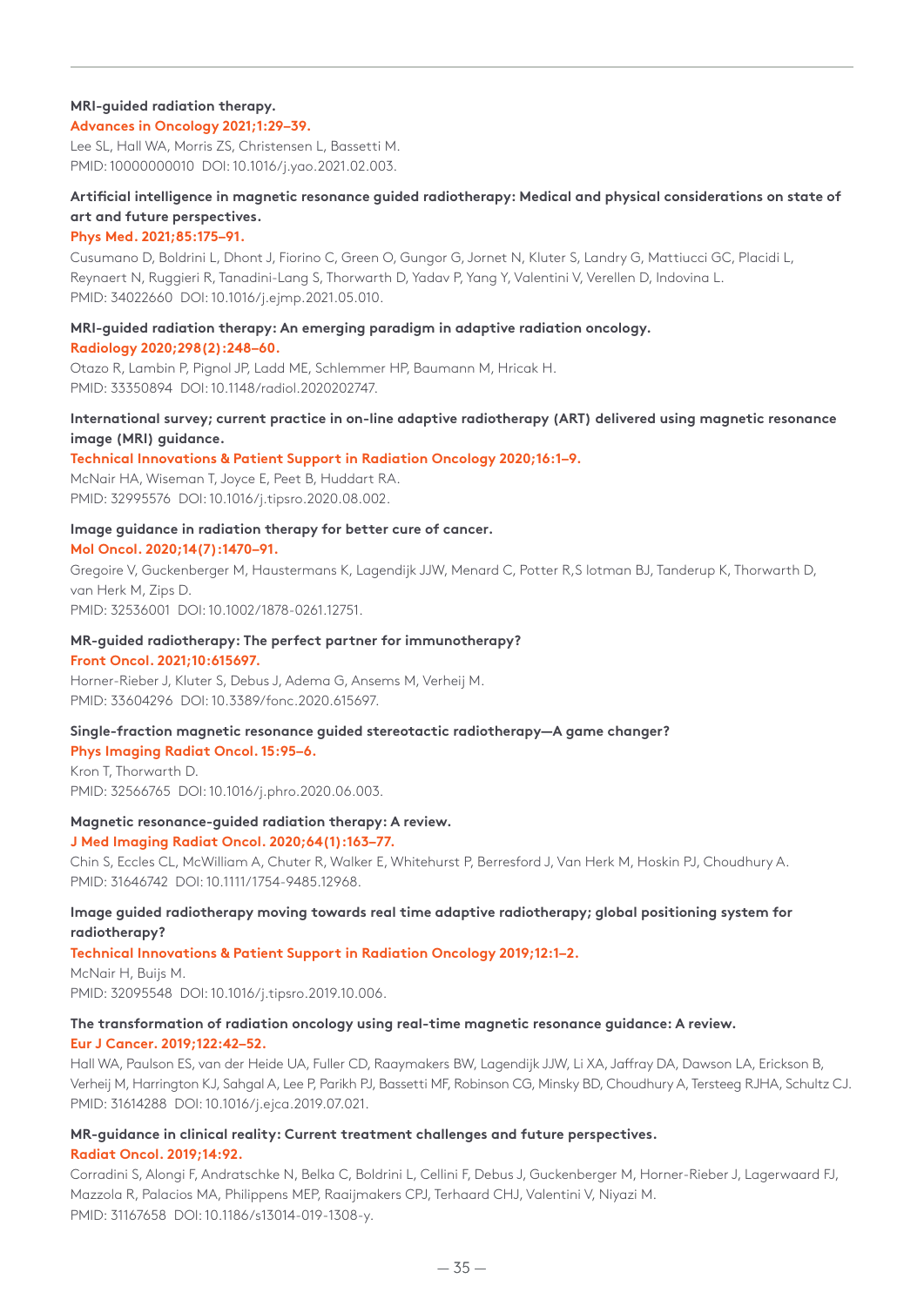**MRI-guided radiation therapy.**
**Advances in Oncology 2021;1:29–39.**
Lee SL, Hall WA, Morris ZS, Christensen L, Bassetti M.
PMID: 10000000010 DOI: 10.1016/j.yao.2021.02.003.

**Artificial intelligence in magnetic resonance guided radiotherapy: Medical and physical considerations on state of art and future perspectives.**
**Phys Med. 2021;85:175–91.**
Cusumano D, Boldrini L, Dhont J, Fiorino C, Green O, Gungor G, Jornet N, Kluter S, Landry G, Mattiucci GC, Placidi L, Reynaert N, Ruggieri R, Tanadini-Lang S, Thorwarth D, Yadav P, Yang Y, Valentini V, Verellen D, Indovina L.
PMID: 34022660 DOI: 10.1016/j.ejmp.2021.05.010.

**MRI-guided radiation therapy: An emerging paradigm in adaptive radiation oncology.**
**Radiology 2020;298(2):248–60.**
Otazo R, Lambin P, Pignol JP, Ladd ME, Schlemmer HP, Baumann M, Hricak H.
PMID: 33350894 DOI: 10.1148/radiol.2020202747.

**International survey; current practice in on-line adaptive radiotherapy (ART) delivered using magnetic resonance image (MRI) guidance.**
**Technical Innovations & Patient Support in Radiation Oncology 2020;16:1–9.**
McNair HA, Wiseman T, Joyce E, Peet B, Huddart RA.
PMID: 32995576 DOI: 10.1016/j.tipsro.2020.08.002.

**Image guidance in radiation therapy for better cure of cancer.**
**Mol Oncol. 2020;14(7):1470–91.**
Gregoire V, Guckenberger M, Haustermans K, Lagendijk JJW, Menard C, Potter R,S lotman BJ, Tanderup K, Thorwarth D, van Herk M, Zips D.
PMID: 32536001 DOI: 10.1002/1878-0261.12751.

**MR-guided radiotherapy: The perfect partner for immunotherapy?**
**Front Oncol. 2021;10:615697.**
Horner-Rieber J, Kluter S, Debus J, Adema G, Ansems M, Verheij M.
PMID: 33604296 DOI: 10.3389/fonc.2020.615697.

**Single-fraction magnetic resonance guided stereotactic radiotherapy—A game changer?**
**Phys Imaging Radiat Oncol. 15:95–6.**
Kron T, Thorwarth D.
PMID: 32566765 DOI: 10.1016/j.phro.2020.06.003.

**Magnetic resonance-guided radiation therapy: A review.**
**J Med Imaging Radiat Oncol. 2020;64(1):163–77.**
Chin S, Eccles CL, McWilliam A, Chuter R, Walker E, Whitehurst P, Berresford J, Van Herk M, Hoskin PJ, Choudhury A.
PMID: 31646742 DOI: 10.1111/1754-9485.12968.

**Image guided radiotherapy moving towards real time adaptive radiotherapy; global positioning system for radiotherapy?**
**Technical Innovations & Patient Support in Radiation Oncology 2019;12:1–2.**
McNair H, Buijs M.
PMID: 32095548 DOI: 10.1016/j.tipsro.2019.10.006.

**The transformation of radiation oncology using real-time magnetic resonance guidance: A review.**
**Eur J Cancer. 2019;122:42–52.**
Hall WA, Paulson ES, van der Heide UA, Fuller CD, Raaymakers BW, Lagendijk JJW, Li XA, Jaffray DA, Dawson LA, Erickson B, Verheij M, Harrington KJ, Sahgal A, Lee P, Parikh PJ, Bassetti MF, Robinson CG, Minsky BD, Choudhury A, Tersteeg RJHA, Schultz CJ.
PMID: 31614288 DOI: 10.1016/j.ejca.2019.07.021.

**MR-guidance in clinical reality: Current treatment challenges and future perspectives.**
**Radiat Oncol. 2019;14:92.**
Corradini S, Alongi F, Andratschke N, Belka C, Boldrini L, Cellini F, Debus J, Guckenberger M, Horner-Rieber J, Lagerwaard FJ, Mazzola R, Palacios MA, Philippens MEP, Raaijmakers CPJ, Terhaard CHJ, Valentini V, Niyazi M.
PMID: 31167658 DOI: 10.1186/s13014-019-1308-y.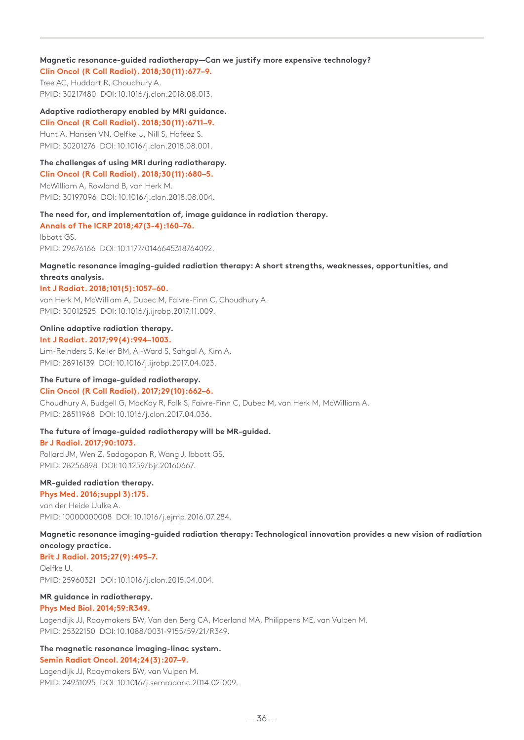**Magnetic resonance-guided radiotherapy—Can we justify more expensive technology?**
Clin Oncol (R Coll Radiol). 2018;30(11):677–9.
Tree AC, Huddart R, Choudhury A.
PMID: 30217480 DOI: 10.1016/j.clon.2018.08.013.

**Adaptive radiotherapy enabled by MRI guidance.**
Clin Oncol (R Coll Radiol). 2018;30(11):6711–9.
Hunt A, Hansen VN, Oelfke U, Nill S, Hafeez S.
PMID: 30201276 DOI: 10.1016/j.clon.2018.08.001.

**The challenges of using MRI during radiotherapy.**
Clin Oncol (R Coll Radiol). 2018;30(11):680–5.
McWilliam A, Rowland B, van Herk M.
PMID: 30197096 DOI: 10.1016/j.clon.2018.08.004.

**The need for, and implementation of, image guidance in radiation therapy.**
Annals of The ICRP 2018;47(3-4):160–76.
Ibbott GS.
PMID: 29676166 DOI: 10.1177/0146645318764092.

**Magnetic resonance imaging-guided radiation therapy: A short strengths, weaknesses, opportunities, and threats analysis.**
Int J Radiat. 2018;101(5):1057–60.
van Herk M, McWilliam A, Dubec M, Faivre-Finn C, Choudhury A.
PMID: 30012525 DOI: 10.1016/j.ijrobp.2017.11.009.

**Online adaptive radiation therapy.**
Int J Radiat. 2017;99(4):994–1003.
Lim-Reinders S, Keller BM, Al-Ward S, Sahgal A, Kim A.
PMID: 28916139 DOI: 10.1016/j.ijrobp.2017.04.023.

**The Future of image-guided radiotherapy.**
Clin Oncol (R Coll Radiol). 2017;29(10):662–6.
Choudhury A, Budgell G, MacKay R, Falk S, Faivre-Finn C, Dubec M, van Herk M, McWilliam A.
PMID: 28511968 DOI: 10.1016/j.clon.2017.04.036.

**The future of image-guided radiotherapy will be MR-guided.**
Br J Radiol. 2017;90:1073.
Pollard JM, Wen Z, Sadagopan R, Wang J, Ibbott GS.
PMID: 28256898 DOI: 10.1259/bjr.20160667.

**MR-guided radiation therapy.**
Phys Med. 2016;suppl 3):175.
van der Heide Uulke A.
PMID: 10000000008 DOI: 10.1016/j.ejmp.2016.07.284.

**Magnetic resonance imaging-guided radiation therapy: Technological innovation provides a new vision of radiation oncology practice.**
Brit J Radiol. 2015;27(9):495–7.
Oelfke U.
PMID: 25960321 DOI: 10.1016/j.clon.2015.04.004.

**MR guidance in radiotherapy.**
Phys Med Biol. 2014;59:R349.
Lagendijk JJ, Raaymakers BW, Van den Berg CA, Moerland MA, Philippens ME, van Vulpen M.
PMID: 25322150 DOI: 10.1088/0031-9155/59/21/R349.

**The magnetic resonance imaging-linac system.**
Semin Radiat Oncol. 2014;24(3):207–9.
Lagendijk JJ, Raaymakers BW, van Vulpen M.
PMID: 24931095 DOI: 10.1016/j.semradonc.2014.02.009.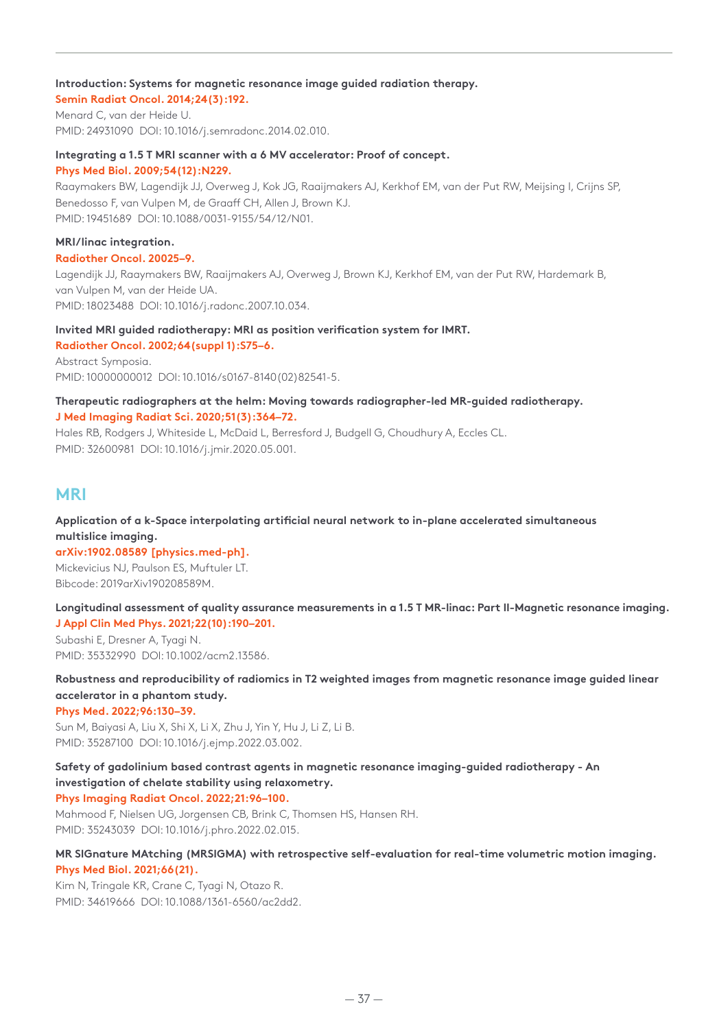**Introduction: Systems for magnetic resonance image guided radiation therapy.**
**Semin Radiat Oncol. 2014;24(3):192.**
Menard C, van der Heide U.
PMID: 24931090 DOI: 10.1016/j.semradonc.2014.02.010.

**Integrating a 1.5 T MRI scanner with a 6 MV accelerator: Proof of concept.**
**Phys Med Biol. 2009;54(12):N229.**
Raaymakers BW, Lagendijk JJ, Overweg J, Kok JG, Raaijmakers AJ, Kerkhof EM, van der Put RW, Meijsing I, Crijns SP, Benedosso F, van Vulpen M, de Graaff CH, Allen J, Brown KJ.
PMID: 19451689 DOI: 10.1088/0031-9155/54/12/N01.

**MRI/linac integration.**
**Radiother Oncol. 20025–9.**
Lagendijk JJ, Raaymakers BW, Raaijmakers AJ, Overweg J, Brown KJ, Kerkhof EM, van der Put RW, Hardemark B, van Vulpen M, van der Heide UA.
PMID: 18023488 DOI: 10.1016/j.radonc.2007.10.034.

**Invited MRI guided radiotherapy: MRI as position verification system for IMRT.**
**Radiother Oncol. 2002;64(suppl 1):S75–6.**
Abstract Symposia.
PMID: 10000000012 DOI: 10.1016/s0167-8140(02)82541-5.

**Therapeutic radiographers at the helm: Moving towards radiographer-led MR-guided radiotherapy.**
**J Med Imaging Radiat Sci. 2020;51(3):364–72.**
Hales RB, Rodgers J, Whiteside L, McDaid L, Berresford J, Budgell G, Choudhury A, Eccles CL.
PMID: 32600981 DOI: 10.1016/j.jmir.2020.05.001.

## MRI

**Application of a k-Space interpolating artificial neural network to in-plane accelerated simultaneous multislice imaging.**
**arXiv:1902.08589 [physics.med-ph].**
Mickevicius NJ, Paulson ES, Muftuler LT.
Bibcode: 2019arXiv190208589M.

**Longitudinal assessment of quality assurance measurements in a 1.5 T MR-linac: Part II-Magnetic resonance imaging.**
**J Appl Clin Med Phys. 2021;22(10):190–201.**
Subashi E, Dresner A, Tyagi N.
PMID: 35332990 DOI: 10.1002/acm2.13586.

**Robustness and reproducibility of radiomics in T2 weighted images from magnetic resonance image guided linear accelerator in a phantom study.**
**Phys Med. 2022;96:130–39.**
Sun M, Baiyasi A, Liu X, Shi X, Li X, Zhu J, Yin Y, Hu J, Li Z, Li B.
PMID: 35287100 DOI: 10.1016/j.ejmp.2022.03.002.

**Safety of gadolinium based contrast agents in magnetic resonance imaging-guided radiotherapy - An investigation of chelate stability using relaxometry.**
**Phys Imaging Radiat Oncol. 2022;21:96–100.**
Mahmood F, Nielsen UG, Jorgensen CB, Brink C, Thomsen HS, Hansen RH.
PMID: 35243039 DOI: 10.1016/j.phro.2022.02.015.

**MR SIGnature MAtching (MRSIGMA) with retrospective self-evaluation for real-time volumetric motion imaging.**
**Phys Med Biol. 2021;66(21).**
Kim N, Tringale KR, Crane C, Tyagi N, Otazo R.
PMID: 34619666 DOI: 10.1088/1361-6560/ac2dd2.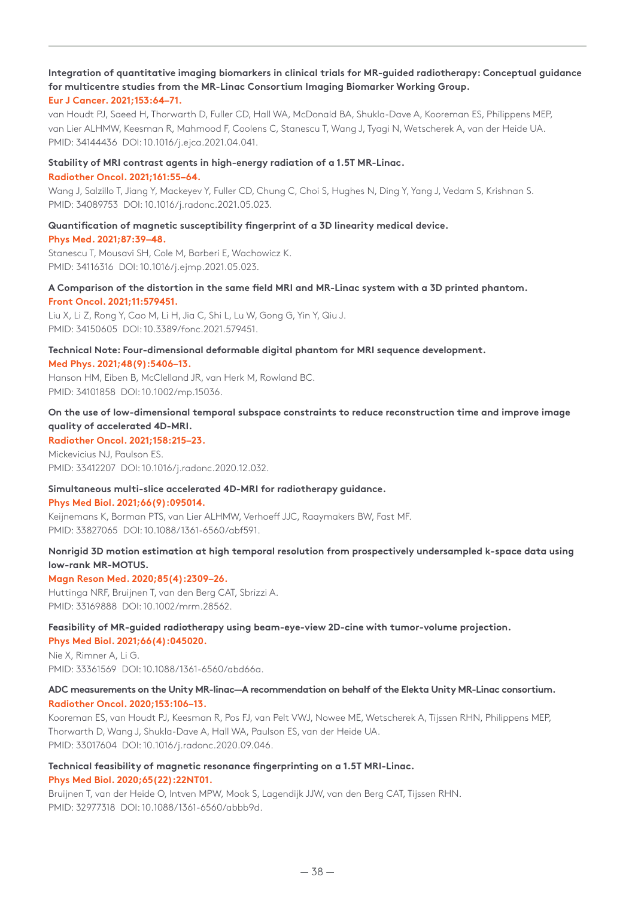**Integration of quantitative imaging biomarkers in clinical trials for MR-guided radiotherapy: Conceptual guidance for multicentre studies from the MR-Linac Consortium Imaging Biomarker Working Group.**
**Eur J Cancer. 2021;153:64–71.**
van Houdt PJ, Saeed H, Thorwarth D, Fuller CD, Hall WA, McDonald BA, Shukla-Dave A, Kooreman ES, Philippens MEP, van Lier ALHMW, Keesman R, Mahmood F, Coolens C, Stanescu T, Wang J, Tyagi N, Wetscherek A, van der Heide UA.
PMID: 34144436 DOI: 10.1016/j.ejca.2021.04.041.

**Stability of MRI contrast agents in high-energy radiation of a 1.5T MR-Linac.**
**Radiother Oncol. 2021;161:55–64.**
Wang J, Salzillo T, Jiang Y, Mackeyev Y, Fuller CD, Chung C, Choi S, Hughes N, Ding Y, Yang J, Vedam S, Krishnan S.
PMID: 34089753 DOI: 10.1016/j.radonc.2021.05.023.

**Quantification of magnetic susceptibility fingerprint of a 3D linearity medical device.**
**Phys Med. 2021;87:39–48.**
Stanescu T, Mousavi SH, Cole M, Barberi E, Wachowicz K.
PMID: 34116316 DOI: 10.1016/j.ejmp.2021.05.023.

**A Comparison of the distortion in the same field MRI and MR-Linac system with a 3D printed phantom.**
**Front Oncol. 2021;11:579451.**
Liu X, Li Z, Rong Y, Cao M, Li H, Jia C, Shi L, Lu W, Gong G, Yin Y, Qiu J.
PMID: 34150605 DOI: 10.3389/fonc.2021.579451.

**Technical Note: Four-dimensional deformable digital phantom for MRI sequence development.**
**Med Phys. 2021;48(9):5406–13.**
Hanson HM, Eiben B, McClelland JR, van Herk M, Rowland BC.
PMID: 34101858 DOI: 10.1002/mp.15036.

**On the use of low-dimensional temporal subspace constraints to reduce reconstruction time and improve image quality of accelerated 4D-MRI.**
**Radiother Oncol. 2021;158:215–23.**
Mickevicius NJ, Paulson ES.
PMID: 33412207 DOI: 10.1016/j.radonc.2020.12.032.

**Simultaneous multi-slice accelerated 4D-MRI for radiotherapy guidance.**
**Phys Med Biol. 2021;66(9):095014.**
Keijnemans K, Borman PTS, van Lier ALHMW, Verhoeff JJC, Raaymakers BW, Fast MF.
PMID: 33827065 DOI: 10.1088/1361-6560/abf591.

**Nonrigid 3D motion estimation at high temporal resolution from prospectively undersampled k-space data using low-rank MR-MOTUS.**
**Magn Reson Med. 2020;85(4):2309–26.**
Huttinga NRF, Bruijnen T, van den Berg CAT, Sbrizzi A.
PMID: 33169888 DOI: 10.1002/mrm.28562.

**Feasibility of MR-guided radiotherapy using beam-eye-view 2D-cine with tumor-volume projection.**
**Phys Med Biol. 2021;66(4):045020.**
Nie X, Rimner A, Li G.
PMID: 33361569 DOI: 10.1088/1361-6560/abd66a.

**ADC measurements on the Unity MR-linac—A recommendation on behalf of the Elekta Unity MR-Linac consortium.**
**Radiother Oncol. 2020;153:106–13.**
Kooreman ES, van Houdt PJ, Keesman R, Pos FJ, van Pelt VWJ, Nowee ME, Wetscherek A, Tijssen RHN, Philippens MEP, Thorwarth D, Wang J, Shukla-Dave A, Hall WA, Paulson ES, van der Heide UA.
PMID: 33017604 DOI: 10.1016/j.radonc.2020.09.046.

**Technical feasibility of magnetic resonance fingerprinting on a 1.5T MRI-Linac.**
**Phys Med Biol. 2020;65(22):22NT01.**
Bruijnen T, van der Heide O, Intven MPW, Mook S, Lagendijk JJW, van den Berg CAT, Tijssen RHN.
PMID: 32977318 DOI: 10.1088/1361-6560/abbb9d.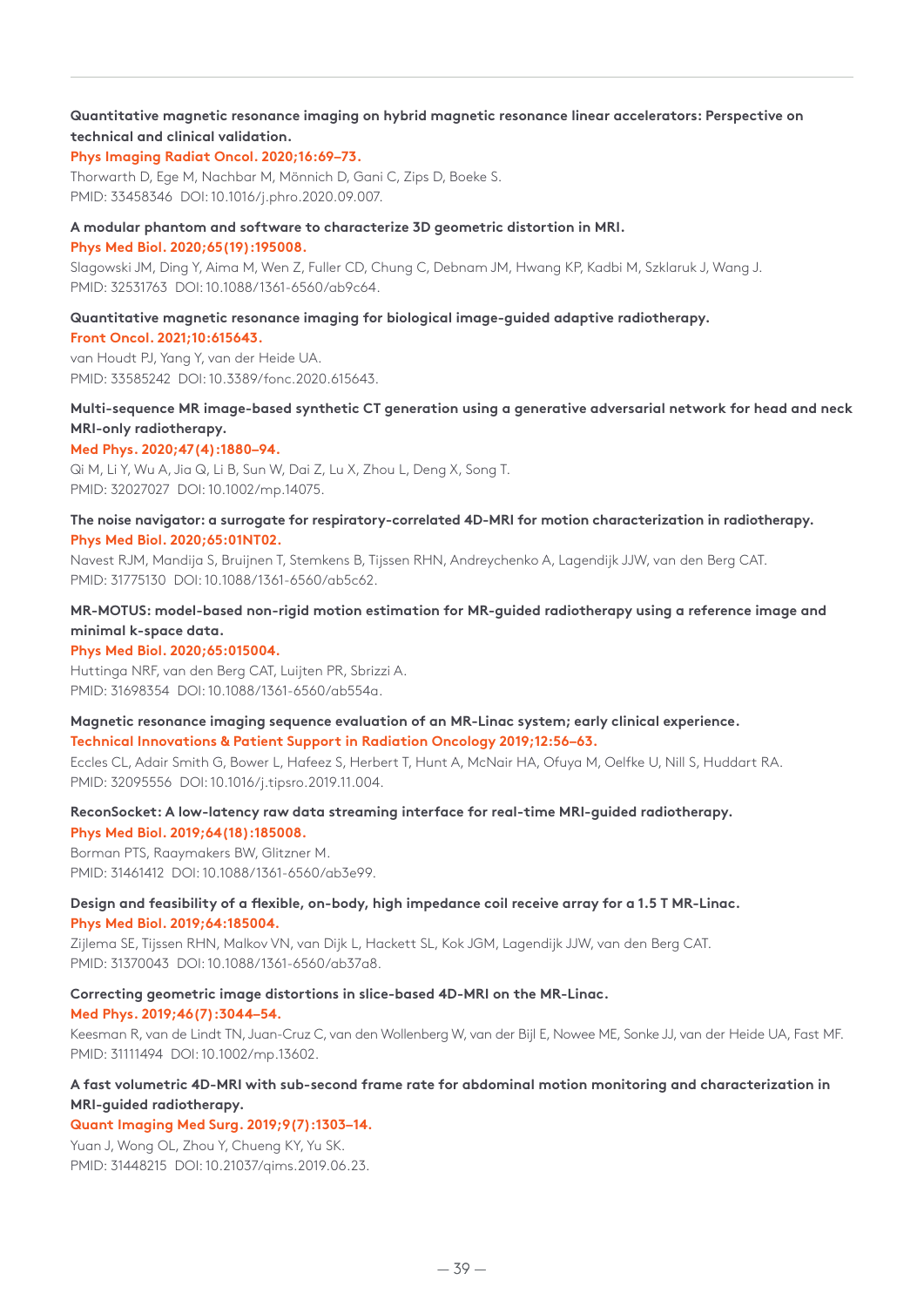**Quantitative magnetic resonance imaging on hybrid magnetic resonance linear accelerators: Perspective on technical and clinical validation.**
**Phys Imaging Radiat Oncol. 2020;16:69–73.**
Thorwarth D, Ege M, Nachbar M, Mönnich D, Gani C, Zips D, Boeke S.
PMID: 33458346 DOI: 10.1016/j.phro.2020.09.007.

**A modular phantom and software to characterize 3D geometric distortion in MRI.**
**Phys Med Biol. 2020;65(19):195008.**
Slagowski JM, Ding Y, Aima M, Wen Z, Fuller CD, Chung C, Debnam JM, Hwang KP, Kadbi M, Szklaruk J, Wang J.
PMID: 32531763 DOI: 10.1088/1361-6560/ab9c64.

**Quantitative magnetic resonance imaging for biological image-guided adaptive radiotherapy.**
**Front Oncol. 2021;10:615643.**
van Houdt PJ, Yang Y, van der Heide UA.
PMID: 33585242 DOI: 10.3389/fonc.2020.615643.

**Multi-sequence MR image-based synthetic CT generation using a generative adversarial network for head and neck MRI-only radiotherapy.**
**Med Phys. 2020;47(4):1880–94.**
Qi M, Li Y, Wu A, Jia Q, Li B, Sun W, Dai Z, Lu X, Zhou L, Deng X, Song T.
PMID: 32027027 DOI: 10.1002/mp.14075.

**The noise navigator: a surrogate for respiratory-correlated 4D-MRI for motion characterization in radiotherapy.**
**Phys Med Biol. 2020;65:01NT02.**
Navest RJM, Mandija S, Bruijnen T, Stemkens B, Tijssen RHN, Andreychenko A, Lagendijk JJW, van den Berg CAT.
PMID: 31775130 DOI: 10.1088/1361-6560/ab5c62.

**MR-MOTUS: model-based non-rigid motion estimation for MR-guided radiotherapy using a reference image and minimal k-space data.**
**Phys Med Biol. 2020;65:015004.**
Huttinga NRF, van den Berg CAT, Luijten PR, Sbrizzi A.
PMID: 31698354 DOI: 10.1088/1361-6560/ab554a.

**Magnetic resonance imaging sequence evaluation of an MR-Linac system; early clinical experience.**
**Technical Innovations & Patient Support in Radiation Oncology 2019;12:56–63.**
Eccles CL, Adair Smith G, Bower L, Hafeez S, Herbert T, Hunt A, McNair HA, Ofuya M, Oelfke U, Nill S, Huddart RA.
PMID: 32095556 DOI: 10.1016/j.tipsro.2019.11.004.

**ReconSocket: A low-latency raw data streaming interface for real-time MRI-guided radiotherapy.**
**Phys Med Biol. 2019;64(18):185008.**
Borman PTS, Raaymakers BW, Glitzner M.
PMID: 31461412 DOI: 10.1088/1361-6560/ab3e99.

**Design and feasibility of a flexible, on-body, high impedance coil receive array for a 1.5 T MR-Linac.**
**Phys Med Biol. 2019;64:185004.**
Zijlema SE, Tijssen RHN, Malkov VN, van Dijk L, Hackett SL, Kok JGM, Lagendijk JJW, van den Berg CAT.
PMID: 31370043 DOI: 10.1088/1361-6560/ab37a8.

**Correcting geometric image distortions in slice-based 4D-MRI on the MR-Linac.**
**Med Phys. 2019;46(7):3044–54.**
Keesman R, van de Lindt TN, Juan-Cruz C, van den Wollenberg W, van der Bijl E, Nowee ME, Sonke JJ, van der Heide UA, Fast MF.
PMID: 31111494 DOI: 10.1002/mp.13602.

**A fast volumetric 4D-MRI with sub-second frame rate for abdominal motion monitoring and characterization in MRI-guided radiotherapy.**
**Quant Imaging Med Surg. 2019;9(7):1303–14.**
Yuan J, Wong OL, Zhou Y, Chueng KY, Yu SK.
PMID: 31448215 DOI: 10.21037/qims.2019.06.23.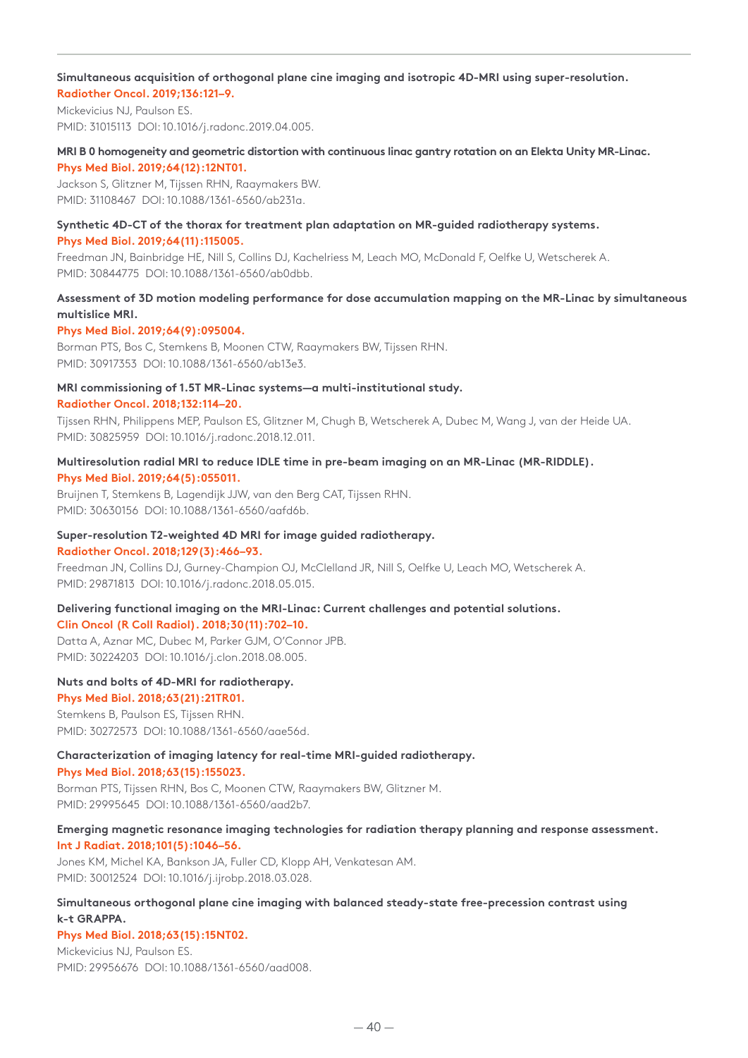**Simultaneous acquisition of orthogonal plane cine imaging and isotropic 4D-MRI using super-resolution.**
**Radiother Oncol. 2019;136:121–9.**
Mickevicius NJ, Paulson ES.
PMID: 31015113 DOI: 10.1016/j.radonc.2019.04.005.

**MRI B 0 homogeneity and geometric distortion with continuous linac gantry rotation on an Elekta Unity MR-Linac.**
**Phys Med Biol. 2019;64(12):12NT01.**
Jackson S, Glitzner M, Tijssen RHN, Raaymakers BW.
PMID: 31108467 DOI: 10.1088/1361-6560/ab231a.

**Synthetic 4D-CT of the thorax for treatment plan adaptation on MR-guided radiotherapy systems.**
**Phys Med Biol. 2019;64(11):115005.**
Freedman JN, Bainbridge HE, Nill S, Collins DJ, Kachelriess M, Leach MO, McDonald F, Oelfke U, Wetscherek A.
PMID: 30844775 DOI: 10.1088/1361-6560/ab0dbb.

**Assessment of 3D motion modeling performance for dose accumulation mapping on the MR-Linac by simultaneous multislice MRI.**
**Phys Med Biol. 2019;64(9):095004.**
Borman PTS, Bos C, Stemkens B, Moonen CTW, Raaymakers BW, Tijssen RHN.
PMID: 30917353 DOI: 10.1088/1361-6560/ab13e3.

**MRI commissioning of 1.5T MR-Linac systems—a multi-institutional study.**
**Radiother Oncol. 2018;132:114–20.**
Tijssen RHN, Philippens MEP, Paulson ES, Glitzner M, Chugh B, Wetscherek A, Dubec M, Wang J, van der Heide UA.
PMID: 30825959 DOI: 10.1016/j.radonc.2018.12.011.

**Multiresolution radial MRI to reduce IDLE time in pre-beam imaging on an MR-Linac (MR-RIDDLE).**
**Phys Med Biol. 2019;64(5):055011.**
Bruijnen T, Stemkens B, Lagendijk JJW, van den Berg CAT, Tijssen RHN.
PMID: 30630156 DOI: 10.1088/1361-6560/aafd6b.

**Super-resolution T2-weighted 4D MRI for image guided radiotherapy.**
**Radiother Oncol. 2018;129(3):466–93.**
Freedman JN, Collins DJ, Gurney-Champion OJ, McClelland JR, Nill S, Oelfke U, Leach MO, Wetscherek A.
PMID: 29871813 DOI: 10.1016/j.radonc.2018.05.015.

**Delivering functional imaging on the MRI-Linac: Current challenges and potential solutions.**
**Clin Oncol (R Coll Radiol). 2018;30(11):702–10.**
Datta A, Aznar MC, Dubec M, Parker GJM, O'Connor JPB.
PMID: 30224203 DOI: 10.1016/j.clon.2018.08.005.

**Nuts and bolts of 4D-MRI for radiotherapy.**
**Phys Med Biol. 2018;63(21):21TR01.**
Stemkens B, Paulson ES, Tijssen RHN.
PMID: 30272573 DOI: 10.1088/1361-6560/aae56d.

**Characterization of imaging latency for real-time MRI-guided radiotherapy.**
**Phys Med Biol. 2018;63(15):155023.**
Borman PTS, Tijssen RHN, Bos C, Moonen CTW, Raaymakers BW, Glitzner M.
PMID: 29995645 DOI: 10.1088/1361-6560/aad2b7.

**Emerging magnetic resonance imaging technologies for radiation therapy planning and response assessment.**
**Int J Radiat. 2018;101(5):1046–56.**
Jones KM, Michel KA, Bankson JA, Fuller CD, Klopp AH, Venkatesan AM.
PMID: 30012524 DOI: 10.1016/j.ijrobp.2018.03.028.

**Simultaneous orthogonal plane cine imaging with balanced steady-state free-precession contrast using k-t GRAPPA.**
**Phys Med Biol. 2018;63(15):15NT02.**
Mickevicius NJ, Paulson ES.
PMID: 29956676 DOI: 10.1088/1361-6560/aad008.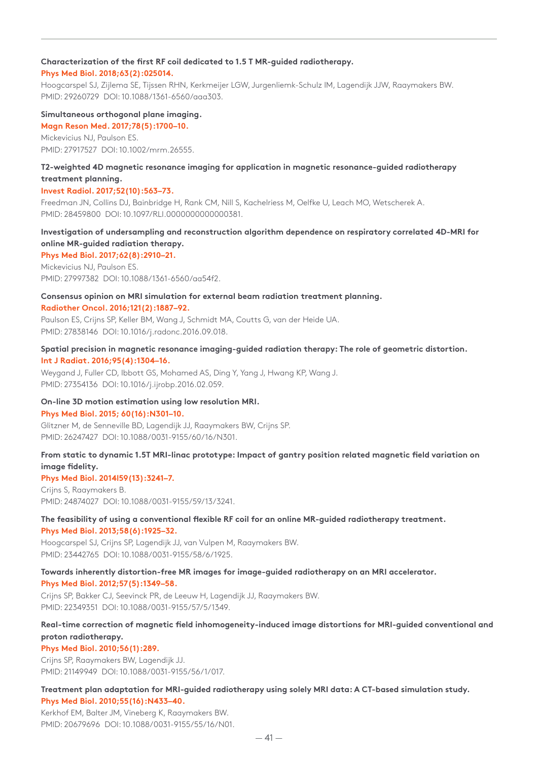**Characterization of the first RF coil dedicated to 1.5 T MR-guided radiotherapy.**
**Phys Med Biol. 2018;63(2):025014.**
Hoogcarspel SJ, Zijlema SE, Tijssen RHN, Kerkmeijer LGW, Jurgenliemk-Schulz IM, Lagendijk JJW, Raaymakers BW.
PMID: 29260729 DOI: 10.1088/1361-6560/aaa303.

**Simultaneous orthogonal plane imaging.**
**Magn Reson Med. 2017;78(5):1700–10.**
Mickevicius NJ, Paulson ES.
PMID: 27917527 DOI: 10.1002/mrm.26555.

**T2-weighted 4D magnetic resonance imaging for application in magnetic resonance-guided radiotherapy treatment planning.**
**Invest Radiol. 2017;52(10):563–73.**
Freedman JN, Collins DJ, Bainbridge H, Rank CM, Nill S, Kachelriess M, Oelfke U, Leach MO, Wetscherek A.
PMID: 28459800 DOI: 10.1097/RLI.0000000000000381.

**Investigation of undersampling and reconstruction algorithm dependence on respiratory correlated 4D-MRI for online MR-guided radiation therapy.**
**Phys Med Biol. 2017;62(8):2910–21.**
Mickevicius NJ, Paulson ES.
PMID: 27997382 DOI: 10.1088/1361-6560/aa54f2.

**Consensus opinion on MRI simulation for external beam radiation treatment planning.**
**Radiother Oncol. 2016;121(2):1887–92.**
Paulson ES, Crijns SP, Keller BM, Wang J, Schmidt MA, Coutts G, van der Heide UA.
PMID: 27838146 DOI: 10.1016/j.radonc.2016.09.018.

**Spatial precision in magnetic resonance imaging-guided radiation therapy: The role of geometric distortion.**
**Int J Radiat. 2016;95(4):1304–16.**
Weygand J, Fuller CD, Ibbott GS, Mohamed AS, Ding Y, Yang J, Hwang KP, Wang J.
PMID: 27354136 DOI: 10.1016/j.ijrobp.2016.02.059.

**On-line 3D motion estimation using low resolution MRI.**
**Phys Med Biol. 2015; 60(16):N301–10.**
Glitzner M, de Senneville BD, Lagendijk JJ, Raaymakers BW, Crijns SP.
PMID: 26247427 DOI: 10.1088/0031-9155/60/16/N301.

**From static to dynamic 1.5T MRI-linac prototype: Impact of gantry position related magnetic field variation on image fidelity.**
**Phys Med Biol. 2014l59(13):3241–7.**
Crijns S, Raaymakers B.
PMID: 24874027 DOI: 10.1088/0031-9155/59/13/3241.

**The feasibility of using a conventional flexible RF coil for an online MR-guided radiotherapy treatment.**
**Phys Med Biol. 2013;58(6):1925–32.**
Hoogcarspel SJ, Crijns SP, Lagendijk JJ, van Vulpen M, Raaymakers BW.
PMID: 23442765 DOI: 10.1088/0031-9155/58/6/1925.

**Towards inherently distortion-free MR images for image-guided radiotherapy on an MRI accelerator.**
**Phys Med Biol. 2012;57(5):1349–58.**
Crijns SP, Bakker CJ, Seevinck PR, de Leeuw H, Lagendijk JJ, Raaymakers BW.
PMID: 22349351 DOI: 10.1088/0031-9155/57/5/1349.

**Real-time correction of magnetic field inhomogeneity-induced image distortions for MRI-guided conventional and proton radiotherapy.**
**Phys Med Biol. 2010;56(1):289.**
Crijns SP, Raaymakers BW, Lagendijk JJ.
PMID: 21149949 DOI: 10.1088/0031-9155/56/1/017.

**Treatment plan adaptation for MRI-guided radiotherapy using solely MRI data: A CT-based simulation study.**
**Phys Med Biol. 2010;55(16):N433–40.**
Kerkhof EM, Balter JM, Vineberg K, Raaymakers BW.
PMID: 20679696 DOI: 10.1088/0031-9155/55/16/N01.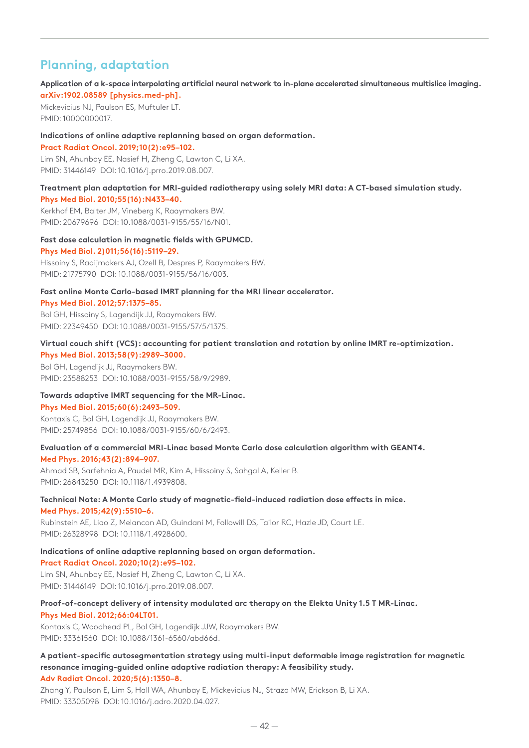## Planning, adaptation

**Application of a k-space interpolating artificial neural network to in-plane accelerated simultaneous multislice imaging.**
**arXiv:1902.08589 [physics.med-ph].**
Mickevicius NJ, Paulson ES, Muftuler LT.
PMID: 10000000017.

**Indications of online adaptive replanning based on organ deformation.**
**Pract Radiat Oncol. 2019;10(2):e95–102.**
Lim SN, Ahunbay EE, Nasief H, Zheng C, Lawton C, Li XA.
PMID: 31446149 DOI: 10.1016/j.prro.2019.08.007.

**Treatment plan adaptation for MRI-guided radiotherapy using solely MRI data: A CT-based simulation study.**
**Phys Med Biol. 2010;55(16):N433–40.**
Kerkhof EM, Balter JM, Vineberg K, Raaymakers BW.
PMID: 20679696 DOI: 10.1088/0031-9155/55/16/N01.

**Fast dose calculation in magnetic fields with GPUMCD.**
**Phys Med Biol. 2)011;56(16):5119–29.**
Hissoiny S, Raaijmakers AJ, Ozell B, Despres P, Raaymakers BW.
PMID: 21775790 DOI: 10.1088/0031-9155/56/16/003.

**Fast online Monte Carlo-based IMRT planning for the MRI linear accelerator.**
**Phys Med Biol. 2012;57:1375–85.**
Bol GH, Hissoiny S, Lagendijk JJ, Raaymakers BW.
PMID: 22349450 DOI: 10.1088/0031-9155/57/5/1375.

**Virtual couch shift (VCS): accounting for patient translation and rotation by online IMRT re-optimization.**
**Phys Med Biol. 2013;58(9):2989–3000.**
Bol GH, Lagendijk JJ, Raaymakers BW.
PMID: 23588253 DOI: 10.1088/0031-9155/58/9/2989.

**Towards adaptive IMRT sequencing for the MR-Linac.**
**Phys Med Biol. 2015;60(6):2493–509.**
Kontaxis C, Bol GH, Lagendijk JJ, Raaymakers BW.
PMID: 25749856 DOI: 10.1088/0031-9155/60/6/2493.

**Evaluation of a commercial MRI-Linac based Monte Carlo dose calculation algorithm with GEANT4.**
**Med Phys. 2016;43(2):894–907.**
Ahmad SB, Sarfehnia A, Paudel MR, Kim A, Hissoiny S, Sahgal A, Keller B.
PMID: 26843250 DOI: 10.1118/1.4939808.

**Technical Note: A Monte Carlo study of magnetic-field-induced radiation dose effects in mice.**
**Med Phys. 2015;42(9):5510–6.**
Rubinstein AE, Liao Z, Melancon AD, Guindani M, Followill DS, Tailor RC, Hazle JD, Court LE.
PMID: 26328998 DOI: 10.1118/1.4928600.

**Indications of online adaptive replanning based on organ deformation.**
**Pract Radiat Oncol. 2020;10(2):e95–102.**
Lim SN, Ahunbay EE, Nasief H, Zheng C, Lawton C, Li XA.
PMID: 31446149 DOI: 10.1016/j.prro.2019.08.007.

**Proof-of-concept delivery of intensity modulated arc therapy on the Elekta Unity 1.5 T MR-Linac.**
**Phys Med Biol. 2012;66:04LT01.**
Kontaxis C, Woodhead PL, Bol GH, Lagendijk JJW, Raaymakers BW.
PMID: 33361560 DOI: 10.1088/1361-6560/abd66d.

**A patient-specific autosegmentation strategy using multi-input deformable image registration for magnetic resonance imaging-guided online adaptive radiation therapy: A feasibility study.**
**Adv Radiat Oncol. 2020;5(6):1350–8.**
Zhang Y, Paulson E, Lim S, Hall WA, Ahunbay E, Mickevicius NJ, Straza MW, Erickson B, Li XA.
PMID: 33305098 DOI: 10.1016/j.adro.2020.04.027.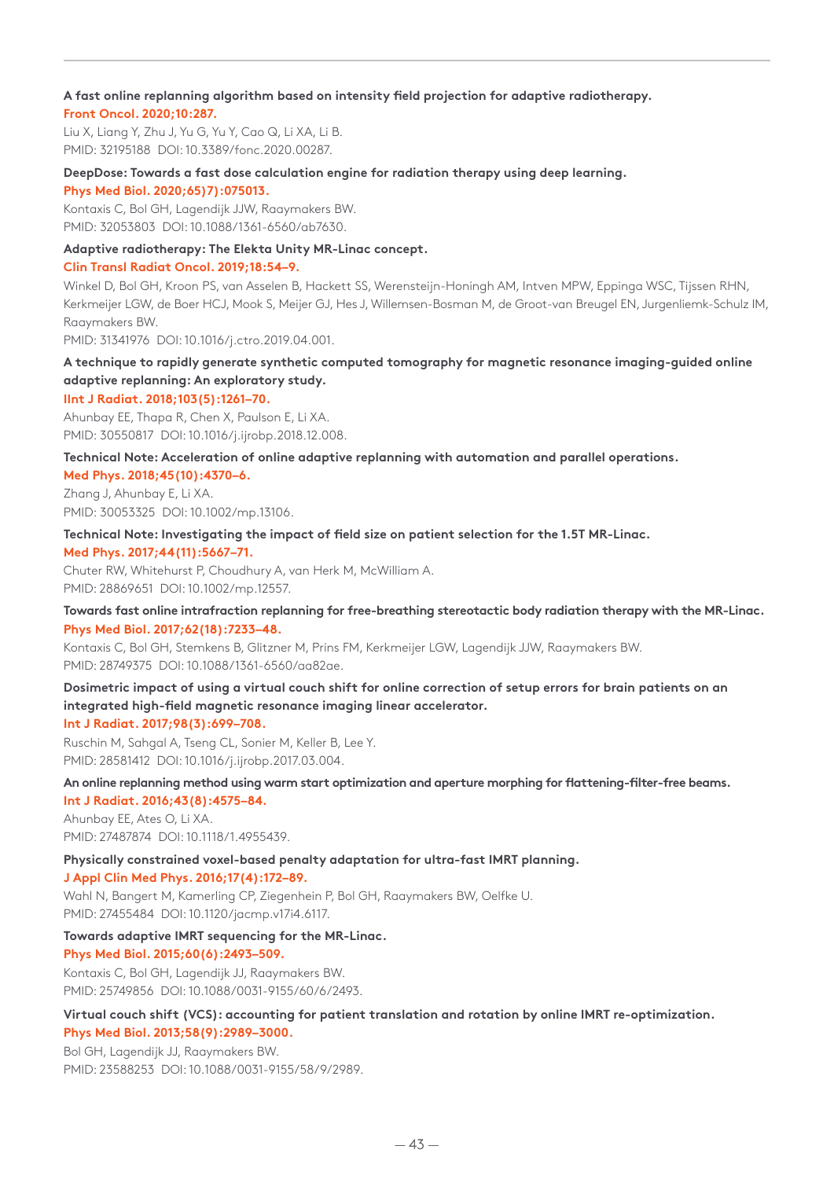**A fast online replanning algorithm based on intensity field projection for adaptive radiotherapy.**
Front Oncol. 2020;10:287.
Liu X, Liang Y, Zhu J, Yu G, Yu Y, Cao Q, Li XA, Li B.
PMID: 32195188 DOI: 10.3389/fonc.2020.00287.

**DeepDose: Towards a fast dose calculation engine for radiation therapy using deep learning.**
Phys Med Biol. 2020;65)7):075013.
Kontaxis C, Bol GH, Lagendijk JJW, Raaymakers BW.
PMID: 32053803 DOI: 10.1088/1361-6560/ab7630.

**Adaptive radiotherapy: The Elekta Unity MR-Linac concept.**
Clin Transl Radiat Oncol. 2019;18:54–9.
Winkel D, Bol GH, Kroon PS, van Asselen B, Hackett SS, Werensteijn-Honingh AM, Intven MPW, Eppinga WSC, Tijssen RHN, Kerkmeijer LGW, de Boer HCJ, Mook S, Meijer GJ, Hes J, Willemsen-Bosman M, de Groot-van Breugel EN, Jurgenliemk-Schulz IM, Raaymakers BW.
PMID: 31341976 DOI: 10.1016/j.ctro.2019.04.001.

**A technique to rapidly generate synthetic computed tomography for magnetic resonance imaging-guided online adaptive replanning: An exploratory study.**
IInt J Radiat. 2018;103(5):1261–70.
Ahunbay EE, Thapa R, Chen X, Paulson E, Li XA.
PMID: 30550817 DOI: 10.1016/j.ijrobp.2018.12.008.

**Technical Note: Acceleration of online adaptive replanning with automation and parallel operations.**
Med Phys. 2018;45(10):4370–6.
Zhang J, Ahunbay E, Li XA.
PMID: 30053325 DOI: 10.1002/mp.13106.

**Technical Note: Investigating the impact of field size on patient selection for the 1.5T MR-Linac.**
Med Phys. 2017;44(11):5667–71.
Chuter RW, Whitehurst P, Choudhury A, van Herk M, McWilliam A.
PMID: 28869651 DOI: 10.1002/mp.12557.

**Towards fast online intrafraction replanning for free-breathing stereotactic body radiation therapy with the MR-Linac.**
Phys Med Biol. 2017;62(18):7233–48.
Kontaxis C, Bol GH, Stemkens B, Glitzner M, Prins FM, Kerkmeijer LGW, Lagendijk JJW, Raaymakers BW.
PMID: 28749375 DOI: 10.1088/1361-6560/aa82ae.

**Dosimetric impact of using a virtual couch shift for online correction of setup errors for brain patients on an integrated high-field magnetic resonance imaging linear accelerator.**
Int J Radiat. 2017;98(3):699–708.
Ruschin M, Sahgal A, Tseng CL, Sonier M, Keller B, Lee Y.
PMID: 28581412 DOI: 10.1016/j.ijrobp.2017.03.004.

**An online replanning method using warm start optimization and aperture morphing for flattening-filter-free beams.**
Int J Radiat. 2016;43(8):4575–84.
Ahunbay EE, Ates O, Li XA.
PMID: 27487874 DOI: 10.1118/1.4955439.

**Physically constrained voxel-based penalty adaptation for ultra-fast IMRT planning.**
J Appl Clin Med Phys. 2016;17(4):172–89.
Wahl N, Bangert M, Kamerling CP, Ziegenhein P, Bol GH, Raaymakers BW, Oelfke U.
PMID: 27455484 DOI: 10.1120/jacmp.v17i4.6117.

**Towards adaptive IMRT sequencing for the MR-Linac.**
Phys Med Biol. 2015;60(6):2493–509.
Kontaxis C, Bol GH, Lagendijk JJ, Raaymakers BW.
PMID: 25749856 DOI: 10.1088/0031-9155/60/6/2493.

**Virtual couch shift (VCS): accounting for patient translation and rotation by online IMRT re-optimization.**
Phys Med Biol. 2013;58(9):2989–3000.
Bol GH, Lagendijk JJ, Raaymakers BW.
PMID: 23588253 DOI: 10.1088/0031-9155/58/9/2989.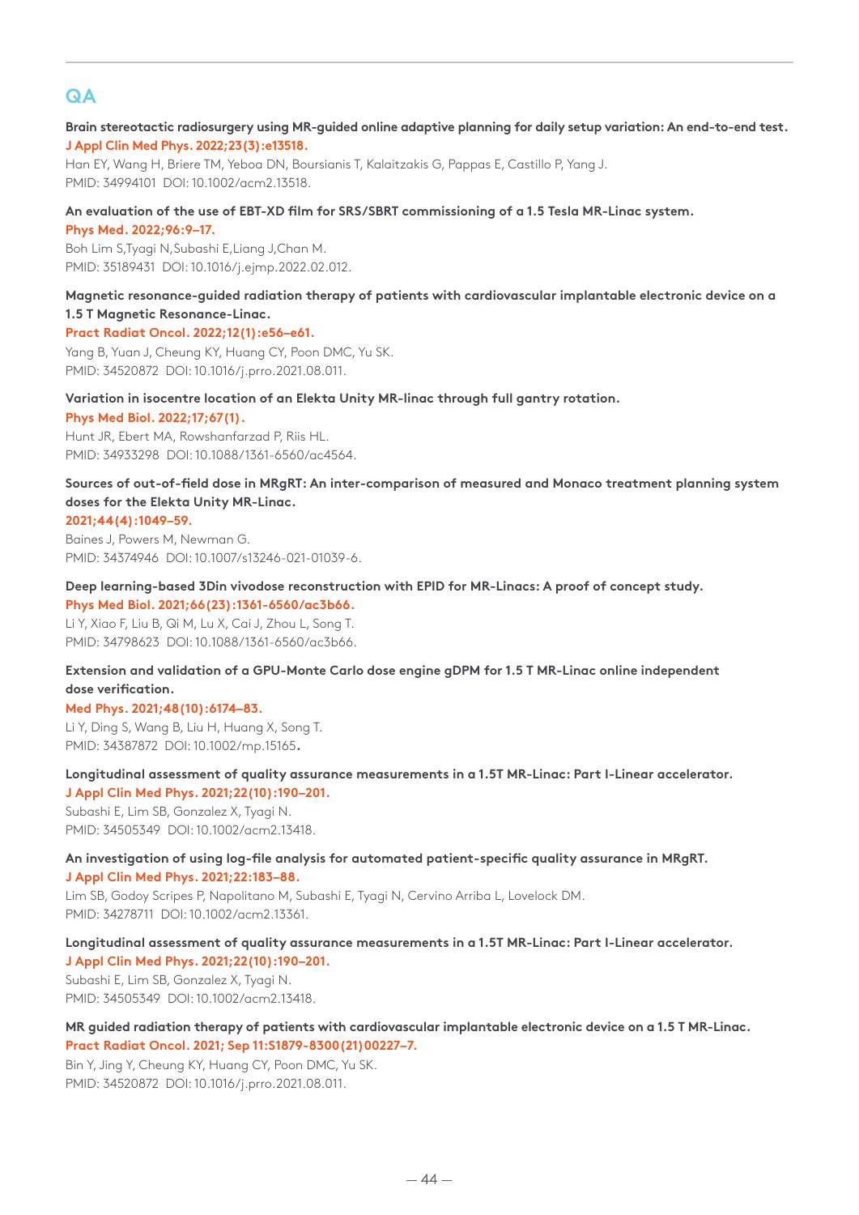## QA

**Brain stereotactic radiosurgery using MR-guided online adaptive planning for daily setup variation: An end-to-end test.**
**J Appl Clin Med Phys. 2022;23(3):e13518.**
Han EY, Wang H, Briere TM, Yeboa DN, Boursianis T, Kalaitzakis G, Pappas E, Castillo P, Yang J.
PMID: 34994101 DOI: 10.1002/acm2.13518.

**An evaluation of the use of EBT-XD film for SRS/SBRT commissioning of a 1.5 Tesla MR-Linac system.**
**Phys Med. 2022;96:9–17.**
Boh Lim S,Tyagi N,Subashi E,Liang J,Chan M.
PMID: 35189431 DOI: 10.1016/j.ejmp.2022.02.012.

**Magnetic resonance-guided radiation therapy of patients with cardiovascular implantable electronic device on a 1.5 T Magnetic Resonance-Linac.**
**Pract Radiat Oncol. 2022;12(1):e56–e61.**
Yang B, Yuan J, Cheung KY, Huang CY, Poon DMC, Yu SK.
PMID: 34520872 DOI: 10.1016/j.prro.2021.08.011.

**Variation in isocentre location of an Elekta Unity MR-linac through full gantry rotation.**
**Phys Med Biol. 2022;17;67(1).**
Hunt JR, Ebert MA, Rowshanfarzad P, Riis HL.
PMID: 34933298 DOI: 10.1088/1361-6560/ac4564.

**Sources of out-of-field dose in MRgRT: An inter-comparison of measured and Monaco treatment planning system doses for the Elekta Unity MR-Linac.**
**2021;44(4):1049–59.**
Baines J, Powers M, Newman G.
PMID: 34374946 DOI: 10.1007/s13246-021-01039-6.

**Deep learning-based 3Din vivodose reconstruction with EPID for MR-Linacs: A proof of concept study.**
**Phys Med Biol. 2021;66(23):1361-6560/ac3b66.**
Li Y, Xiao F, Liu B, Qi M, Lu X, Cai J, Zhou L, Song T.
PMID: 34798623 DOI: 10.1088/1361-6560/ac3b66.

**Extension and validation of a GPU-Monte Carlo dose engine gDPM for 1.5 T MR-Linac online independent dose verification.**
**Med Phys. 2021;48(10):6174–83.**
Li Y, Ding S, Wang B, Liu H, Huang X, Song T.
PMID: 34387872 DOI: 10.1002/mp.15165.

**Longitudinal assessment of quality assurance measurements in a 1.5T MR-Linac: Part I-Linear accelerator.**
**J Appl Clin Med Phys. 2021;22(10):190–201.**
Subashi E, Lim SB, Gonzalez X, Tyagi N.
PMID: 34505349 DOI: 10.1002/acm2.13418.

**An investigation of using log-file analysis for automated patient-specific quality assurance in MRgRT.**
**J Appl Clin Med Phys. 2021;22:183–88.**
Lim SB, Godoy Scripes P, Napolitano M, Subashi E, Tyagi N, Cervino Arriba L, Lovelock DM.
PMID: 34278711 DOI: 10.1002/acm2.13361.

**Longitudinal assessment of quality assurance measurements in a 1.5T MR-Linac: Part I-Linear accelerator.**
**J Appl Clin Med Phys. 2021;22(10):190–201.**
Subashi E, Lim SB, Gonzalez X, Tyagi N.
PMID: 34505349 DOI: 10.1002/acm2.13418.

**MR guided radiation therapy of patients with cardiovascular implantable electronic device on a 1.5 T MR-Linac.**
**Pract Radiat Oncol. 2021; Sep 11:S1879-8300(21)00227–7.**
Bin Y, Jing Y, Cheung KY, Huang CY, Poon DMC, Yu SK.
PMID: 34520872 DOI: 10.1016/j.prro.2021.08.011.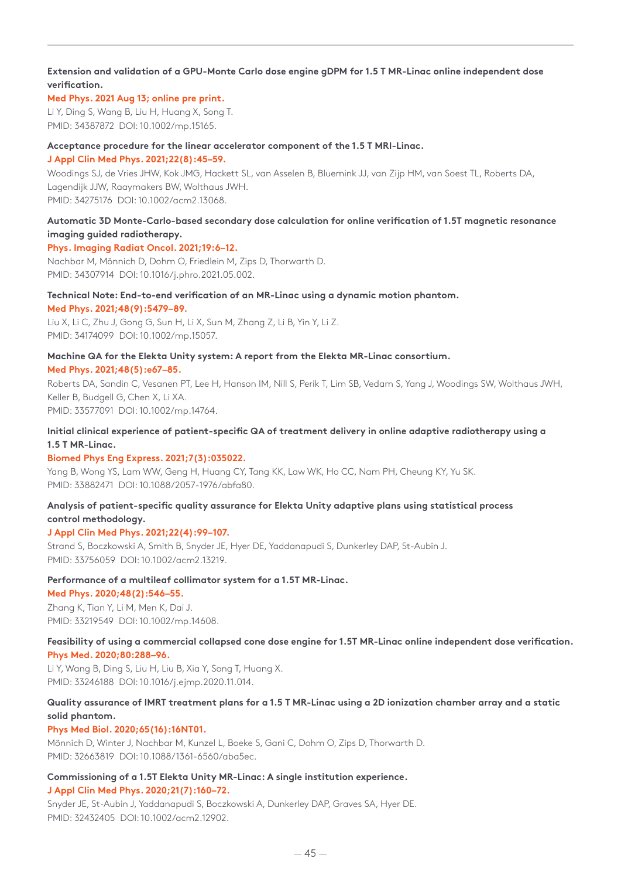**Extension and validation of a GPU-Monte Carlo dose engine gDPM for 1.5 T MR-Linac online independent dose verification.**
Med Phys. 2021 Aug 13; online pre print.
Li Y, Ding S, Wang B, Liu H, Huang X, Song T.
PMID: 34387872 DOI: 10.1002/mp.15165.

**Acceptance procedure for the linear accelerator component of the 1.5 T MRI-Linac.**
J Appl Clin Med Phys. 2021;22(8):45–59.
Woodings SJ, de Vries JHW, Kok JMG, Hackett SL, van Asselen B, Bluemink JJ, van Zijp HM, van Soest TL, Roberts DA, Lagendijk JJW, Raaymakers BW, Wolthaus JWH.
PMID: 34275176 DOI: 10.1002/acm2.13068.

**Automatic 3D Monte-Carlo-based secondary dose calculation for online verification of 1.5T magnetic resonance imaging guided radiotherapy.**
Phys. Imaging Radiat Oncol. 2021;19:6–12.
Nachbar M, Mönnich D, Dohm O, Friedlein M, Zips D, Thorwarth D.
PMID: 34307914 DOI: 10.1016/j.phro.2021.05.002.

**Technical Note: End-to-end verification of an MR-Linac using a dynamic motion phantom.**
Med Phys. 2021;48(9):5479–89.
Liu X, Li C, Zhu J, Gong G, Sun H, Li X, Sun M, Zhang Z, Li B, Yin Y, Li Z.
PMID: 34174099 DOI: 10.1002/mp.15057.

**Machine QA for the Elekta Unity system: A report from the Elekta MR-Linac consortium.**
Med Phys. 2021;48(5):e67–85.
Roberts DA, Sandin C, Vesanen PT, Lee H, Hanson IM, Nill S, Perik T, Lim SB, Vedam S, Yang J, Woodings SW, Wolthaus JWH, Keller B, Budgell G, Chen X, Li XA.
PMID: 33577091 DOI: 10.1002/mp.14764.

**Initial clinical experience of patient-specific QA of treatment delivery in online adaptive radiotherapy using a 1.5 T MR-Linac.**
Biomed Phys Eng Express. 2021;7(3):035022.
Yang B, Wong YS, Lam WW, Geng H, Huang CY, Tang KK, Law WK, Ho CC, Nam PH, Cheung KY, Yu SK.
PMID: 33882471 DOI: 10.1088/2057-1976/abfa80.

**Analysis of patient-specific quality assurance for Elekta Unity adaptive plans using statistical process control methodology.**
J Appl Clin Med Phys. 2021;22(4):99–107.
Strand S, Boczkowski A, Smith B, Snyder JE, Hyer DE, Yaddanapudi S, Dunkerley DAP, St-Aubin J.
PMID: 33756059 DOI: 10.1002/acm2.13219.

**Performance of a multileaf collimator system for a 1.5T MR-Linac.**
Med Phys. 2020;48(2):546–55.
Zhang K, Tian Y, Li M, Men K, Dai J.
PMID: 33219549 DOI: 10.1002/mp.14608.

**Feasibility of using a commercial collapsed cone dose engine for 1.5T MR-Linac online independent dose verification.**
Phys Med. 2020;80:288–96.
Li Y, Wang B, Ding S, Liu H, Liu B, Xia Y, Song T, Huang X.
PMID: 33246188 DOI: 10.1016/j.ejmp.2020.11.014.

**Quality assurance of IMRT treatment plans for a 1.5 T MR-Linac using a 2D ionization chamber array and a static solid phantom.**
Phys Med Biol. 2020;65(16):16NT01.
Mönnich D, Winter J, Nachbar M, Kunzel L, Boeke S, Gani C, Dohm O, Zips D, Thorwarth D.
PMID: 32663819 DOI: 10.1088/1361-6560/aba5ec.

**Commissioning of a 1.5T Elekta Unity MR-Linac: A single institution experience.**
J Appl Clin Med Phys. 2020;21(7):160–72.
Snyder JE, St-Aubin J, Yaddanapudi S, Boczkowski A, Dunkerley DAP, Graves SA, Hyer DE.
PMID: 32432405 DOI: 10.1002/acm2.12902.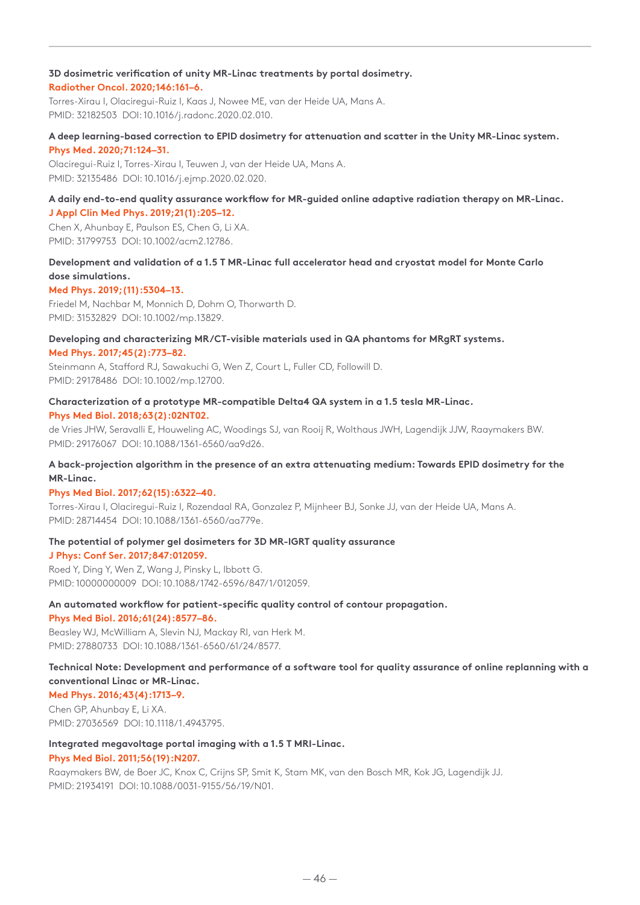**3D dosimetric verification of unity MR-Linac treatments by portal dosimetry.**
Radiother Oncol. 2020;146:161–6.
Torres-Xirau I, Olaciregui-Ruiz I, Kaas J, Nowee ME, van der Heide UA, Mans A.
PMID: 32182503 DOI: 10.1016/j.radonc.2020.02.010.

**A deep learning-based correction to EPID dosimetry for attenuation and scatter in the Unity MR-Linac system.**
Phys Med. 2020;71:124–31.
Olaciregui-Ruiz I, Torres-Xirau I, Teuwen J, van der Heide UA, Mans A.
PMID: 32135486 DOI: 10.1016/j.ejmp.2020.02.020.

**A daily end-to-end quality assurance workflow for MR-guided online adaptive radiation therapy on MR-Linac.**
J Appl Clin Med Phys. 2019;21(1):205–12.
Chen X, Ahunbay E, Paulson ES, Chen G, Li XA.
PMID: 31799753 DOI: 10.1002/acm2.12786.

**Development and validation of a 1.5 T MR-Linac full accelerator head and cryostat model for Monte Carlo dose simulations.**
Med Phys. 2019;(11):5304–13.
Friedel M, Nachbar M, Monnich D, Dohm O, Thorwarth D.
PMID: 31532829 DOI: 10.1002/mp.13829.

**Developing and characterizing MR/CT-visible materials used in QA phantoms for MRgRT systems.**
Med Phys. 2017;45(2):773–82.
Steinmann A, Stafford RJ, Sawakuchi G, Wen Z, Court L, Fuller CD, Followill D.
PMID: 29178486 DOI: 10.1002/mp.12700.

**Characterization of a prototype MR-compatible Delta4 QA system in a 1.5 tesla MR-Linac.**
Phys Med Biol. 2018;63(2):02NT02.
de Vries JHW, Seravalli E, Houweling AC, Woodings SJ, van Rooij R, Wolthaus JWH, Lagendijk JJW, Raaymakers BW.
PMID: 29176067 DOI: 10.1088/1361-6560/aa9d26.

**A back-projection algorithm in the presence of an extra attenuating medium: Towards EPID dosimetry for the MR-Linac.**
Phys Med Biol. 2017;62(15):6322–40.
Torres-Xirau I, Olaciregui-Ruiz I, Rozendaal RA, Gonzalez P, Mijnheer BJ, Sonke JJ, van der Heide UA, Mans A.
PMID: 28714454 DOI: 10.1088/1361-6560/aa779e.

**The potential of polymer gel dosimeters for 3D MR-IGRT quality assurance**
J Phys: Conf Ser. 2017;847:012059.
Roed Y, Ding Y, Wen Z, Wang J, Pinsky L, Ibbott G.
PMID: 10000000009 DOI: 10.1088/1742-6596/847/1/012059.

**An automated workflow for patient-specific quality control of contour propagation.**
Phys Med Biol. 2016;61(24):8577–86.
Beasley WJ, McWilliam A, Slevin NJ, Mackay RI, van Herk M.
PMID: 27880733 DOI: 10.1088/1361-6560/61/24/8577.

**Technical Note: Development and performance of a software tool for quality assurance of online replanning with a conventional Linac or MR-Linac.**
Med Phys. 2016;43(4):1713–9.
Chen GP, Ahunbay E, Li XA.
PMID: 27036569 DOI: 10.1118/1.4943795.

**Integrated megavoltage portal imaging with a 1.5 T MRI-Linac.**
Phys Med Biol. 2011;56(19):N207.
Raaymakers BW, de Boer JC, Knox C, Crijns SP, Smit K, Stam MK, van den Bosch MR, Kok JG, Lagendijk JJ.
PMID: 21934191 DOI: 10.1088/0031-9155/56/19/N01.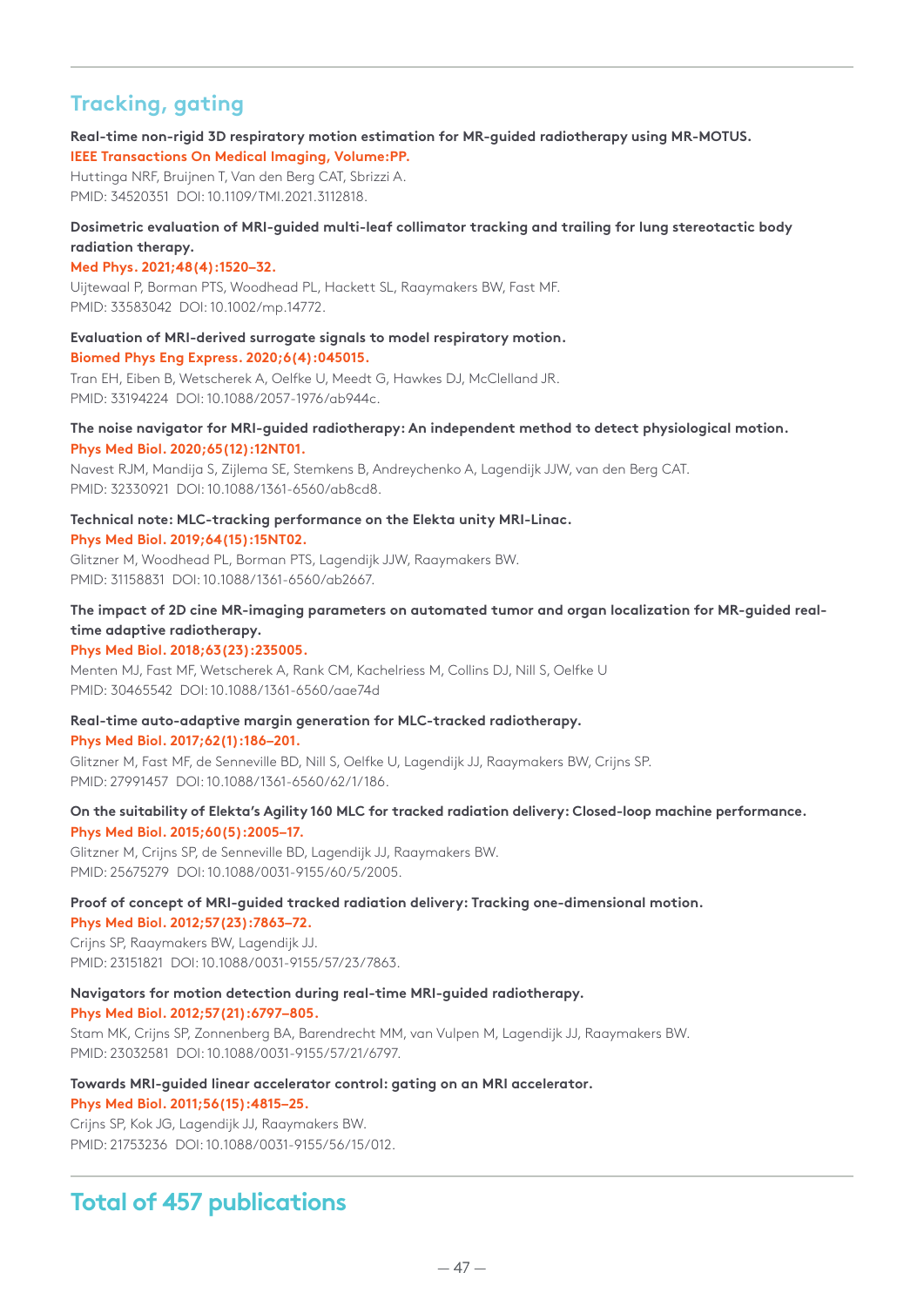## Tracking, gating

**Real-time non-rigid 3D respiratory motion estimation for MR-guided radiotherapy using MR-MOTUS.**
**IEEE Transactions On Medical Imaging, Volume:PP.**
Huttinga NRF, Bruijnen T, Van den Berg CAT, Sbrizzi A.
PMID: 34520351 DOI: 10.1109/TMI.2021.3112818.

**Dosimetric evaluation of MRI-guided multi-leaf collimator tracking and trailing for lung stereotactic body radiation therapy.**
**Med Phys. 2021;48(4):1520–32.**
Uijtewaal P, Borman PTS, Woodhead PL, Hackett SL, Raaymakers BW, Fast MF.
PMID: 33583042 DOI: 10.1002/mp.14772.

**Evaluation of MRI-derived surrogate signals to model respiratory motion.**
**Biomed Phys Eng Express. 2020;6(4):045015.**
Tran EH, Eiben B, Wetscherek A, Oelfke U, Meedt G, Hawkes DJ, McClelland JR.
PMID: 33194224 DOI: 10.1088/2057-1976/ab944c.

**The noise navigator for MRI-guided radiotherapy: An independent method to detect physiological motion.**
**Phys Med Biol. 2020;65(12):12NT01.**
Navest RJM, Mandija S, Zijlema SE, Stemkens B, Andreychenko A, Lagendijk JJW, van den Berg CAT.
PMID: 32330921 DOI: 10.1088/1361-6560/ab8cd8.

**Technical note: MLC-tracking performance on the Elekta unity MRI-Linac.**
**Phys Med Biol. 2019;64(15):15NT02.**
Glitzner M, Woodhead PL, Borman PTS, Lagendijk JJW, Raaymakers BW.
PMID: 31158831 DOI: 10.1088/1361-6560/ab2667.

**The impact of 2D cine MR-imaging parameters on automated tumor and organ localization for MR-guided real-time adaptive radiotherapy.**
**Phys Med Biol. 2018;63(23):235005.**
Menten MJ, Fast MF, Wetscherek A, Rank CM, Kachelriess M, Collins DJ, Nill S, Oelfke U
PMID: 30465542 DOI: 10.1088/1361-6560/aae74d

**Real-time auto-adaptive margin generation for MLC-tracked radiotherapy.**
**Phys Med Biol. 2017;62(1):186–201.**
Glitzner M, Fast MF, de Senneville BD, Nill S, Oelfke U, Lagendijk JJ, Raaymakers BW, Crijns SP.
PMID: 27991457 DOI: 10.1088/1361-6560/62/1/186.

**On the suitability of Elekta's Agility 160 MLC for tracked radiation delivery: Closed-loop machine performance.**
**Phys Med Biol. 2015;60(5):2005–17.**
Glitzner M, Crijns SP, de Senneville BD, Lagendijk JJ, Raaymakers BW.
PMID: 25675279 DOI: 10.1088/0031-9155/60/5/2005.

**Proof of concept of MRI-guided tracked radiation delivery: Tracking one-dimensional motion.**
**Phys Med Biol. 2012;57(23):7863–72.**
Crijns SP, Raaymakers BW, Lagendijk JJ.
PMID: 23151821 DOI: 10.1088/0031-9155/57/23/7863.

**Navigators for motion detection during real-time MRI-guided radiotherapy.**
**Phys Med Biol. 2012;57(21):6797–805.**
Stam MK, Crijns SP, Zonnenberg BA, Barendrecht MM, van Vulpen M, Lagendijk JJ, Raaymakers BW.
PMID: 23032581 DOI: 10.1088/0031-9155/57/21/6797.

**Towards MRI-guided linear accelerator control: gating on an MRI accelerator.**
**Phys Med Biol. 2011;56(15):4815–25.**
Crijns SP, Kok JG, Lagendijk JJ, Raaymakers BW.
PMID: 21753236 DOI: 10.1088/0031-9155/56/15/012.

## Total of 457 publications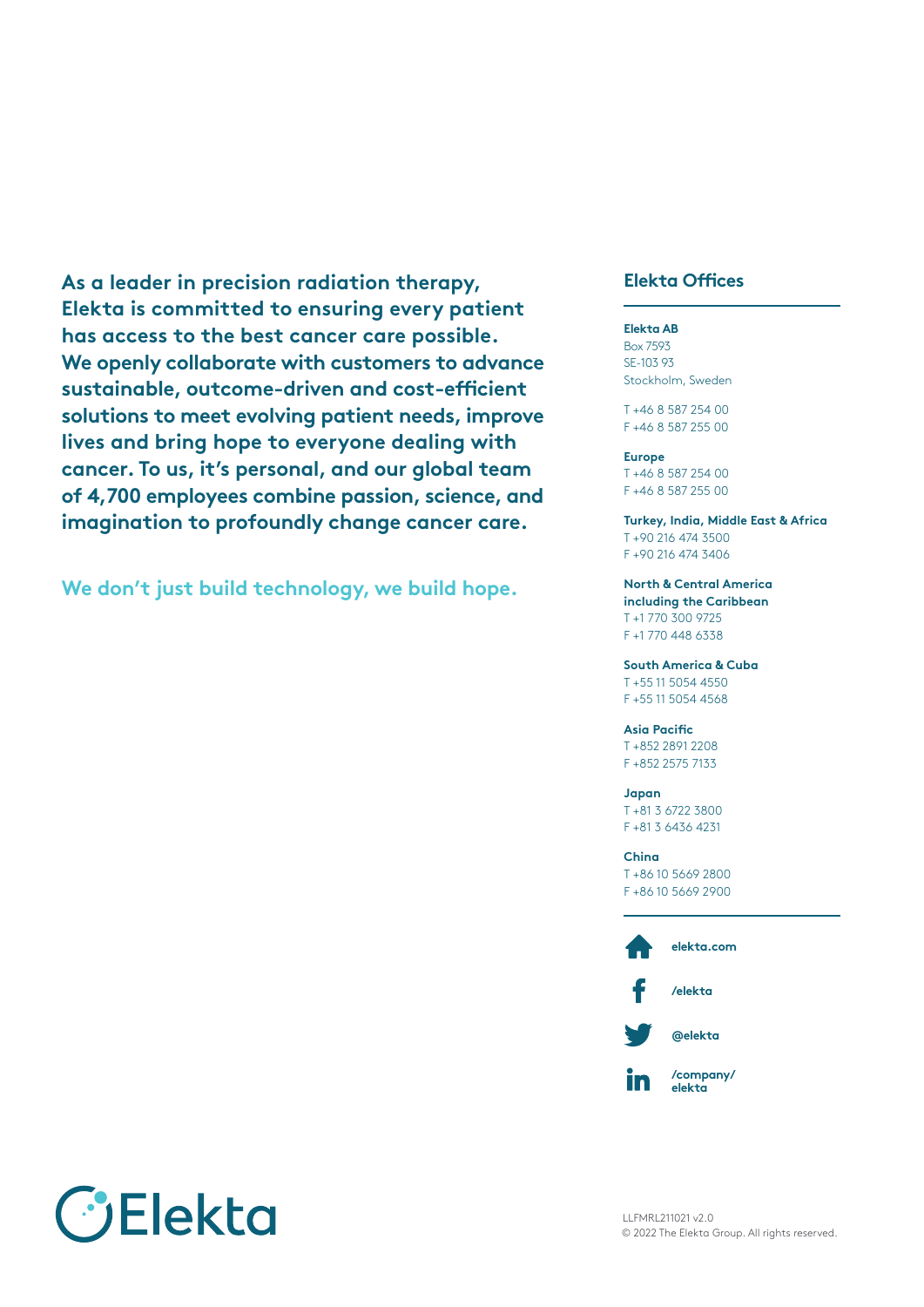**As a leader in precision radiation therapy, Elekta is committed to ensuring every patient has access to the best cancer care possible. We openly collaborate with customers to advance sustainable, outcome-driven and cost-efficient solutions to meet evolving patient needs, improve lives and bring hope to everyone dealing with cancer. To us, it's personal, and our global team of 4,700 employees combine passion, science, and imagination to profoundly change cancer care.**

**We don't just build technology, we build hope.**

## Elekta Offices

**Elekta AB**
Box 7593
SE-103 93
Stockholm, Sweden

T +46 8 587 254 00
F +46 8 587 255 00

**Europe**
T +46 8 587 254 00
F +46 8 587 255 00

**Turkey, India, Middle East & Africa**
T +90 216 474 3500
F +90 216 474 3406

**North & Central America including the Caribbean**
T +1 770 300 9725
F +1 770 448 6338

**South America & Cuba**
T +55 11 5054 4550
F +55 11 5054 4568

**Asia Pacific**
T +852 2891 2208
F +852 2575 7133

**Japan**
T +81 3 6722 3800
F +81 3 6436 4231

**China**
T +86 10 5669 2800
F +86 10 5669 2900

**elekta.com**

**/elekta**

**@elekta**

**/company/elekta**

Elekta

LLFMRL211021 v2.0
© 2022 The Elekta Group. All rights reserved.